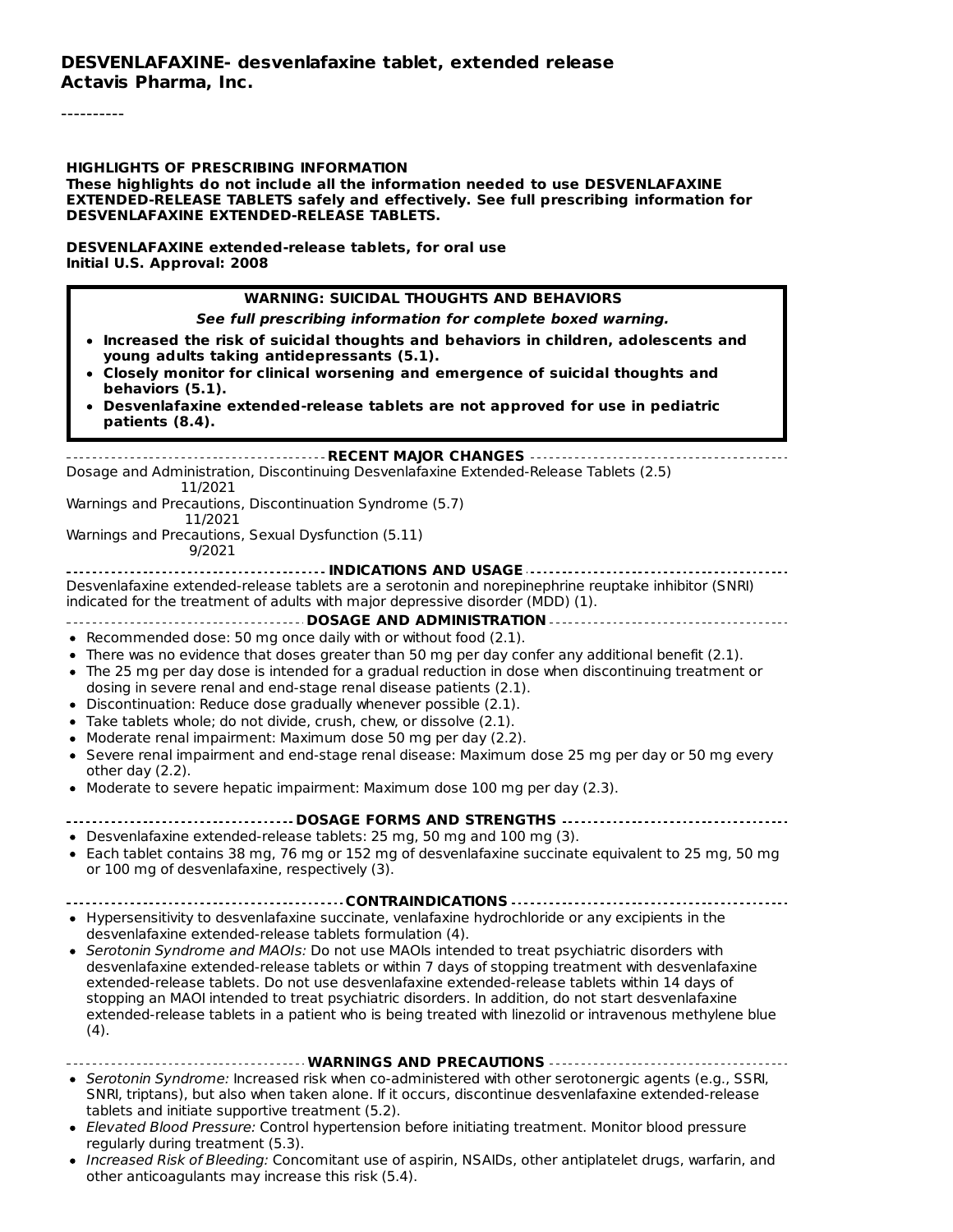**DESVENLAFAXINE- desvenlafaxine tablet, extended release**
**Actavis Pharma, Inc.**

----------

**HIGHLIGHTS OF PRESCRIBING INFORMATION**
**These highlights do not include all the information needed to use DESVENLAFAXINE EXTENDED-RELEASE TABLETS safely and effectively. See full prescribing information for DESVENLAFAXINE EXTENDED-RELEASE TABLETS.**

**DESVENLAFAXINE extended-release tablets, for oral use**
**Initial U.S. Approval: 2008**

**WARNING: SUICIDAL THOUGHTS AND BEHAVIORS**

***See full prescribing information for complete boxed warning.***

- **Increased the risk of suicidal thoughts and behaviors in children, adolescents and young adults taking antidepressants (5.1).**
- **Closely monitor for clinical worsening and emergence of suicidal thoughts and behaviors (5.1).**
- **Desvenlafaxine extended-release tablets are not approved for use in pediatric patients (8.4).**

**RECENT MAJOR CHANGES**

Dosage and Administration, Discontinuing Desvenlafaxine Extended-Release Tablets (2.5) 11/2021
Warnings and Precautions, Discontinuation Syndrome (5.7) 11/2021
Warnings and Precautions, Sexual Dysfunction (5.11) 9/2021

**INDICATIONS AND USAGE**

Desvenlafaxine extended-release tablets are a serotonin and norepinephrine reuptake inhibitor (SNRI) indicated for the treatment of adults with major depressive disorder (MDD) (1).

**DOSAGE AND ADMINISTRATION**

- Recommended dose: 50 mg once daily with or without food (2.1).
- There was no evidence that doses greater than 50 mg per day confer any additional benefit (2.1).
- The 25 mg per day dose is intended for a gradual reduction in dose when discontinuing treatment or dosing in severe renal and end-stage renal disease patients (2.1).
- Discontinuation: Reduce dose gradually whenever possible (2.1).
- Take tablets whole; do not divide, crush, chew, or dissolve (2.1).
- Moderate renal impairment: Maximum dose 50 mg per day (2.2).
- Severe renal impairment and end-stage renal disease: Maximum dose 25 mg per day or 50 mg every other day (2.2).
- Moderate to severe hepatic impairment: Maximum dose 100 mg per day (2.3).

**DOSAGE FORMS AND STRENGTHS**

- Desvenlafaxine extended-release tablets: 25 mg, 50 mg and 100 mg (3).
- Each tablet contains 38 mg, 76 mg or 152 mg of desvenlafaxine succinate equivalent to 25 mg, 50 mg or 100 mg of desvenlafaxine, respectively (3).

**CONTRAINDICATIONS**

- Hypersensitivity to desvenlafaxine succinate, venlafaxine hydrochloride or any excipients in the desvenlafaxine extended-release tablets formulation (4).
- *Serotonin Syndrome and MAOIs:* Do not use MAOIs intended to treat psychiatric disorders with desvenlafaxine extended-release tablets or within 7 days of stopping treatment with desvenlafaxine extended-release tablets. Do not use desvenlafaxine extended-release tablets within 14 days of stopping an MAOI intended to treat psychiatric disorders. In addition, do not start desvenlafaxine extended-release tablets in a patient who is being treated with linezolid or intravenous methylene blue (4).

**WARNINGS AND PRECAUTIONS**

- *Serotonin Syndrome:* Increased risk when co-administered with other serotonergic agents (e.g., SSRI, SNRI, triptans), but also when taken alone. If it occurs, discontinue desvenlafaxine extended-release tablets and initiate supportive treatment (5.2).
- *Elevated Blood Pressure:* Control hypertension before initiating treatment. Monitor blood pressure regularly during treatment (5.3).
- *Increased Risk of Bleeding:* Concomitant use of aspirin, NSAIDs, other antiplatelet drugs, warfarin, and other anticoagulants may increase this risk (5.4).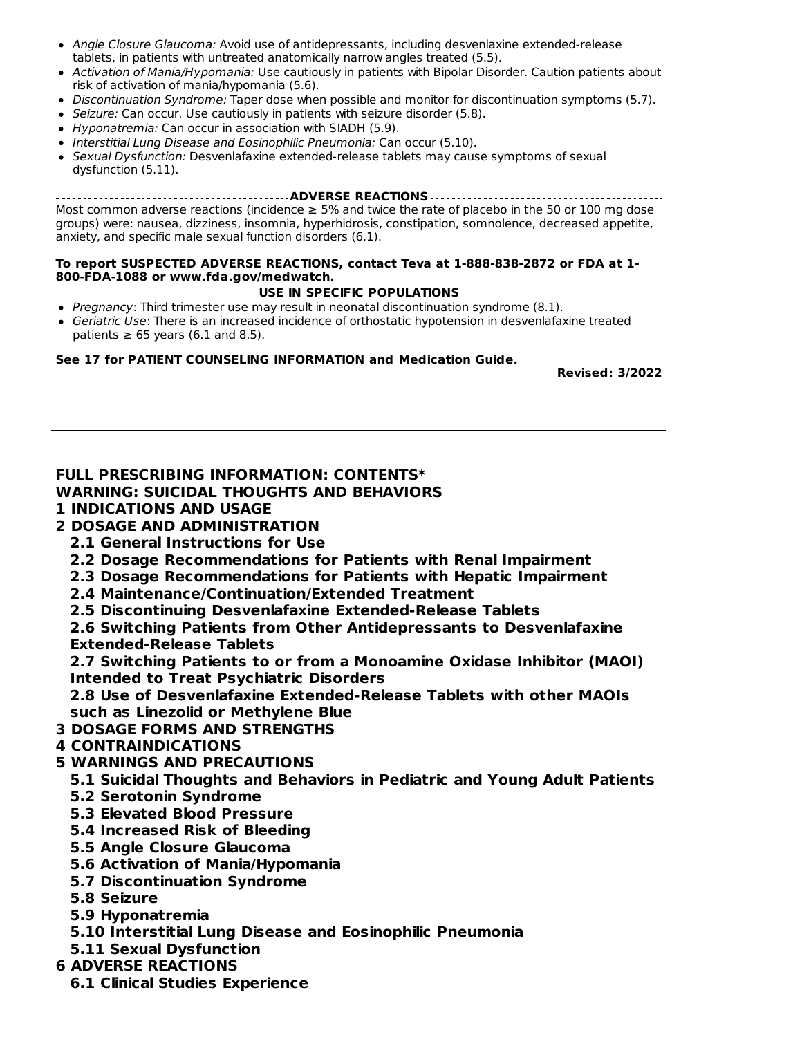- *Angle Closure Glaucoma:* Avoid use of antidepressants, including desvenlaxine extended-release tablets, in patients with untreated anatomically narrow angles treated (5.5).
- *Activation of Mania/Hypomania:* Use cautiously in patients with Bipolar Disorder. Caution patients about risk of activation of mania/hypomania (5.6).
- *Discontinuation Syndrome:* Taper dose when possible and monitor for discontinuation symptoms (5.7).
- *Seizure:* Can occur. Use cautiously in patients with seizure disorder (5.8).
- *Hyponatremia:* Can occur in association with SIADH (5.9).
- *Interstitial Lung Disease and Eosinophilic Pneumonia:* Can occur (5.10).
- *Sexual Dysfunction:* Desvenlafaxine extended-release tablets may cause symptoms of sexual dysfunction (5.11).

**ADVERSE REACTIONS**

Most common adverse reactions (incidence ≥ 5% and twice the rate of placebo in the 50 or 100 mg dose groups) were: nausea, dizziness, insomnia, hyperhidrosis, constipation, somnolence, decreased appetite, anxiety, and specific male sexual function disorders (6.1).

**To report SUSPECTED ADVERSE REACTIONS, contact Teva at 1-888-838-2872 or FDA at 1-800-FDA-1088 or www.fda.gov/medwatch.**

**USE IN SPECIFIC POPULATIONS**

- *Pregnancy*: Third trimester use may result in neonatal discontinuation syndrome (8.1).
- *Geriatric Use*: There is an increased incidence of orthostatic hypotension in desvenlafaxine treated patients ≥ 65 years (6.1 and 8.5).

**See 17 for PATIENT COUNSELING INFORMATION and Medication Guide.**

**Revised: 3/2022**

---

**FULL PRESCRIBING INFORMATION: CONTENTS***

**WARNING: SUICIDAL THOUGHTS AND BEHAVIORS**

**1 INDICATIONS AND USAGE**

**2 DOSAGE AND ADMINISTRATION**

- **2.1 General Instructions for Use**
- **2.2 Dosage Recommendations for Patients with Renal Impairment**
- **2.3 Dosage Recommendations for Patients with Hepatic Impairment**
- **2.4 Maintenance/Continuation/Extended Treatment**
- **2.5 Discontinuing Desvenlafaxine Extended-Release Tablets**
- **2.6 Switching Patients from Other Antidepressants to Desvenlafaxine Extended-Release Tablets**
- **2.7 Switching Patients to or from a Monoamine Oxidase Inhibitor (MAOI) Intended to Treat Psychiatric Disorders**
- **2.8 Use of Desvenlafaxine Extended-Release Tablets with other MAOIs such as Linezolid or Methylene Blue**

**3 DOSAGE FORMS AND STRENGTHS**

**4 CONTRAINDICATIONS**

**5 WARNINGS AND PRECAUTIONS**

- **5.1 Suicidal Thoughts and Behaviors in Pediatric and Young Adult Patients**
- **5.2 Serotonin Syndrome**
- **5.3 Elevated Blood Pressure**
- **5.4 Increased Risk of Bleeding**
- **5.5 Angle Closure Glaucoma**
- **5.6 Activation of Mania/Hypomania**
- **5.7 Discontinuation Syndrome**
- **5.8 Seizure**
- **5.9 Hyponatremia**
- **5.10 Interstitial Lung Disease and Eosinophilic Pneumonia**
- **5.11 Sexual Dysfunction**

**6 ADVERSE REACTIONS**

- **6.1 Clinical Studies Experience**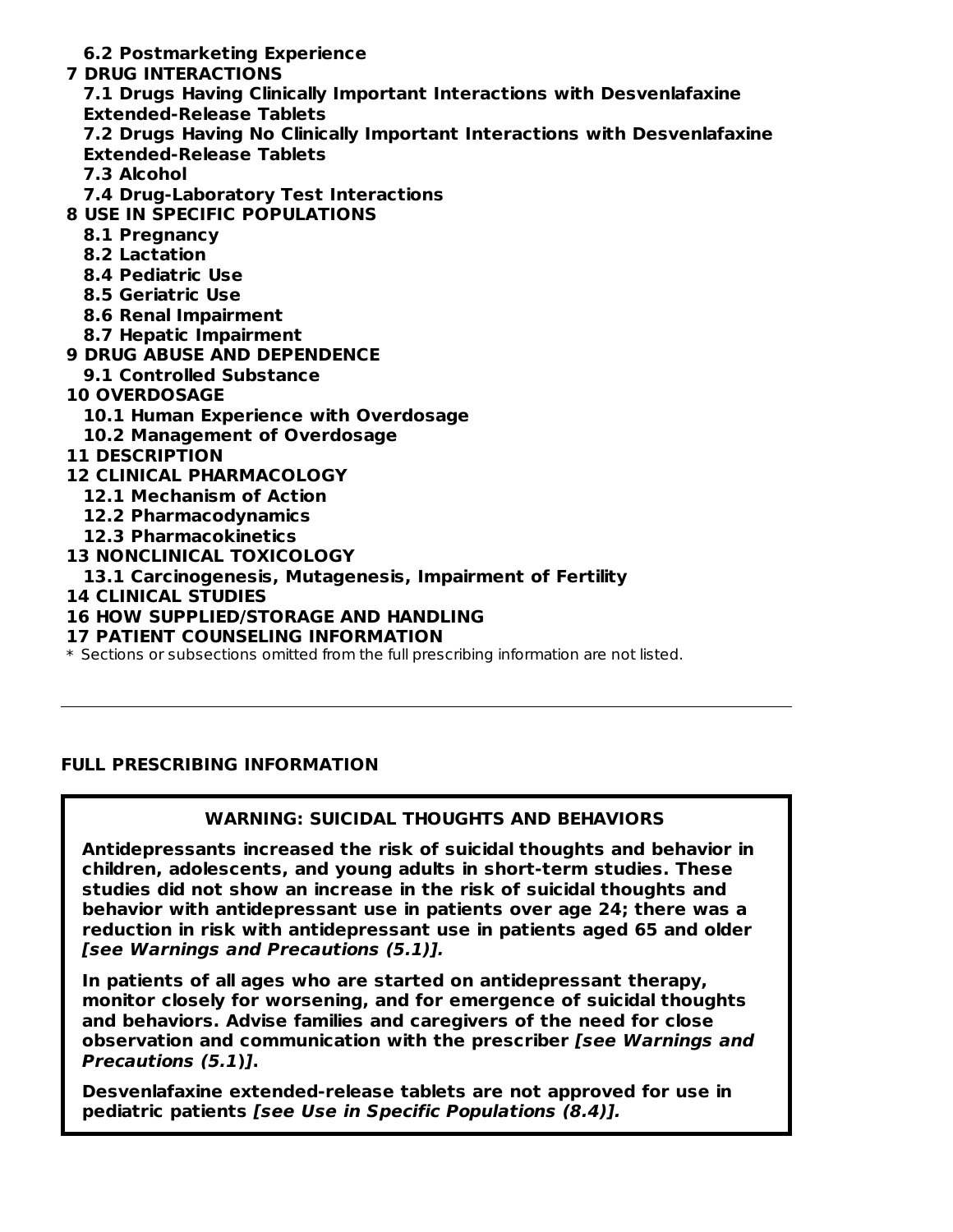**6.2 Postmarketing Experience**

**7 DRUG INTERACTIONS**

**7.1 Drugs Having Clinically Important Interactions with Desvenlafaxine Extended-Release Tablets**

**7.2 Drugs Having No Clinically Important Interactions with Desvenlafaxine Extended-Release Tablets**

**7.3 Alcohol**

**7.4 Drug-Laboratory Test Interactions**

**8 USE IN SPECIFIC POPULATIONS**

**8.1 Pregnancy**

**8.2 Lactation**

**8.4 Pediatric Use**

**8.5 Geriatric Use**

**8.6 Renal Impairment**

**8.7 Hepatic Impairment**

**9 DRUG ABUSE AND DEPENDENCE**

**9.1 Controlled Substance**

**10 OVERDOSAGE**

**10.1 Human Experience with Overdosage**

**10.2 Management of Overdosage**

**11 DESCRIPTION**

**12 CLINICAL PHARMACOLOGY**

**12.1 Mechanism of Action**

**12.2 Pharmacodynamics**

**12.3 Pharmacokinetics**

**13 NONCLINICAL TOXICOLOGY**

**13.1 Carcinogenesis, Mutagenesis, Impairment of Fertility**

**14 CLINICAL STUDIES**

**16 HOW SUPPLIED/STORAGE AND HANDLING**

**17 PATIENT COUNSELING INFORMATION**

* Sections or subsections omitted from the full prescribing information are not listed.

---

## FULL PRESCRIBING INFORMATION

### WARNING: SUICIDAL THOUGHTS AND BEHAVIORS

**Antidepressants increased the risk of suicidal thoughts and behavior in children, adolescents, and young adults in short-term studies. These studies did not show an increase in the risk of suicidal thoughts and behavior with antidepressant use in patients over age 24; there was a reduction in risk with antidepressant use in patients aged 65 and older *[see Warnings and Precautions (5.1)].***

**In patients of all ages who are started on antidepressant therapy, monitor closely for worsening, and for emergence of suicidal thoughts and behaviors. Advise families and caregivers of the need for close observation and communication with the prescriber *[see Warnings and Precautions (5.1)]*.**

**Desvenlafaxine extended-release tablets are not approved for use in pediatric patients *[see Use in Specific Populations (8.4)].***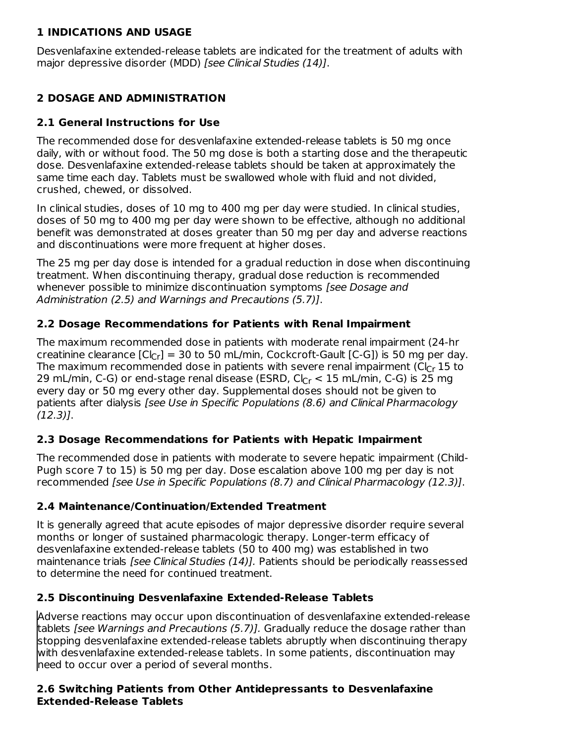## 1 INDICATIONS AND USAGE

Desvenlafaxine extended-release tablets are indicated for the treatment of adults with major depressive disorder (MDD) *[see Clinical Studies (14)]*.

## 2 DOSAGE AND ADMINISTRATION

### 2.1 General Instructions for Use

The recommended dose for desvenlafaxine extended-release tablets is 50 mg once daily, with or without food. The 50 mg dose is both a starting dose and the therapeutic dose. Desvenlafaxine extended-release tablets should be taken at approximately the same time each day. Tablets must be swallowed whole with fluid and not divided, crushed, chewed, or dissolved.

In clinical studies, doses of 10 mg to 400 mg per day were studied. In clinical studies, doses of 50 mg to 400 mg per day were shown to be effective, although no additional benefit was demonstrated at doses greater than 50 mg per day and adverse reactions and discontinuations were more frequent at higher doses.

The 25 mg per day dose is intended for a gradual reduction in dose when discontinuing treatment. When discontinuing therapy, gradual dose reduction is recommended whenever possible to minimize discontinuation symptoms *[see Dosage and Administration (2.5) and Warnings and Precautions (5.7)]*.

### 2.2 Dosage Recommendations for Patients with Renal Impairment

The maximum recommended dose in patients with moderate renal impairment (24-hr creatinine clearance [$Cl_{Cr}$] = 30 to 50 mL/min, Cockcroft-Gault [C-G]) is 50 mg per day. The maximum recommended dose in patients with severe renal impairment ($Cl_{Cr}$ 15 to 29 mL/min, C-G) or end-stage renal disease (ESRD, $Cl_{Cr}$ < 15 mL/min, C-G) is 25 mg every day or 50 mg every other day. Supplemental doses should not be given to patients after dialysis *[see Use in Specific Populations (8.6) and Clinical Pharmacology (12.3)]*.

### 2.3 Dosage Recommendations for Patients with Hepatic Impairment

The recommended dose in patients with moderate to severe hepatic impairment (Child-Pugh score 7 to 15) is 50 mg per day. Dose escalation above 100 mg per day is not recommended *[see Use in Specific Populations (8.7) and Clinical Pharmacology (12.3)]*.

### 2.4 Maintenance/Continuation/Extended Treatment

It is generally agreed that acute episodes of major depressive disorder require several months or longer of sustained pharmacologic therapy. Longer-term efficacy of desvenlafaxine extended-release tablets (50 to 400 mg) was established in two maintenance trials *[see Clinical Studies (14)]*. Patients should be periodically reassessed to determine the need for continued treatment.

### 2.5 Discontinuing Desvenlafaxine Extended-Release Tablets

Adverse reactions may occur upon discontinuation of desvenlafaxine extended-release tablets *[see Warnings and Precautions (5.7)]*. Gradually reduce the dosage rather than stopping desvenlafaxine extended-release tablets abruptly when discontinuing therapy with desvenlafaxine extended-release tablets. In some patients, discontinuation may need to occur over a period of several months.

### 2.6 Switching Patients from Other Antidepressants to Desvenlafaxine Extended-Release Tablets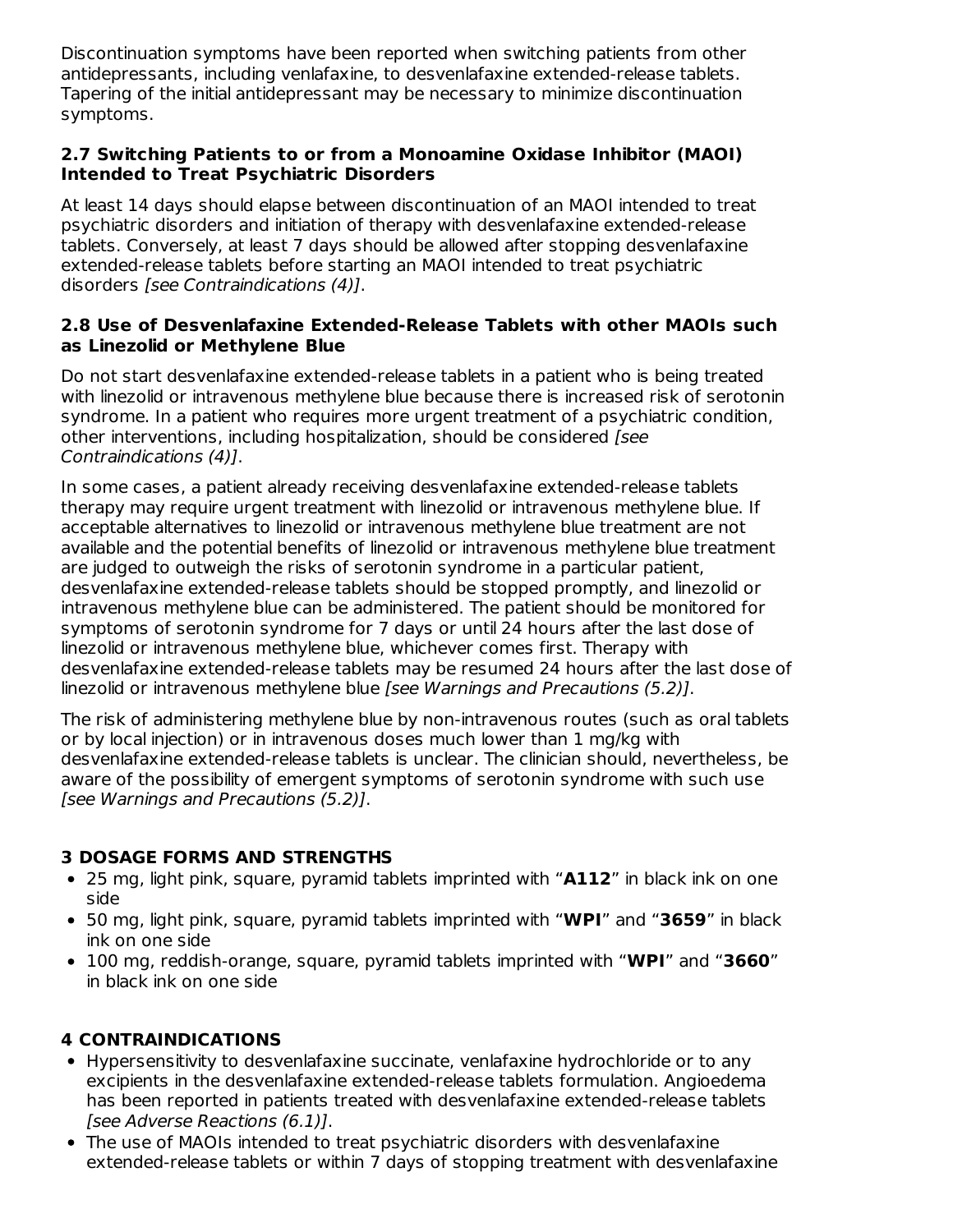Discontinuation symptoms have been reported when switching patients from other antidepressants, including venlafaxine, to desvenlafaxine extended-release tablets. Tapering of the initial antidepressant may be necessary to minimize discontinuation symptoms.

### 2.7 Switching Patients to or from a Monoamine Oxidase Inhibitor (MAOI) Intended to Treat Psychiatric Disorders

At least 14 days should elapse between discontinuation of an MAOI intended to treat psychiatric disorders and initiation of therapy with desvenlafaxine extended-release tablets. Conversely, at least 7 days should be allowed after stopping desvenlafaxine extended-release tablets before starting an MAOI intended to treat psychiatric disorders *[see Contraindications (4)]*.

### 2.8 Use of Desvenlafaxine Extended-Release Tablets with other MAOIs such as Linezolid or Methylene Blue

Do not start desvenlafaxine extended-release tablets in a patient who is being treated with linezolid or intravenous methylene blue because there is increased risk of serotonin syndrome. In a patient who requires more urgent treatment of a psychiatric condition, other interventions, including hospitalization, should be considered *[see Contraindications (4)]*.

In some cases, a patient already receiving desvenlafaxine extended-release tablets therapy may require urgent treatment with linezolid or intravenous methylene blue. If acceptable alternatives to linezolid or intravenous methylene blue treatment are not available and the potential benefits of linezolid or intravenous methylene blue treatment are judged to outweigh the risks of serotonin syndrome in a particular patient, desvenlafaxine extended-release tablets should be stopped promptly, and linezolid or intravenous methylene blue can be administered. The patient should be monitored for symptoms of serotonin syndrome for 7 days or until 24 hours after the last dose of linezolid or intravenous methylene blue, whichever comes first. Therapy with desvenlafaxine extended-release tablets may be resumed 24 hours after the last dose of linezolid or intravenous methylene blue *[see Warnings and Precautions (5.2)]*.

The risk of administering methylene blue by non-intravenous routes (such as oral tablets or by local injection) or in intravenous doses much lower than 1 mg/kg with desvenlafaxine extended-release tablets is unclear. The clinician should, nevertheless, be aware of the possibility of emergent symptoms of serotonin syndrome with such use *[see Warnings and Precautions (5.2)]*.

## 3 DOSAGE FORMS AND STRENGTHS

- 25 mg, light pink, square, pyramid tablets imprinted with "**A112**" in black ink on one side
- 50 mg, light pink, square, pyramid tablets imprinted with "**WPI**" and "**3659**" in black ink on one side
- 100 mg, reddish-orange, square, pyramid tablets imprinted with "**WPI**" and "**3660**" in black ink on one side

## 4 CONTRAINDICATIONS

- Hypersensitivity to desvenlafaxine succinate, venlafaxine hydrochloride or to any excipients in the desvenlafaxine extended-release tablets formulation. Angioedema has been reported in patients treated with desvenlafaxine extended-release tablets *[see Adverse Reactions (6.1)]*.
- The use of MAOIs intended to treat psychiatric disorders with desvenlafaxine extended-release tablets or within 7 days of stopping treatment with desvenlafaxine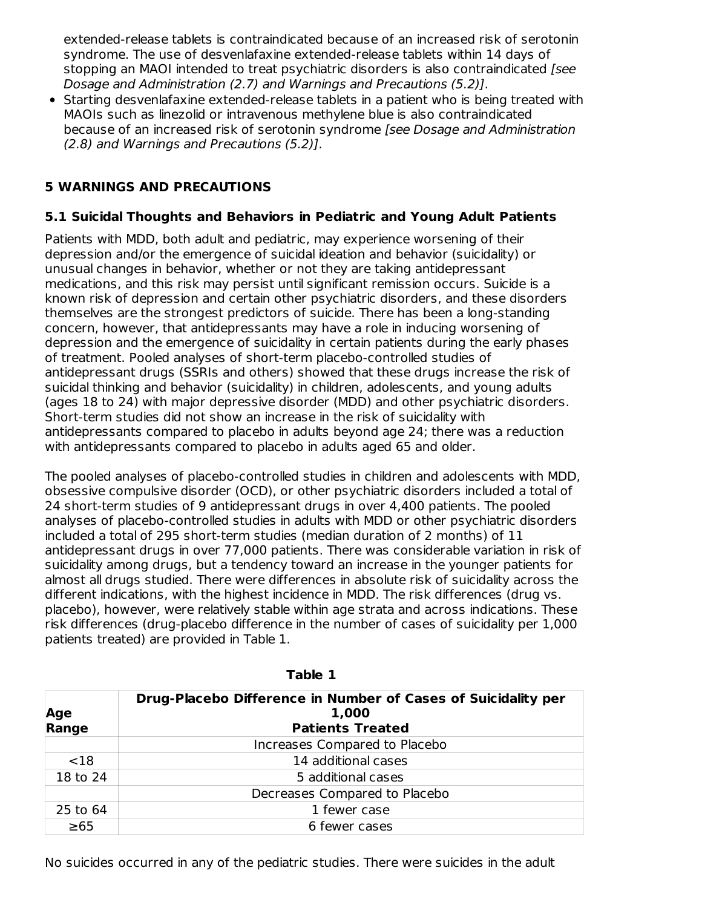extended-release tablets is contraindicated because of an increased risk of serotonin syndrome. The use of desvenlafaxine extended-release tablets within 14 days of stopping an MAOI intended to treat psychiatric disorders is also contraindicated *[see Dosage and Administration (2.7) and Warnings and Precautions (5.2)]*.

- Starting desvenlafaxine extended-release tablets in a patient who is being treated with MAOIs such as linezolid or intravenous methylene blue is also contraindicated because of an increased risk of serotonin syndrome *[see Dosage and Administration (2.8) and Warnings and Precautions (5.2)]*.

## 5 WARNINGS AND PRECAUTIONS

### 5.1 Suicidal Thoughts and Behaviors in Pediatric and Young Adult Patients

Patients with MDD, both adult and pediatric, may experience worsening of their depression and/or the emergence of suicidal ideation and behavior (suicidality) or unusual changes in behavior, whether or not they are taking antidepressant medications, and this risk may persist until significant remission occurs. Suicide is a known risk of depression and certain other psychiatric disorders, and these disorders themselves are the strongest predictors of suicide. There has been a long-standing concern, however, that antidepressants may have a role in inducing worsening of depression and the emergence of suicidality in certain patients during the early phases of treatment. Pooled analyses of short-term placebo-controlled studies of antidepressant drugs (SSRIs and others) showed that these drugs increase the risk of suicidal thinking and behavior (suicidality) in children, adolescents, and young adults (ages 18 to 24) with major depressive disorder (MDD) and other psychiatric disorders. Short-term studies did not show an increase in the risk of suicidality with antidepressants compared to placebo in adults beyond age 24; there was a reduction with antidepressants compared to placebo in adults aged 65 and older.

The pooled analyses of placebo-controlled studies in children and adolescents with MDD, obsessive compulsive disorder (OCD), or other psychiatric disorders included a total of 24 short-term studies of 9 antidepressant drugs in over 4,400 patients. The pooled analyses of placebo-controlled studies in adults with MDD or other psychiatric disorders included a total of 295 short-term studies (median duration of 2 months) of 11 antidepressant drugs in over 77,000 patients. There was considerable variation in risk of suicidality among drugs, but a tendency toward an increase in the younger patients for almost all drugs studied. There were differences in absolute risk of suicidality across the different indications, with the highest incidence in MDD. The risk differences (drug vs. placebo), however, were relatively stable within age strata and across indications. These risk differences (drug-placebo difference in the number of cases of suicidality per 1,000 patients treated) are provided in Table 1.

**Table 1**

| Age Range | Drug-Placebo Difference in Number of Cases of Suicidality per 1,000 Patients Treated |
|---|---|
| | Increases Compared to Placebo |
| <18 | 14 additional cases |
| 18 to 24 | 5 additional cases |
| | Decreases Compared to Placebo |
| 25 to 64 | 1 fewer case |
| ≥65 | 6 fewer cases |

No suicides occurred in any of the pediatric studies. There were suicides in the adult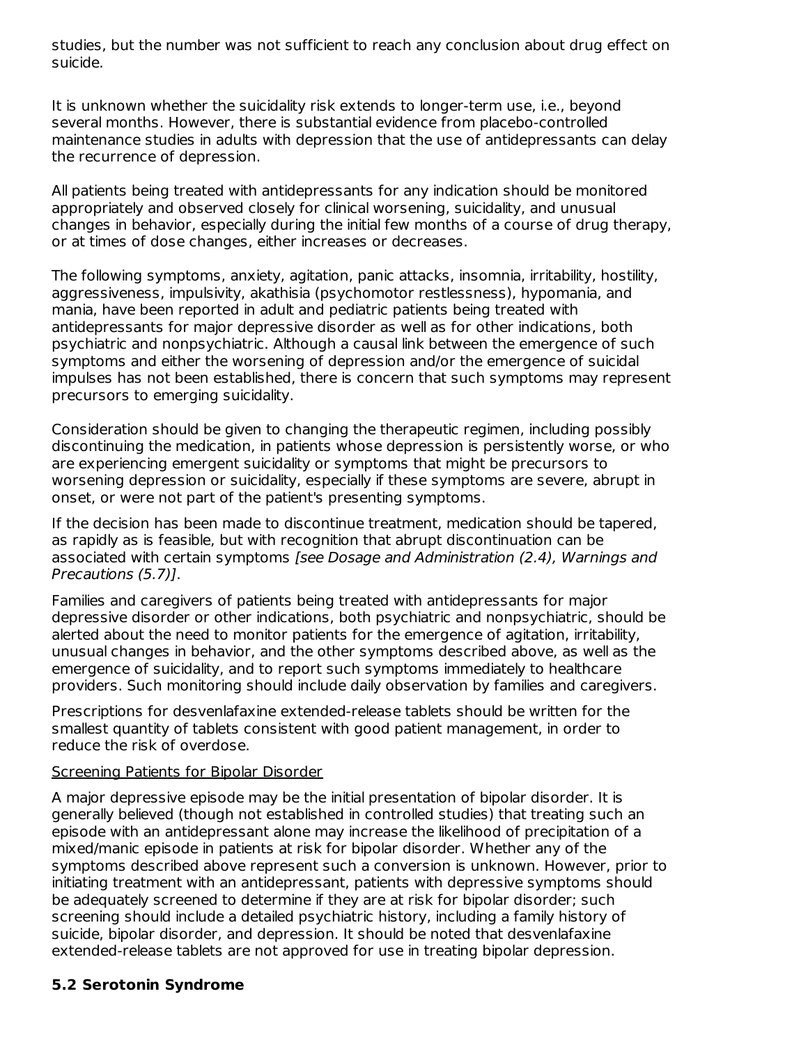studies, but the number was not sufficient to reach any conclusion about drug effect on suicide.

It is unknown whether the suicidality risk extends to longer-term use, i.e., beyond several months. However, there is substantial evidence from placebo-controlled maintenance studies in adults with depression that the use of antidepressants can delay the recurrence of depression.

All patients being treated with antidepressants for any indication should be monitored appropriately and observed closely for clinical worsening, suicidality, and unusual changes in behavior, especially during the initial few months of a course of drug therapy, or at times of dose changes, either increases or decreases.

The following symptoms, anxiety, agitation, panic attacks, insomnia, irritability, hostility, aggressiveness, impulsivity, akathisia (psychomotor restlessness), hypomania, and mania, have been reported in adult and pediatric patients being treated with antidepressants for major depressive disorder as well as for other indications, both psychiatric and nonpsychiatric. Although a causal link between the emergence of such symptoms and either the worsening of depression and/or the emergence of suicidal impulses has not been established, there is concern that such symptoms may represent precursors to emerging suicidality.

Consideration should be given to changing the therapeutic regimen, including possibly discontinuing the medication, in patients whose depression is persistently worse, or who are experiencing emergent suicidality or symptoms that might be precursors to worsening depression or suicidality, especially if these symptoms are severe, abrupt in onset, or were not part of the patient's presenting symptoms.

If the decision has been made to discontinue treatment, medication should be tapered, as rapidly as is feasible, but with recognition that abrupt discontinuation can be associated with certain symptoms *[see Dosage and Administration (2.4), Warnings and Precautions (5.7)]*.

Families and caregivers of patients being treated with antidepressants for major depressive disorder or other indications, both psychiatric and nonpsychiatric, should be alerted about the need to monitor patients for the emergence of agitation, irritability, unusual changes in behavior, and the other symptoms described above, as well as the emergence of suicidality, and to report such symptoms immediately to healthcare providers. Such monitoring should include daily observation by families and caregivers.

Prescriptions for desvenlafaxine extended-release tablets should be written for the smallest quantity of tablets consistent with good patient management, in order to reduce the risk of overdose.

Screening Patients for Bipolar Disorder

A major depressive episode may be the initial presentation of bipolar disorder. It is generally believed (though not established in controlled studies) that treating such an episode with an antidepressant alone may increase the likelihood of precipitation of a mixed/manic episode in patients at risk for bipolar disorder. Whether any of the symptoms described above represent such a conversion is unknown. However, prior to initiating treatment with an antidepressant, patients with depressive symptoms should be adequately screened to determine if they are at risk for bipolar disorder; such screening should include a detailed psychiatric history, including a family history of suicide, bipolar disorder, and depression. It should be noted that desvenlafaxine extended-release tablets are not approved for use in treating bipolar depression.

### 5.2 Serotonin Syndrome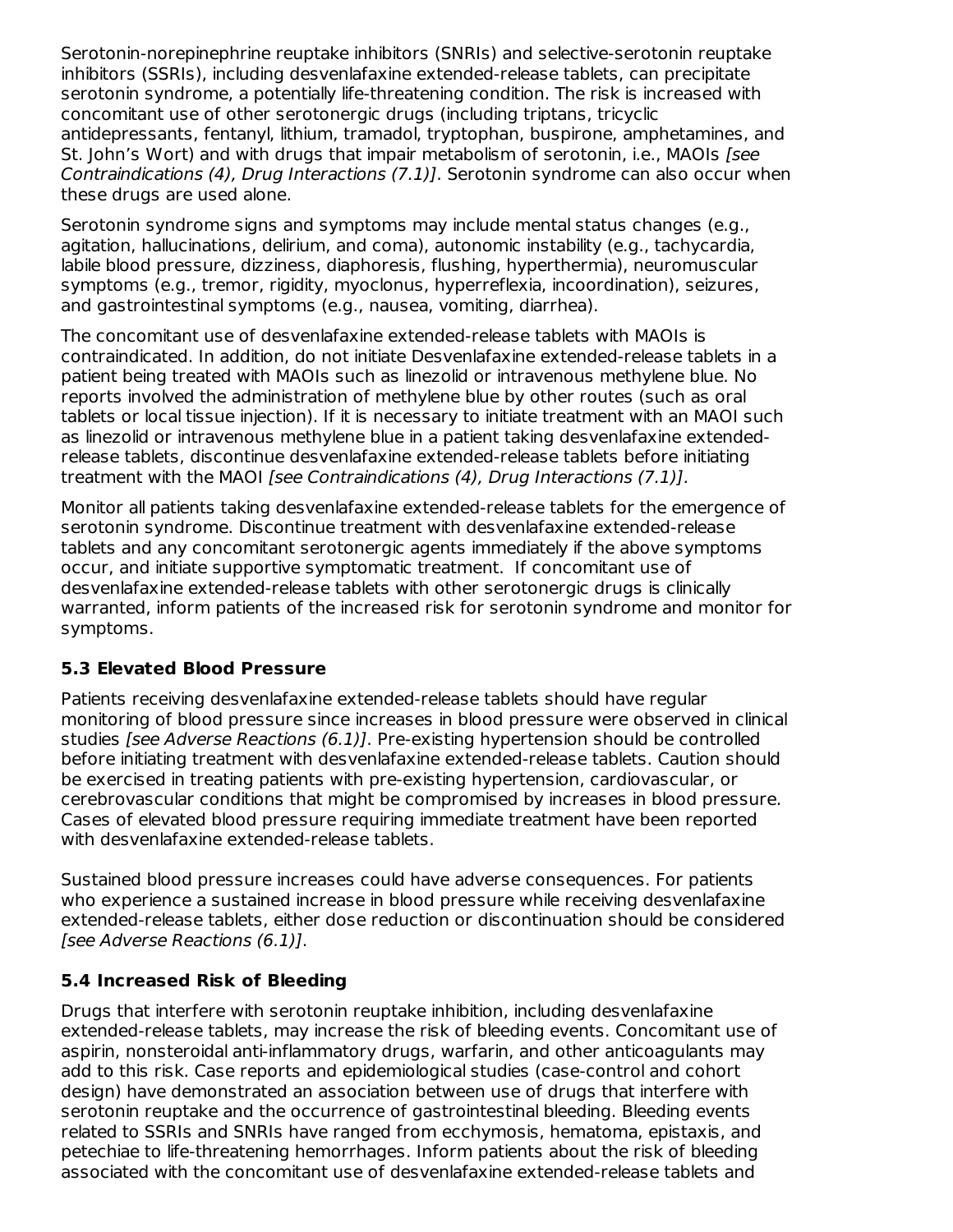Serotonin-norepinephrine reuptake inhibitors (SNRIs) and selective-serotonin reuptake inhibitors (SSRIs), including desvenlafaxine extended-release tablets, can precipitate serotonin syndrome, a potentially life-threatening condition. The risk is increased with concomitant use of other serotonergic drugs (including triptans, tricyclic antidepressants, fentanyl, lithium, tramadol, tryptophan, buspirone, amphetamines, and St. John's Wort) and with drugs that impair metabolism of serotonin, i.e., MAOIs *[see Contraindications (4), Drug Interactions (7.1)]*. Serotonin syndrome can also occur when these drugs are used alone.

Serotonin syndrome signs and symptoms may include mental status changes (e.g., agitation, hallucinations, delirium, and coma), autonomic instability (e.g., tachycardia, labile blood pressure, dizziness, diaphoresis, flushing, hyperthermia), neuromuscular symptoms (e.g., tremor, rigidity, myoclonus, hyperreflexia, incoordination), seizures, and gastrointestinal symptoms (e.g., nausea, vomiting, diarrhea).

The concomitant use of desvenlafaxine extended-release tablets with MAOIs is contraindicated. In addition, do not initiate Desvenlafaxine extended-release tablets in a patient being treated with MAOIs such as linezolid or intravenous methylene blue. No reports involved the administration of methylene blue by other routes (such as oral tablets or local tissue injection). If it is necessary to initiate treatment with an MAOI such as linezolid or intravenous methylene blue in a patient taking desvenlafaxine extended-release tablets, discontinue desvenlafaxine extended-release tablets before initiating treatment with the MAOI *[see Contraindications (4), Drug Interactions (7.1)]*.

Monitor all patients taking desvenlafaxine extended-release tablets for the emergence of serotonin syndrome. Discontinue treatment with desvenlafaxine extended-release tablets and any concomitant serotonergic agents immediately if the above symptoms occur, and initiate supportive symptomatic treatment. If concomitant use of desvenlafaxine extended-release tablets with other serotonergic drugs is clinically warranted, inform patients of the increased risk for serotonin syndrome and monitor for symptoms.

### 5.3 Elevated Blood Pressure

Patients receiving desvenlafaxine extended-release tablets should have regular monitoring of blood pressure since increases in blood pressure were observed in clinical studies *[see Adverse Reactions (6.1)]*. Pre-existing hypertension should be controlled before initiating treatment with desvenlafaxine extended-release tablets. Caution should be exercised in treating patients with pre-existing hypertension, cardiovascular, or cerebrovascular conditions that might be compromised by increases in blood pressure. Cases of elevated blood pressure requiring immediate treatment have been reported with desvenlafaxine extended-release tablets.

Sustained blood pressure increases could have adverse consequences. For patients who experience a sustained increase in blood pressure while receiving desvenlafaxine extended-release tablets, either dose reduction or discontinuation should be considered *[see Adverse Reactions (6.1)]*.

### 5.4 Increased Risk of Bleeding

Drugs that interfere with serotonin reuptake inhibition, including desvenlafaxine extended-release tablets, may increase the risk of bleeding events. Concomitant use of aspirin, nonsteroidal anti-inflammatory drugs, warfarin, and other anticoagulants may add to this risk. Case reports and epidemiological studies (case-control and cohort design) have demonstrated an association between use of drugs that interfere with serotonin reuptake and the occurrence of gastrointestinal bleeding. Bleeding events related to SSRIs and SNRIs have ranged from ecchymosis, hematoma, epistaxis, and petechiae to life-threatening hemorrhages. Inform patients about the risk of bleeding associated with the concomitant use of desvenlafaxine extended-release tablets and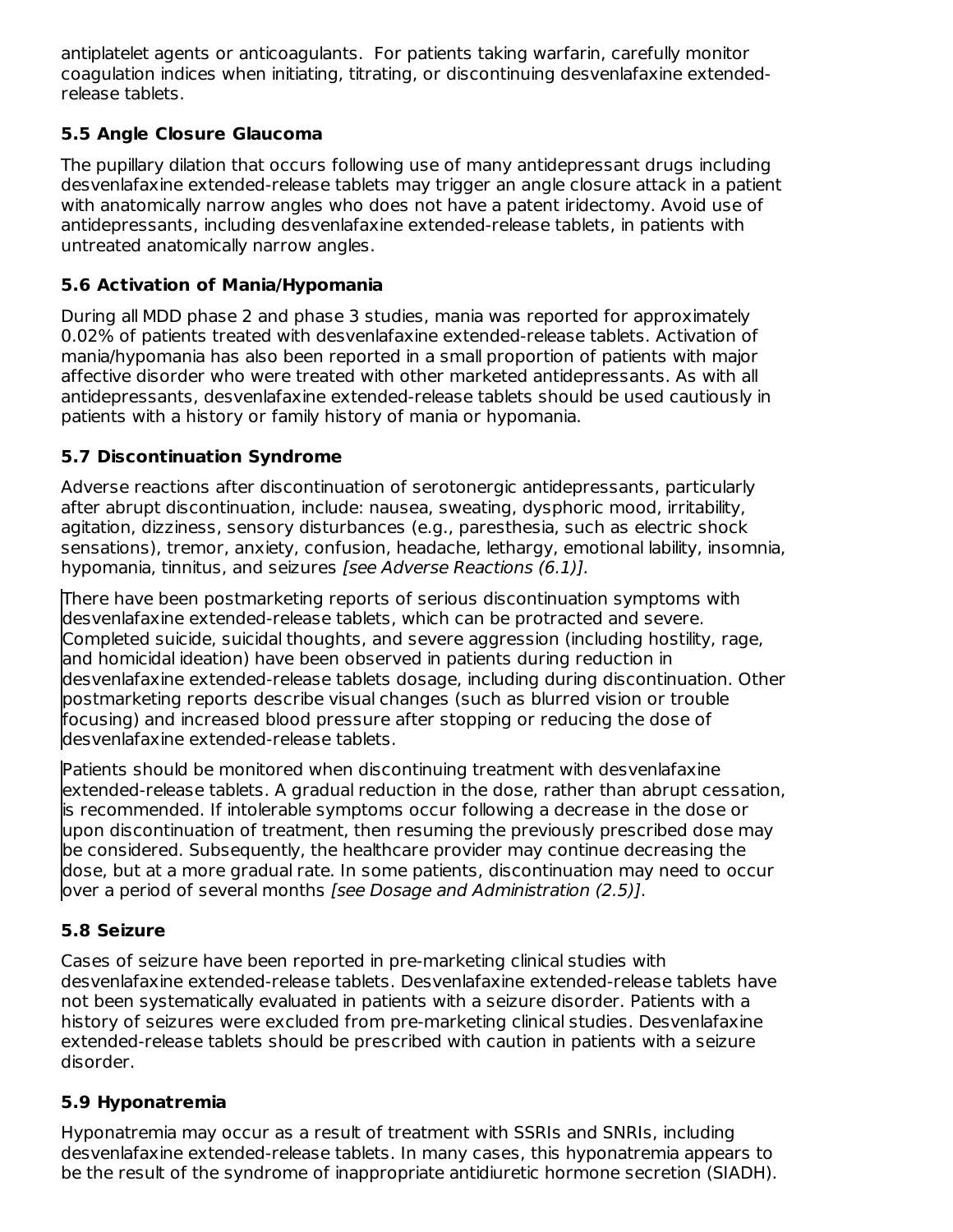antiplatelet agents or anticoagulants. For patients taking warfarin, carefully monitor coagulation indices when initiating, titrating, or discontinuing desvenlafaxine extended-release tablets.

### 5.5 Angle Closure Glaucoma

The pupillary dilation that occurs following use of many antidepressant drugs including desvenlafaxine extended-release tablets may trigger an angle closure attack in a patient with anatomically narrow angles who does not have a patent iridectomy. Avoid use of antidepressants, including desvenlafaxine extended-release tablets, in patients with untreated anatomically narrow angles.

### 5.6 Activation of Mania/Hypomania

During all MDD phase 2 and phase 3 studies, mania was reported for approximately 0.02% of patients treated with desvenlafaxine extended-release tablets. Activation of mania/hypomania has also been reported in a small proportion of patients with major affective disorder who were treated with other marketed antidepressants. As with all antidepressants, desvenlafaxine extended-release tablets should be used cautiously in patients with a history or family history of mania or hypomania.

### 5.7 Discontinuation Syndrome

Adverse reactions after discontinuation of serotonergic antidepressants, particularly after abrupt discontinuation, include: nausea, sweating, dysphoric mood, irritability, agitation, dizziness, sensory disturbances (e.g., paresthesia, such as electric shock sensations), tremor, anxiety, confusion, headache, lethargy, emotional lability, insomnia, hypomania, tinnitus, and seizures *[see Adverse Reactions (6.1)]*.

There have been postmarketing reports of serious discontinuation symptoms with desvenlafaxine extended-release tablets, which can be protracted and severe. Completed suicide, suicidal thoughts, and severe aggression (including hostility, rage, and homicidal ideation) have been observed in patients during reduction in desvenlafaxine extended-release tablets dosage, including during discontinuation. Other postmarketing reports describe visual changes (such as blurred vision or trouble focusing) and increased blood pressure after stopping or reducing the dose of desvenlafaxine extended-release tablets.

Patients should be monitored when discontinuing treatment with desvenlafaxine extended-release tablets. A gradual reduction in the dose, rather than abrupt cessation, is recommended. If intolerable symptoms occur following a decrease in the dose or upon discontinuation of treatment, then resuming the previously prescribed dose may be considered. Subsequently, the healthcare provider may continue decreasing the dose, but at a more gradual rate. In some patients, discontinuation may need to occur over a period of several months *[see Dosage and Administration (2.5)]*.

### 5.8 Seizure

Cases of seizure have been reported in pre-marketing clinical studies with desvenlafaxine extended-release tablets. Desvenlafaxine extended-release tablets have not been systematically evaluated in patients with a seizure disorder. Patients with a history of seizures were excluded from pre-marketing clinical studies. Desvenlafaxine extended-release tablets should be prescribed with caution in patients with a seizure disorder.

### 5.9 Hyponatremia

Hyponatremia may occur as a result of treatment with SSRIs and SNRIs, including desvenlafaxine extended-release tablets. In many cases, this hyponatremia appears to be the result of the syndrome of inappropriate antidiuretic hormone secretion (SIADH).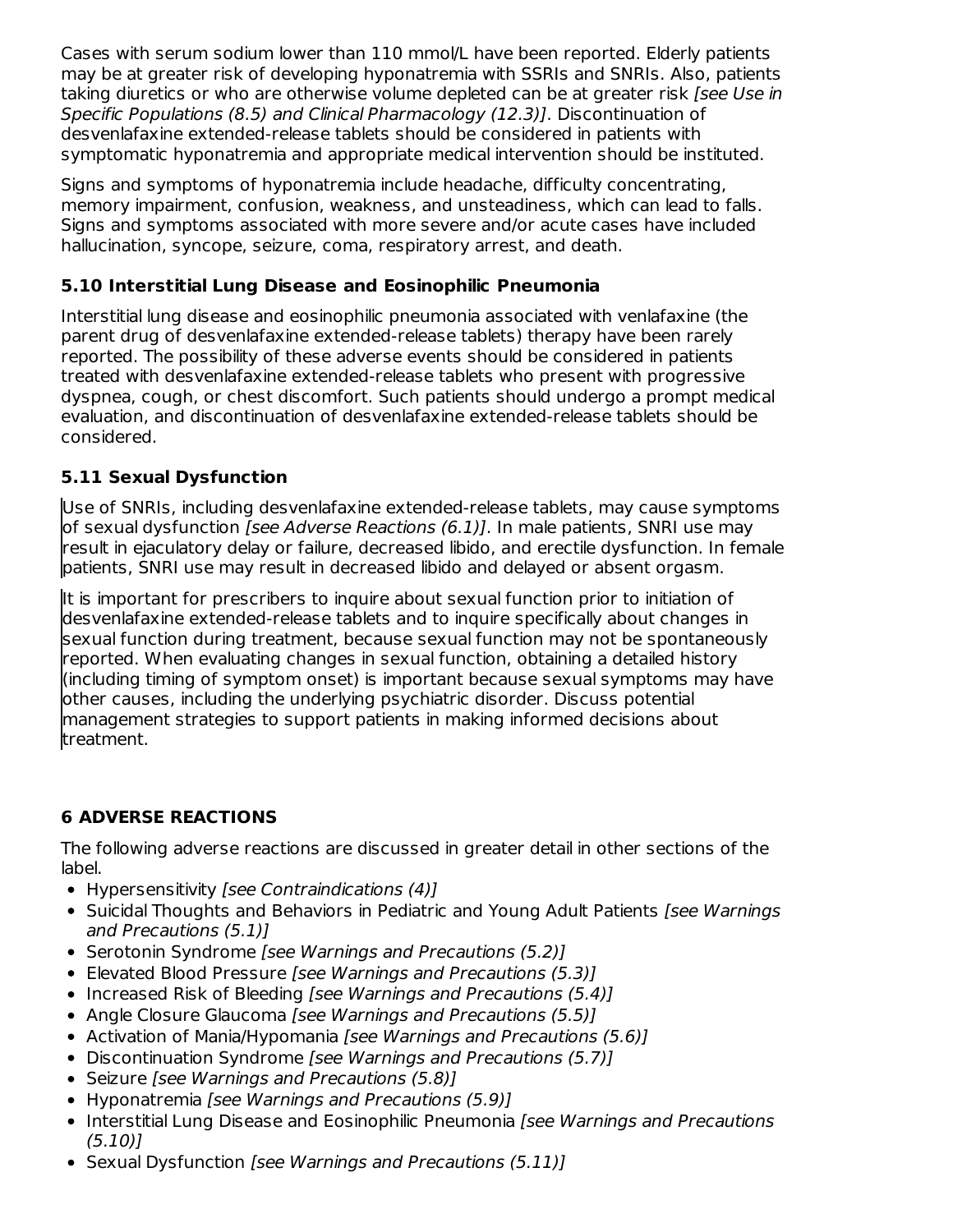Cases with serum sodium lower than 110 mmol/L have been reported. Elderly patients may be at greater risk of developing hyponatremia with SSRIs and SNRIs. Also, patients taking diuretics or who are otherwise volume depleted can be at greater risk *[see Use in Specific Populations (8.5) and Clinical Pharmacology (12.3)]*. Discontinuation of desvenlafaxine extended-release tablets should be considered in patients with symptomatic hyponatremia and appropriate medical intervention should be instituted.

Signs and symptoms of hyponatremia include headache, difficulty concentrating, memory impairment, confusion, weakness, and unsteadiness, which can lead to falls. Signs and symptoms associated with more severe and/or acute cases have included hallucination, syncope, seizure, coma, respiratory arrest, and death.

### 5.10 Interstitial Lung Disease and Eosinophilic Pneumonia

Interstitial lung disease and eosinophilic pneumonia associated with venlafaxine (the parent drug of desvenlafaxine extended-release tablets) therapy have been rarely reported. The possibility of these adverse events should be considered in patients treated with desvenlafaxine extended-release tablets who present with progressive dyspnea, cough, or chest discomfort. Such patients should undergo a prompt medical evaluation, and discontinuation of desvenlafaxine extended-release tablets should be considered.

### 5.11 Sexual Dysfunction

Use of SNRIs, including desvenlafaxine extended-release tablets, may cause symptoms of sexual dysfunction *[see Adverse Reactions (6.1)]*. In male patients, SNRI use may result in ejaculatory delay or failure, decreased libido, and erectile dysfunction. In female patients, SNRI use may result in decreased libido and delayed or absent orgasm.

It is important for prescribers to inquire about sexual function prior to initiation of desvenlafaxine extended-release tablets and to inquire specifically about changes in sexual function during treatment, because sexual function may not be spontaneously reported. When evaluating changes in sexual function, obtaining a detailed history (including timing of symptom onset) is important because sexual symptoms may have other causes, including the underlying psychiatric disorder. Discuss potential management strategies to support patients in making informed decisions about treatment.

## 6 ADVERSE REACTIONS

The following adverse reactions are discussed in greater detail in other sections of the label.

- Hypersensitivity *[see Contraindications (4)]*
- Suicidal Thoughts and Behaviors in Pediatric and Young Adult Patients *[see Warnings and Precautions (5.1)]*
- Serotonin Syndrome *[see Warnings and Precautions (5.2)]*
- Elevated Blood Pressure *[see Warnings and Precautions (5.3)]*
- Increased Risk of Bleeding *[see Warnings and Precautions (5.4)]*
- Angle Closure Glaucoma *[see Warnings and Precautions (5.5)]*
- Activation of Mania/Hypomania *[see Warnings and Precautions (5.6)]*
- Discontinuation Syndrome *[see Warnings and Precautions (5.7)]*
- Seizure *[see Warnings and Precautions (5.8)]*
- Hyponatremia *[see Warnings and Precautions (5.9)]*
- Interstitial Lung Disease and Eosinophilic Pneumonia *[see Warnings and Precautions (5.10)]*
- Sexual Dysfunction *[see Warnings and Precautions (5.11)]*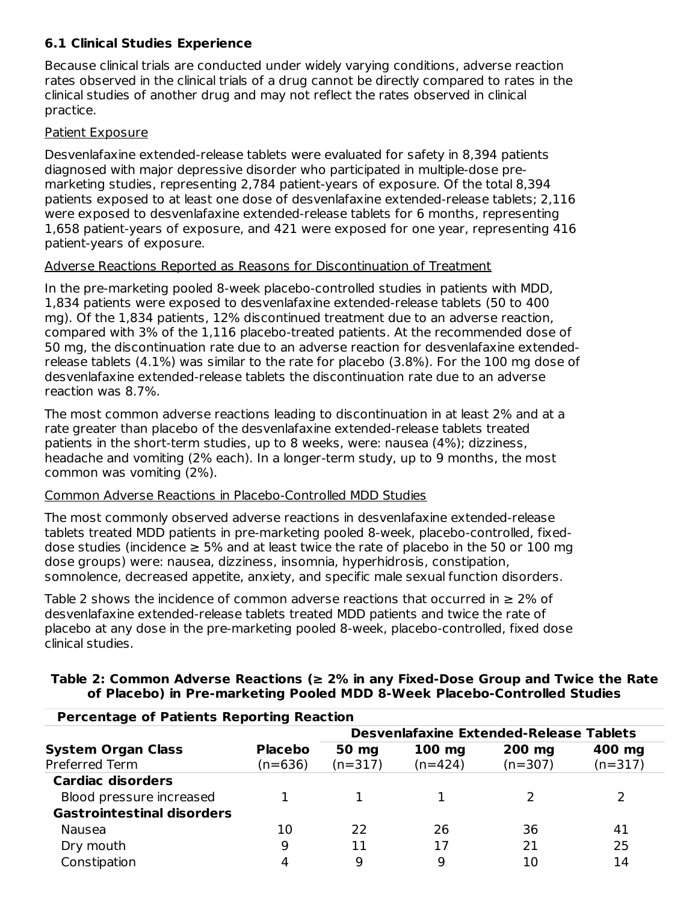### 6.1 Clinical Studies Experience

Because clinical trials are conducted under widely varying conditions, adverse reaction rates observed in the clinical trials of a drug cannot be directly compared to rates in the clinical studies of another drug and may not reflect the rates observed in clinical practice.

Patient Exposure

Desvenlafaxine extended-release tablets were evaluated for safety in 8,394 patients diagnosed with major depressive disorder who participated in multiple-dose pre-marketing studies, representing 2,784 patient-years of exposure. Of the total 8,394 patients exposed to at least one dose of desvenlafaxine extended-release tablets; 2,116 were exposed to desvenlafaxine extended-release tablets for 6 months, representing 1,658 patient-years of exposure, and 421 were exposed for one year, representing 416 patient-years of exposure.

Adverse Reactions Reported as Reasons for Discontinuation of Treatment

In the pre-marketing pooled 8-week placebo-controlled studies in patients with MDD, 1,834 patients were exposed to desvenlafaxine extended-release tablets (50 to 400 mg). Of the 1,834 patients, 12% discontinued treatment due to an adverse reaction, compared with 3% of the 1,116 placebo-treated patients. At the recommended dose of 50 mg, the discontinuation rate due to an adverse reaction for desvenlafaxine extended-release tablets (4.1%) was similar to the rate for placebo (3.8%). For the 100 mg dose of desvenlafaxine extended-release tablets the discontinuation rate due to an adverse reaction was 8.7%.

The most common adverse reactions leading to discontinuation in at least 2% and at a rate greater than placebo of the desvenlafaxine extended-release tablets treated patients in the short-term studies, up to 8 weeks, were: nausea (4%); dizziness, headache and vomiting (2% each). In a longer-term study, up to 9 months, the most common was vomiting (2%).

Common Adverse Reactions in Placebo-Controlled MDD Studies

The most commonly observed adverse reactions in desvenlafaxine extended-release tablets treated MDD patients in pre-marketing pooled 8-week, placebo-controlled, fixed-dose studies (incidence ≥ 5% and at least twice the rate of placebo in the 50 or 100 mg dose groups) were: nausea, dizziness, insomnia, hyperhidrosis, constipation, somnolence, decreased appetite, anxiety, and specific male sexual function disorders.

Table 2 shows the incidence of common adverse reactions that occurred in ≥ 2% of desvenlafaxine extended-release tablets treated MDD patients and twice the rate of placebo at any dose in the pre-marketing pooled 8-week, placebo-controlled, fixed dose clinical studies.

**Table 2: Common Adverse Reactions (≥ 2% in any Fixed-Dose Group and Twice the Rate of Placebo) in Pre-marketing Pooled MDD 8-Week Placebo-Controlled Studies**

| **Percentage of Patients Reporting Reaction** | | | | | |
|---|---|---|---|---|---|
| | | **Desvenlafaxine Extended-Release Tablets** | | | |
| **System Organ Class** Preferred Term | **Placebo** (n=636) | **50 mg** (n=317) | **100 mg** (n=424) | **200 mg** (n=307) | **400 mg** (n=317) |
| **Cardiac disorders** | | | | | |
| Blood pressure increased | 1 | 1 | 1 | 2 | 2 |
| **Gastrointestinal disorders** | | | | | |
| Nausea | 10 | 22 | 26 | 36 | 41 |
| Dry mouth | 9 | 11 | 17 | 21 | 25 |
| Constipation | 4 | 9 | 9 | 10 | 14 |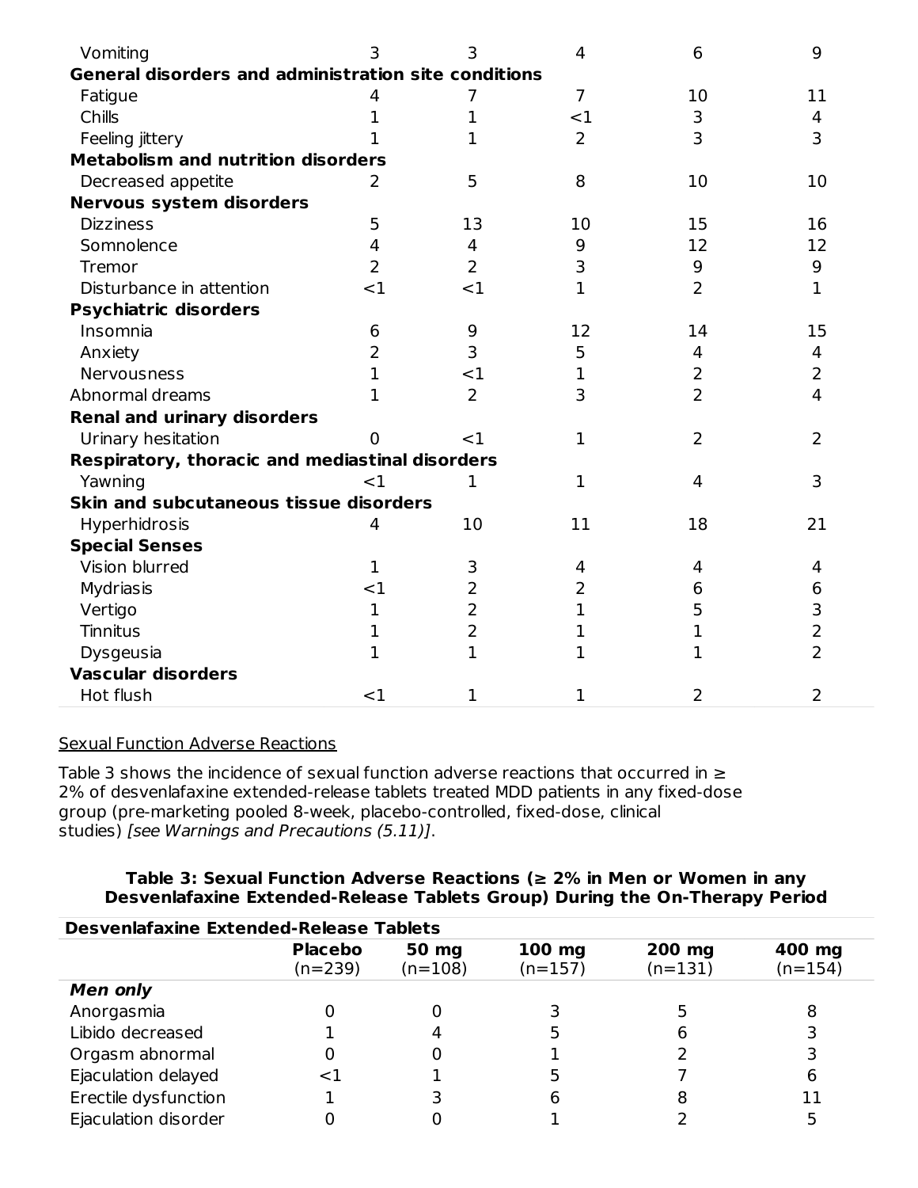| | | | | | |
|---|---|---|---|---|---|
| Vomiting | 3 | 3 | 4 | 6 | 9 |
| **General disorders and administration site conditions** | | | | | |
| Fatigue | 4 | 7 | 7 | 10 | 11 |
| Chills | 1 | 1 | <1 | 3 | 4 |
| Feeling jittery | 1 | 1 | 2 | 3 | 3 |
| **Metabolism and nutrition disorders** | | | | | |
| Decreased appetite | 2 | 5 | 8 | 10 | 10 |
| **Nervous system disorders** | | | | | |
| Dizziness | 5 | 13 | 10 | 15 | 16 |
| Somnolence | 4 | 4 | 9 | 12 | 12 |
| Tremor | 2 | 2 | 3 | 9 | 9 |
| Disturbance in attention | <1 | <1 | 1 | 2 | 1 |
| **Psychiatric disorders** | | | | | |
| Insomnia | 6 | 9 | 12 | 14 | 15 |
| Anxiety | 2 | 3 | 5 | 4 | 4 |
| Nervousness | 1 | <1 | 1 | 2 | 2 |
| Abnormal dreams | 1 | 2 | 3 | 2 | 4 |
| **Renal and urinary disorders** | | | | | |
| Urinary hesitation | 0 | <1 | 1 | 2 | 2 |
| **Respiratory, thoracic and mediastinal disorders** | | | | | |
| Yawning | <1 | 1 | 1 | 4 | 3 |
| **Skin and subcutaneous tissue disorders** | | | | | |
| Hyperhidrosis | 4 | 10 | 11 | 18 | 21 |
| **Special Senses** | | | | | |
| Vision blurred | 1 | 3 | 4 | 4 | 4 |
| Mydriasis | <1 | 2 | 2 | 6 | 6 |
| Vertigo | 1 | 2 | 1 | 5 | 3 |
| Tinnitus | 1 | 2 | 1 | 1 | 2 |
| Dysgeusia | 1 | 1 | 1 | 1 | 2 |
| **Vascular disorders** | | | | | |
| Hot flush | <1 | 1 | 1 | 2 | 2 |

Sexual Function Adverse Reactions

Table 3 shows the incidence of sexual function adverse reactions that occurred in ≥ 2% of desvenlafaxine extended-release tablets treated MDD patients in any fixed-dose group (pre-marketing pooled 8-week, placebo-controlled, fixed-dose, clinical studies) *[see Warnings and Precautions (5.11)]*.

**Table 3: Sexual Function Adverse Reactions (≥ 2% in Men or Women in any Desvenlafaxine Extended-Release Tablets Group) During the On-Therapy Period**

| **Desvenlafaxine Extended-Release Tablets** | | | | | |
|---|---|---|---|---|---|
| | **Placebo** (n=239) | **50 mg** (n=108) | **100 mg** (n=157) | **200 mg** (n=131) | **400 mg** (n=154) |
| ***Men only*** | | | | | |
| Anorgasmia | 0 | 0 | 3 | 5 | 8 |
| Libido decreased | 1 | 4 | 5 | 6 | 3 |
| Orgasm abnormal | 0 | 0 | 1 | 2 | 3 |
| Ejaculation delayed | <1 | 1 | 5 | 7 | 6 |
| Erectile dysfunction | 1 | 3 | 6 | 8 | 11 |
| Ejaculation disorder | 0 | 0 | 1 | 2 | 5 |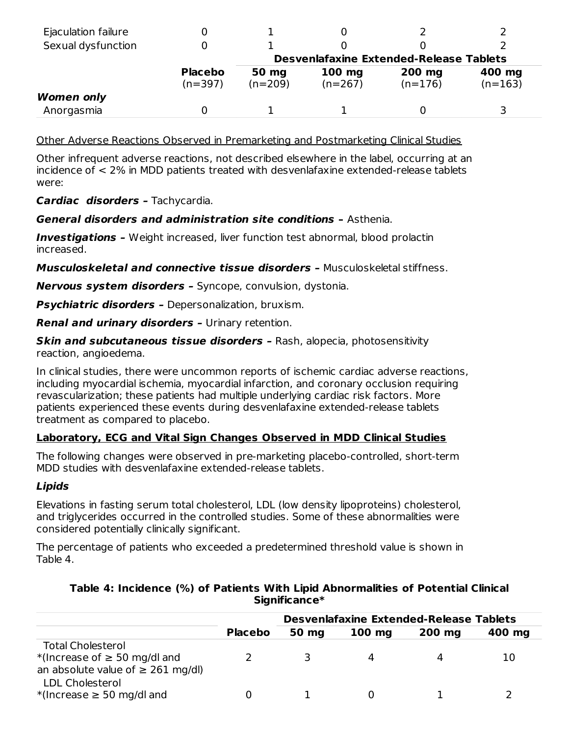| | | | | | |
|---|---|---|---|---|---|
| Ejaculation failure | 0 | 1 | 0 | 2 | 2 |
| Sexual dysfunction | 0 | 1 | 0 | 0 | 2 |
| | | **Desvenlafaxine Extended-Release Tablets** | | | |
| | **Placebo** (n=397) | **50 mg** (n=209) | **100 mg** (n=267) | **200 mg** (n=176) | **400 mg** (n=163) |
| ***Women only*** | | | | | |
| Anorgasmia | 0 | 1 | 1 | 0 | 3 |

<u>Other Adverse Reactions Observed in Premarketing and Postmarketing Clinical Studies</u>

Other infrequent adverse reactions, not described elsewhere in the label, occurring at an incidence of < 2% in MDD patients treated with desvenlafaxine extended-release tablets were:

***Cardiac disorders –*** Tachycardia.

***General disorders and administration site conditions –*** Asthenia.

***Investigations –*** Weight increased, liver function test abnormal, blood prolactin increased.

***Musculoskeletal and connective tissue disorders –*** Musculoskeletal stiffness.

***Nervous system disorders –*** Syncope, convulsion, dystonia.

***Psychiatric disorders –*** Depersonalization, bruxism.

***Renal and urinary disorders –*** Urinary retention.

***Skin and subcutaneous tissue disorders –*** Rash, alopecia, photosensitivity reaction, angioedema.

In clinical studies, there were uncommon reports of ischemic cardiac adverse reactions, including myocardial ischemia, myocardial infarction, and coronary occlusion requiring revascularization; these patients had multiple underlying cardiac risk factors. More patients experienced these events during desvenlafaxine extended-release tablets treatment as compared to placebo.

**<u>Laboratory, ECG and Vital Sign Changes Observed in MDD Clinical Studies</u>**

The following changes were observed in pre-marketing placebo-controlled, short-term MDD studies with desvenlafaxine extended-release tablets.

***Lipids***

Elevations in fasting serum total cholesterol, LDL (low density lipoproteins) cholesterol, and triglycerides occurred in the controlled studies. Some of these abnormalities were considered potentially clinically significant.

The percentage of patients who exceeded a predetermined threshold value is shown in Table 4.

**Table 4: Incidence (%) of Patients With Lipid Abnormalities of Potential Clinical Significance***

| | | **Desvenlafaxine Extended-Release Tablets** | | | |
|---|---|---|---|---|---|
| | **Placebo** | **50 mg** | **100 mg** | **200 mg** | **400 mg** |
| Total Cholesterol *(Increase of ≥ 50 mg/dl and an absolute value of ≥ 261 mg/dl) | 2 | 3 | 4 | 4 | 10 |
| LDL Cholesterol *(Increase ≥ 50 mg/dl and | 0 | 1 | 0 | 1 | 2 |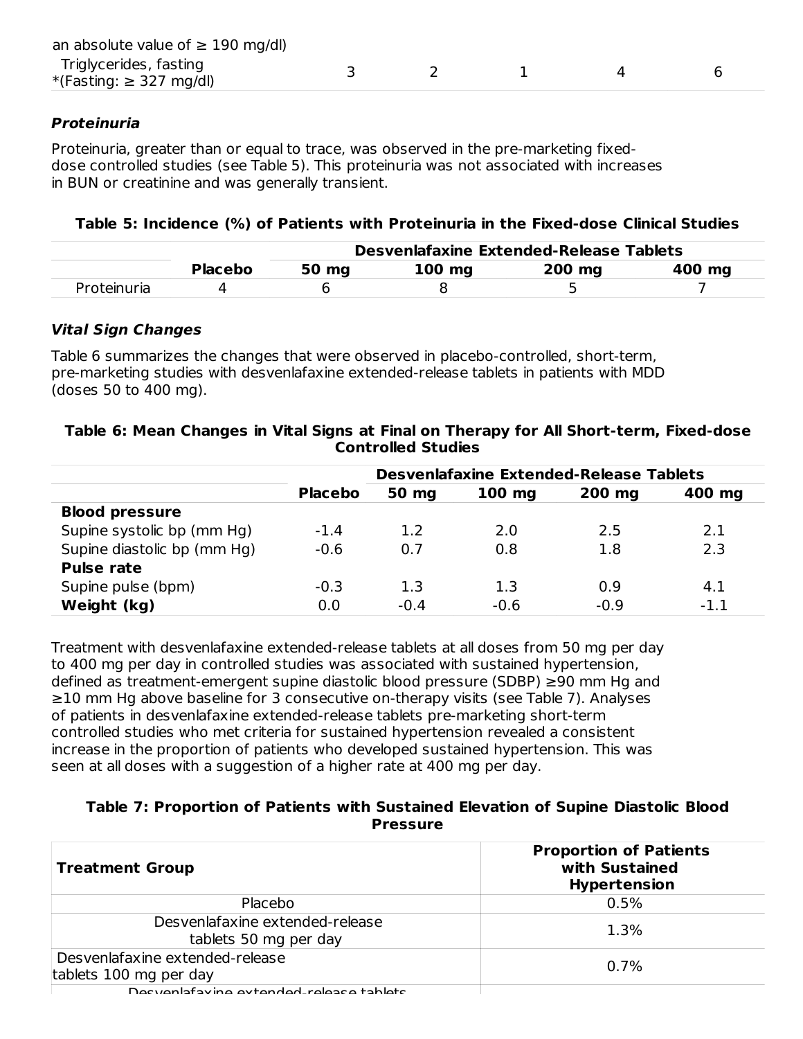| an absolute value of ≥ 190 mg/dl) | | | | | |
|---|---|---|---|---|---|
| Triglycerides, fasting *(Fasting: ≥ 327 mg/dl) | 3 | 2 | 1 | 4 | 6 |

### Proteinuria

Proteinuria, greater than or equal to trace, was observed in the pre-marketing fixed-dose controlled studies (see Table 5). This proteinuria was not associated with increases in BUN or creatinine and was generally transient.

**Table 5: Incidence (%) of Patients with Proteinuria in the Fixed-dose Clinical Studies**

| | | Desvenlafaxine Extended-Release Tablets | | | |
|---|---|---|---|---|---|
| | **Placebo** | **50 mg** | **100 mg** | **200 mg** | **400 mg** |
| Proteinuria | 4 | 6 | 8 | 5 | 7 |

### Vital Sign Changes

Table 6 summarizes the changes that were observed in placebo-controlled, short-term, pre-marketing studies with desvenlafaxine extended-release tablets in patients with MDD (doses 50 to 400 mg).

**Table 6: Mean Changes in Vital Signs at Final on Therapy for All Short-term, Fixed-dose Controlled Studies**

| | | Desvenlafaxine Extended-Release Tablets | | | |
|---|---|---|---|---|---|
| | **Placebo** | **50 mg** | **100 mg** | **200 mg** | **400 mg** |
| **Blood pressure** | | | | | |
| Supine systolic bp (mm Hg) | -1.4 | 1.2 | 2.0 | 2.5 | 2.1 |
| Supine diastolic bp (mm Hg) | -0.6 | 0.7 | 0.8 | 1.8 | 2.3 |
| **Pulse rate** | | | | | |
| Supine pulse (bpm) | -0.3 | 1.3 | 1.3 | 0.9 | 4.1 |
| **Weight (kg)** | 0.0 | -0.4 | -0.6 | -0.9 | -1.1 |

Treatment with desvenlafaxine extended-release tablets at all doses from 50 mg per day to 400 mg per day in controlled studies was associated with sustained hypertension, defined as treatment-emergent supine diastolic blood pressure (SDBP) ≥90 mm Hg and ≥10 mm Hg above baseline for 3 consecutive on-therapy visits (see Table 7). Analyses of patients in desvenlafaxine extended-release tablets pre-marketing short-term controlled studies who met criteria for sustained hypertension revealed a consistent increase in the proportion of patients who developed sustained hypertension. This was seen at all doses with a suggestion of a higher rate at 400 mg per day.

**Table 7: Proportion of Patients with Sustained Elevation of Supine Diastolic Blood Pressure**

| Treatment Group | Proportion of Patients with Sustained Hypertension |
|---|---|
| Placebo | 0.5% |
| Desvenlafaxine extended-release tablets 50 mg per day | 1.3% |
| Desvenlafaxine extended-release tablets 100 mg per day | 0.7% |
| Desvenlafaxine extended-release tablets | |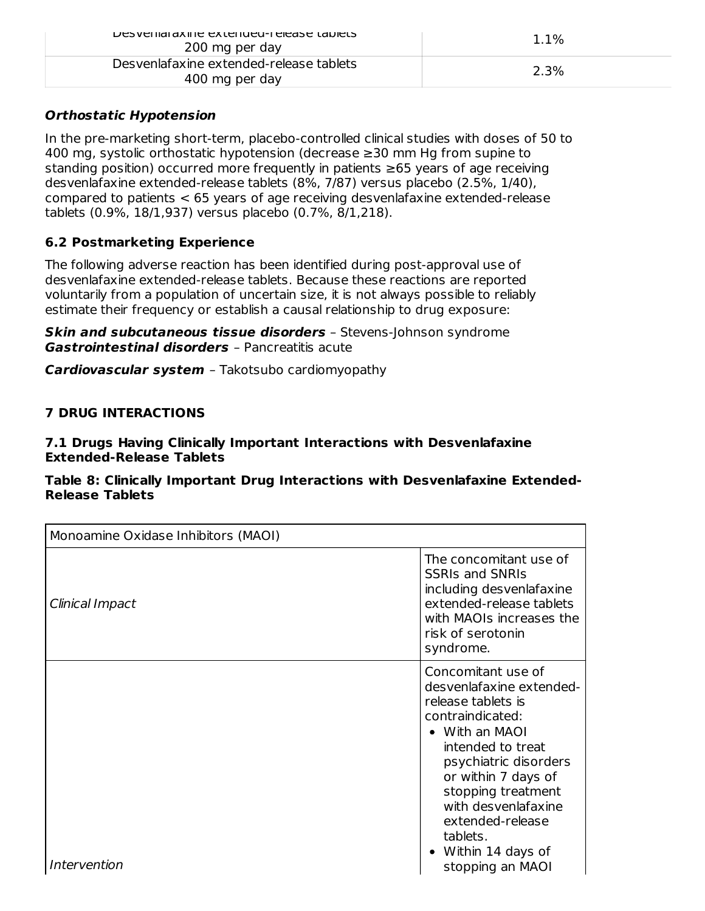| Desvenlafaxine extended-release tablets 200 mg per day | 1.1% |
| --- | --- |
| Desvenlafaxine extended-release tablets 400 mg per day | 2.3% |

***Orthostatic Hypotension***

In the pre-marketing short-term, placebo-controlled clinical studies with doses of 50 to 400 mg, systolic orthostatic hypotension (decrease ≥30 mm Hg from supine to standing position) occurred more frequently in patients ≥65 years of age receiving desvenlafaxine extended-release tablets (8%, 7/87) versus placebo (2.5%, 1/40), compared to patients < 65 years of age receiving desvenlafaxine extended-release tablets (0.9%, 18/1,937) versus placebo (0.7%, 8/1,218).

### 6.2 Postmarketing Experience

The following adverse reaction has been identified during post-approval use of desvenlafaxine extended-release tablets. Because these reactions are reported voluntarily from a population of uncertain size, it is not always possible to reliably estimate their frequency or establish a causal relationship to drug exposure:

***Skin and subcutaneous tissue disorders*** – Stevens-Johnson syndrome
***Gastrointestinal disorders*** – Pancreatitis acute

***Cardiovascular system*** – Takotsubo cardiomyopathy

## 7 DRUG INTERACTIONS

### 7.1 Drugs Having Clinically Important Interactions with Desvenlafaxine Extended-Release Tablets

**Table 8: Clinically Important Drug Interactions with Desvenlafaxine Extended-Release Tablets**

| Monoamine Oxidase Inhibitors (MAOI) | |
| --- | --- |
| *Clinical Impact* | The concomitant use of SSRIs and SNRIs including desvenlafaxine extended-release tablets with MAOIs increases the risk of serotonin syndrome. |
| *Intervention* | Concomitant use of desvenlafaxine extended-release tablets is contraindicated:<br>• With an MAOI intended to treat psychiatric disorders or within 7 days of stopping treatment with desvenlafaxine extended-release tablets.<br>• Within 14 days of stopping an MAOI |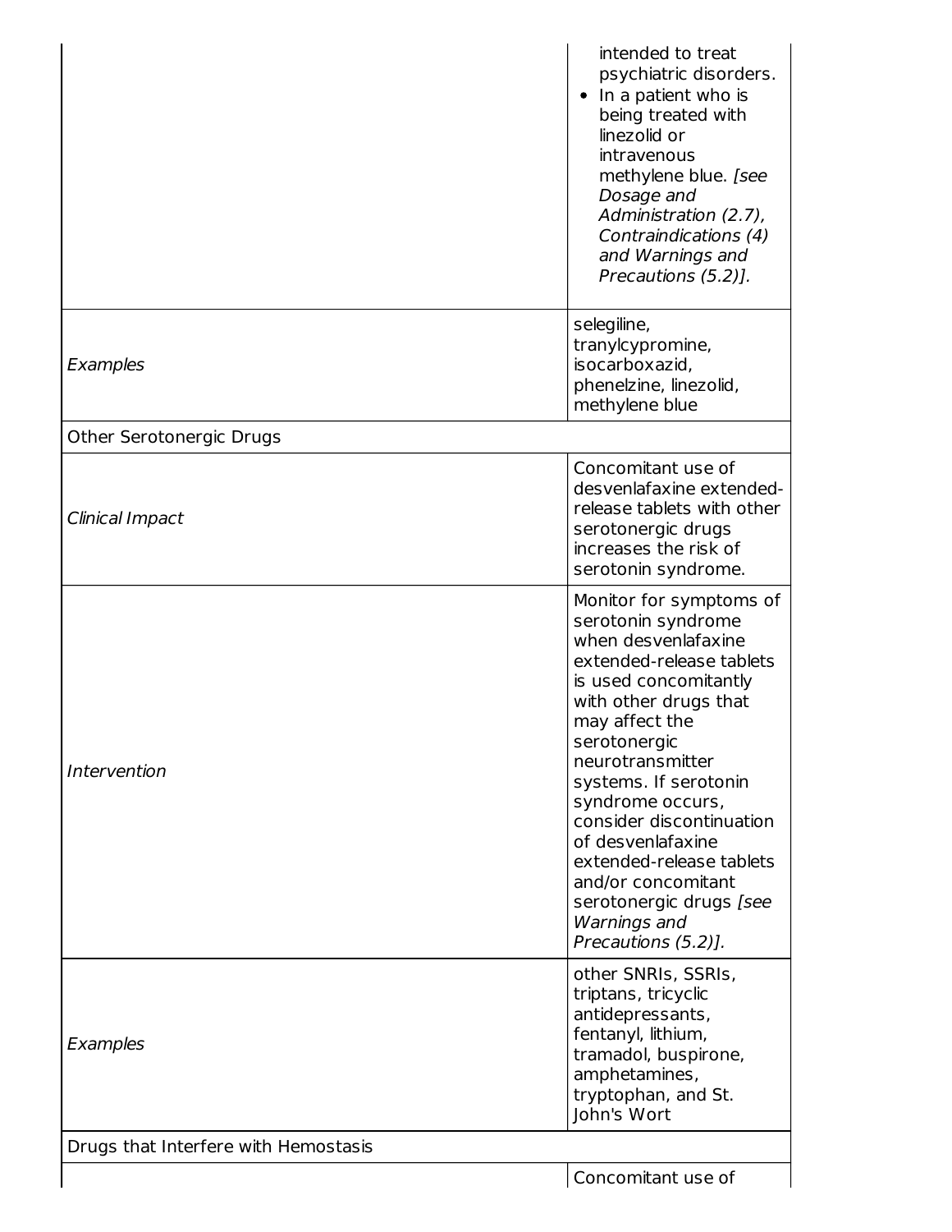| | |
|---|---|
| | intended to treat psychiatric disorders.<br>• In a patient who is being treated with linezolid or intravenous methylene blue. *[see Dosage and Administration (2.7), Contraindications (4) and Warnings and Precautions (5.2)].* |
| *Examples* | selegiline, tranylcypromine, isocarboxazid, phenelzine, linezolid, methylene blue |
| Other Serotonergic Drugs | |
| *Clinical Impact* | Concomitant use of desvenlafaxine extended-release tablets with other serotonergic drugs increases the risk of serotonin syndrome. |
| *Intervention* | Monitor for symptoms of serotonin syndrome when desvenlafaxine extended-release tablets is used concomitantly with other drugs that may affect the serotonergic neurotransmitter systems. If serotonin syndrome occurs, consider discontinuation of desvenlafaxine extended-release tablets and/or concomitant serotonergic drugs *[see Warnings and Precautions (5.2)].* |
| *Examples* | other SNRIs, SSRIs, triptans, tricyclic antidepressants, fentanyl, lithium, tramadol, buspirone, amphetamines, tryptophan, and St. John's Wort |
| Drugs that Interfere with Hemostasis | |
| | Concomitant use of |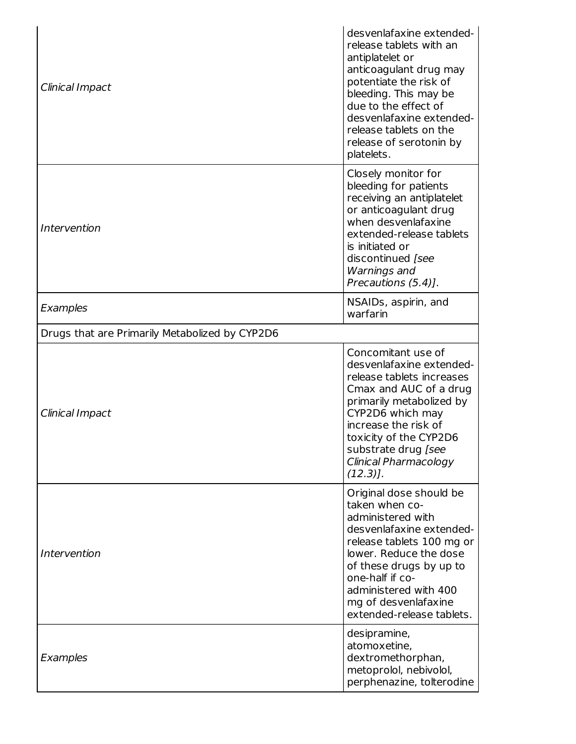| | |
|---|---|
| *Clinical Impact* | desvenlafaxine extended-release tablets with an antiplatelet or anticoagulant drug may potentiate the risk of bleeding. This may be due to the effect of desvenlafaxine extended-release tablets on the release of serotonin by platelets. |
| *Intervention* | Closely monitor for bleeding for patients receiving an antiplatelet or anticoagulant drug when desvenlafaxine extended-release tablets is initiated or discontinued *[see Warnings and Precautions (5.4)]*. |
| *Examples* | NSAIDs, aspirin, and warfarin |
| Drugs that are Primarily Metabolized by CYP2D6 | |
| *Clinical Impact* | Concomitant use of desvenlafaxine extended-release tablets increases Cmax and AUC of a drug primarily metabolized by CYP2D6 which may increase the risk of toxicity of the CYP2D6 substrate drug *[see Clinical Pharmacology (12.3)]*. |
| *Intervention* | Original dose should be taken when co-administered with desvenlafaxine extended-release tablets 100 mg or lower. Reduce the dose of these drugs by up to one-half if co-administered with 400 mg of desvenlafaxine extended-release tablets. |
| *Examples* | desipramine, atomoxetine, dextromethorphan, metoprolol, nebivolol, perphenazine, tolterodine |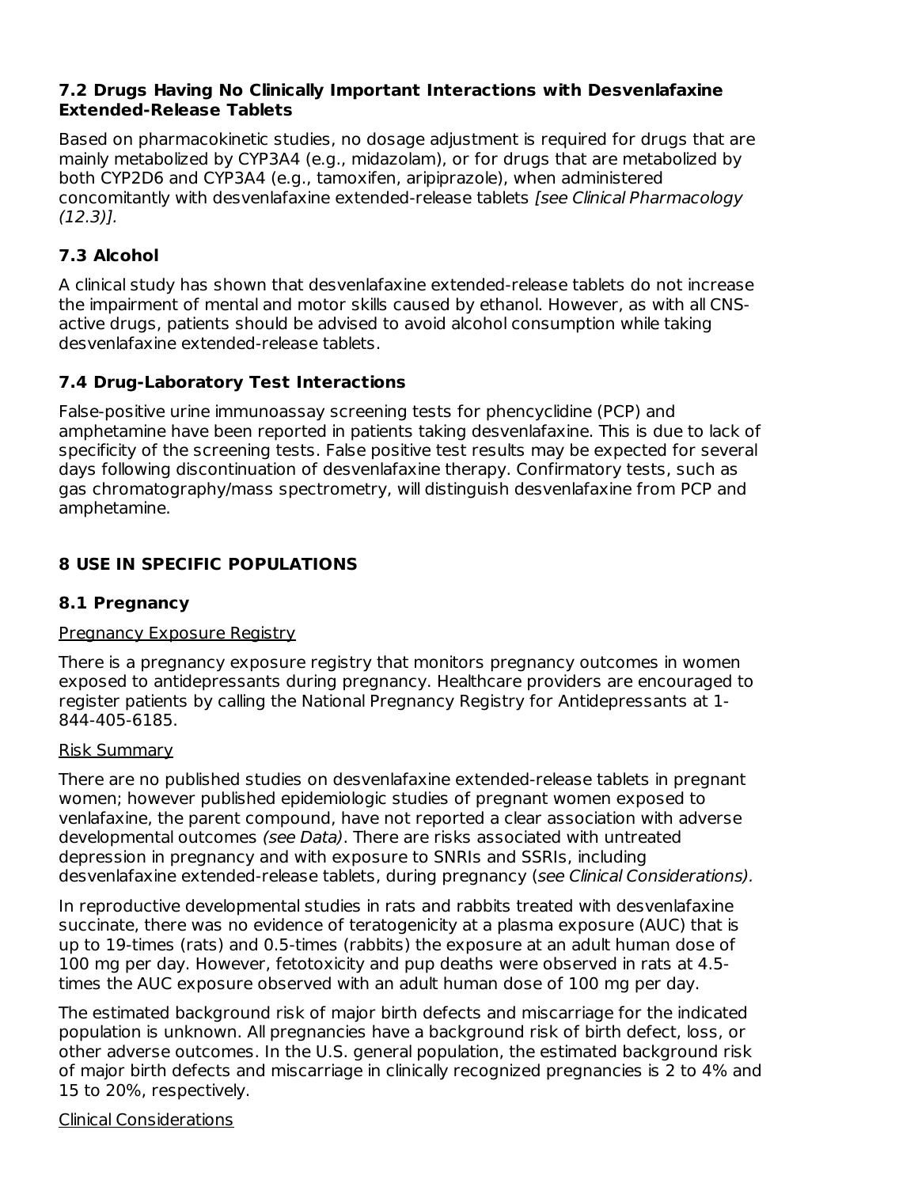### 7.2 Drugs Having No Clinically Important Interactions with Desvenlafaxine Extended-Release Tablets

Based on pharmacokinetic studies, no dosage adjustment is required for drugs that are mainly metabolized by CYP3A4 (e.g., midazolam), or for drugs that are metabolized by both CYP2D6 and CYP3A4 (e.g., tamoxifen, aripiprazole), when administered concomitantly with desvenlafaxine extended-release tablets *[see Clinical Pharmacology (12.3)].*

### 7.3 Alcohol

A clinical study has shown that desvenlafaxine extended-release tablets do not increase the impairment of mental and motor skills caused by ethanol. However, as with all CNS-active drugs, patients should be advised to avoid alcohol consumption while taking desvenlafaxine extended-release tablets.

### 7.4 Drug-Laboratory Test Interactions

False-positive urine immunoassay screening tests for phencyclidine (PCP) and amphetamine have been reported in patients taking desvenlafaxine. This is due to lack of specificity of the screening tests. False positive test results may be expected for several days following discontinuation of desvenlafaxine therapy. Confirmatory tests, such as gas chromatography/mass spectrometry, will distinguish desvenlafaxine from PCP and amphetamine.

## 8 USE IN SPECIFIC POPULATIONS

### 8.1 Pregnancy

<u>Pregnancy Exposure Registry</u>

There is a pregnancy exposure registry that monitors pregnancy outcomes in women exposed to antidepressants during pregnancy. Healthcare providers are encouraged to register patients by calling the National Pregnancy Registry for Antidepressants at 1-844-405-6185.

<u>Risk Summary</u>

There are no published studies on desvenlafaxine extended-release tablets in pregnant women; however published epidemiologic studies of pregnant women exposed to venlafaxine, the parent compound, have not reported a clear association with adverse developmental outcomes *(see Data)*. There are risks associated with untreated depression in pregnancy and with exposure to SNRIs and SSRIs, including desvenlafaxine extended-release tablets, during pregnancy (*see Clinical Considerations).*

In reproductive developmental studies in rats and rabbits treated with desvenlafaxine succinate, there was no evidence of teratogenicity at a plasma exposure (AUC) that is up to 19-times (rats) and 0.5-times (rabbits) the exposure at an adult human dose of 100 mg per day. However, fetotoxicity and pup deaths were observed in rats at 4.5-times the AUC exposure observed with an adult human dose of 100 mg per day.

The estimated background risk of major birth defects and miscarriage for the indicated population is unknown. All pregnancies have a background risk of birth defect, loss, or other adverse outcomes. In the U.S. general population, the estimated background risk of major birth defects and miscarriage in clinically recognized pregnancies is 2 to 4% and 15 to 20%, respectively.

<u>Clinical Considerations</u>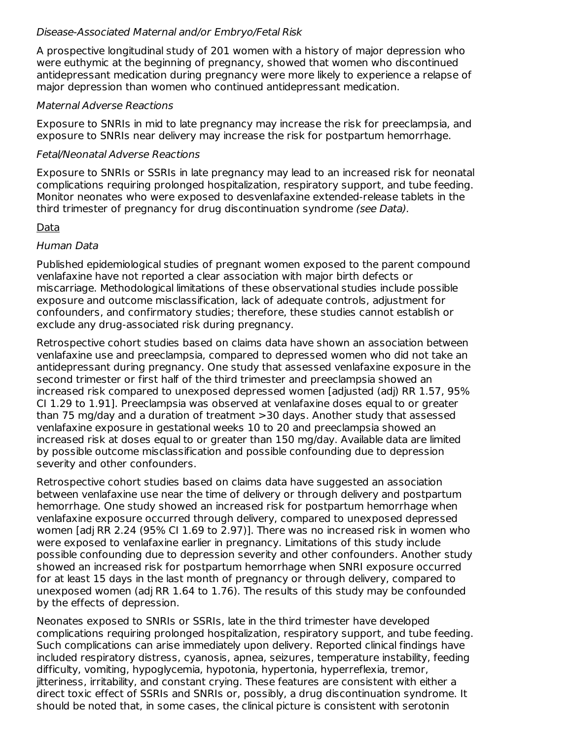*Disease-Associated Maternal and/or Embryo/Fetal Risk*

A prospective longitudinal study of 201 women with a history of major depression who were euthymic at the beginning of pregnancy, showed that women who discontinued antidepressant medication during pregnancy were more likely to experience a relapse of major depression than women who continued antidepressant medication.

*Maternal Adverse Reactions*

Exposure to SNRIs in mid to late pregnancy may increase the risk for preeclampsia, and exposure to SNRIs near delivery may increase the risk for postpartum hemorrhage.

*Fetal/Neonatal Adverse Reactions*

Exposure to SNRIs or SSRIs in late pregnancy may lead to an increased risk for neonatal complications requiring prolonged hospitalization, respiratory support, and tube feeding. Monitor neonates who were exposed to desvenlafaxine extended-release tablets in the third trimester of pregnancy for drug discontinuation syndrome *(see Data)*.

<u>Data</u>

*Human Data*

Published epidemiological studies of pregnant women exposed to the parent compound venlafaxine have not reported a clear association with major birth defects or miscarriage. Methodological limitations of these observational studies include possible exposure and outcome misclassification, lack of adequate controls, adjustment for confounders, and confirmatory studies; therefore, these studies cannot establish or exclude any drug-associated risk during pregnancy.

Retrospective cohort studies based on claims data have shown an association between venlafaxine use and preeclampsia, compared to depressed women who did not take an antidepressant during pregnancy. One study that assessed venlafaxine exposure in the second trimester or first half of the third trimester and preeclampsia showed an increased risk compared to unexposed depressed women [adjusted (adj) RR 1.57, 95% CI 1.29 to 1.91]. Preeclampsia was observed at venlafaxine doses equal to or greater than 75 mg/day and a duration of treatment >30 days. Another study that assessed venlafaxine exposure in gestational weeks 10 to 20 and preeclampsia showed an increased risk at doses equal to or greater than 150 mg/day. Available data are limited by possible outcome misclassification and possible confounding due to depression severity and other confounders.

Retrospective cohort studies based on claims data have suggested an association between venlafaxine use near the time of delivery or through delivery and postpartum hemorrhage. One study showed an increased risk for postpartum hemorrhage when venlafaxine exposure occurred through delivery, compared to unexposed depressed women [adj RR 2.24 (95% CI 1.69 to 2.97)]. There was no increased risk in women who were exposed to venlafaxine earlier in pregnancy. Limitations of this study include possible confounding due to depression severity and other confounders. Another study showed an increased risk for postpartum hemorrhage when SNRI exposure occurred for at least 15 days in the last month of pregnancy or through delivery, compared to unexposed women (adj RR 1.64 to 1.76). The results of this study may be confounded by the effects of depression.

Neonates exposed to SNRIs or SSRIs, late in the third trimester have developed complications requiring prolonged hospitalization, respiratory support, and tube feeding. Such complications can arise immediately upon delivery. Reported clinical findings have included respiratory distress, cyanosis, apnea, seizures, temperature instability, feeding difficulty, vomiting, hypoglycemia, hypotonia, hypertonia, hyperreflexia, tremor, jitteriness, irritability, and constant crying. These features are consistent with either a direct toxic effect of SSRIs and SNRIs or, possibly, a drug discontinuation syndrome. It should be noted that, in some cases, the clinical picture is consistent with serotonin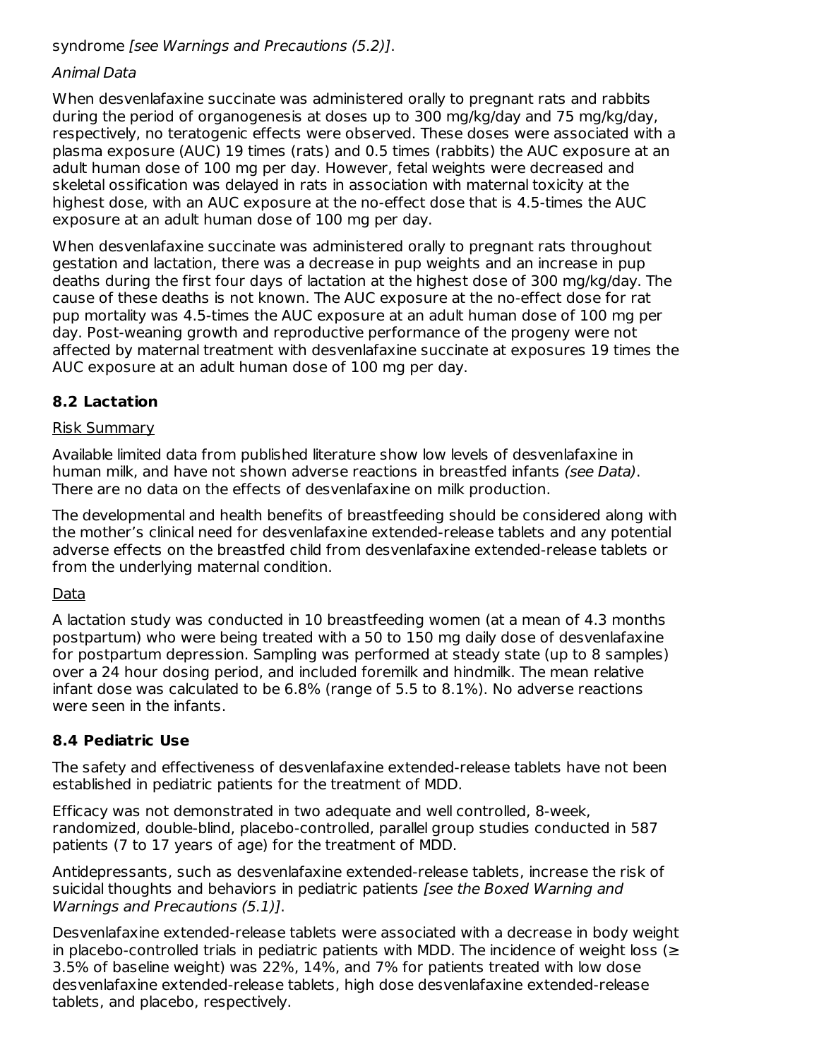syndrome *[see Warnings and Precautions (5.2)]*.

*Animal Data*

When desvenlafaxine succinate was administered orally to pregnant rats and rabbits during the period of organogenesis at doses up to 300 mg/kg/day and 75 mg/kg/day, respectively, no teratogenic effects were observed. These doses were associated with a plasma exposure (AUC) 19 times (rats) and 0.5 times (rabbits) the AUC exposure at an adult human dose of 100 mg per day. However, fetal weights were decreased and skeletal ossification was delayed in rats in association with maternal toxicity at the highest dose, with an AUC exposure at the no-effect dose that is 4.5-times the AUC exposure at an adult human dose of 100 mg per day.

When desvenlafaxine succinate was administered orally to pregnant rats throughout gestation and lactation, there was a decrease in pup weights and an increase in pup deaths during the first four days of lactation at the highest dose of 300 mg/kg/day. The cause of these deaths is not known. The AUC exposure at the no-effect dose for rat pup mortality was 4.5-times the AUC exposure at an adult human dose of 100 mg per day. Post-weaning growth and reproductive performance of the progeny were not affected by maternal treatment with desvenlafaxine succinate at exposures 19 times the AUC exposure at an adult human dose of 100 mg per day.

## 8.2 Lactation

Risk Summary

Available limited data from published literature show low levels of desvenlafaxine in human milk, and have not shown adverse reactions in breastfed infants *(see Data)*. There are no data on the effects of desvenlafaxine on milk production.

The developmental and health benefits of breastfeeding should be considered along with the mother's clinical need for desvenlafaxine extended-release tablets and any potential adverse effects on the breastfed child from desvenlafaxine extended-release tablets or from the underlying maternal condition.

Data

A lactation study was conducted in 10 breastfeeding women (at a mean of 4.3 months postpartum) who were being treated with a 50 to 150 mg daily dose of desvenlafaxine for postpartum depression. Sampling was performed at steady state (up to 8 samples) over a 24 hour dosing period, and included foremilk and hindmilk. The mean relative infant dose was calculated to be 6.8% (range of 5.5 to 8.1%). No adverse reactions were seen in the infants.

## 8.4 Pediatric Use

The safety and effectiveness of desvenlafaxine extended-release tablets have not been established in pediatric patients for the treatment of MDD.

Efficacy was not demonstrated in two adequate and well controlled, 8-week, randomized, double-blind, placebo-controlled, parallel group studies conducted in 587 patients (7 to 17 years of age) for the treatment of MDD.

Antidepressants, such as desvenlafaxine extended-release tablets, increase the risk of suicidal thoughts and behaviors in pediatric patients *[see the Boxed Warning and Warnings and Precautions (5.1)]*.

Desvenlafaxine extended-release tablets were associated with a decrease in body weight in placebo-controlled trials in pediatric patients with MDD. The incidence of weight loss (≥ 3.5% of baseline weight) was 22%, 14%, and 7% for patients treated with low dose desvenlafaxine extended-release tablets, high dose desvenlafaxine extended-release tablets, and placebo, respectively.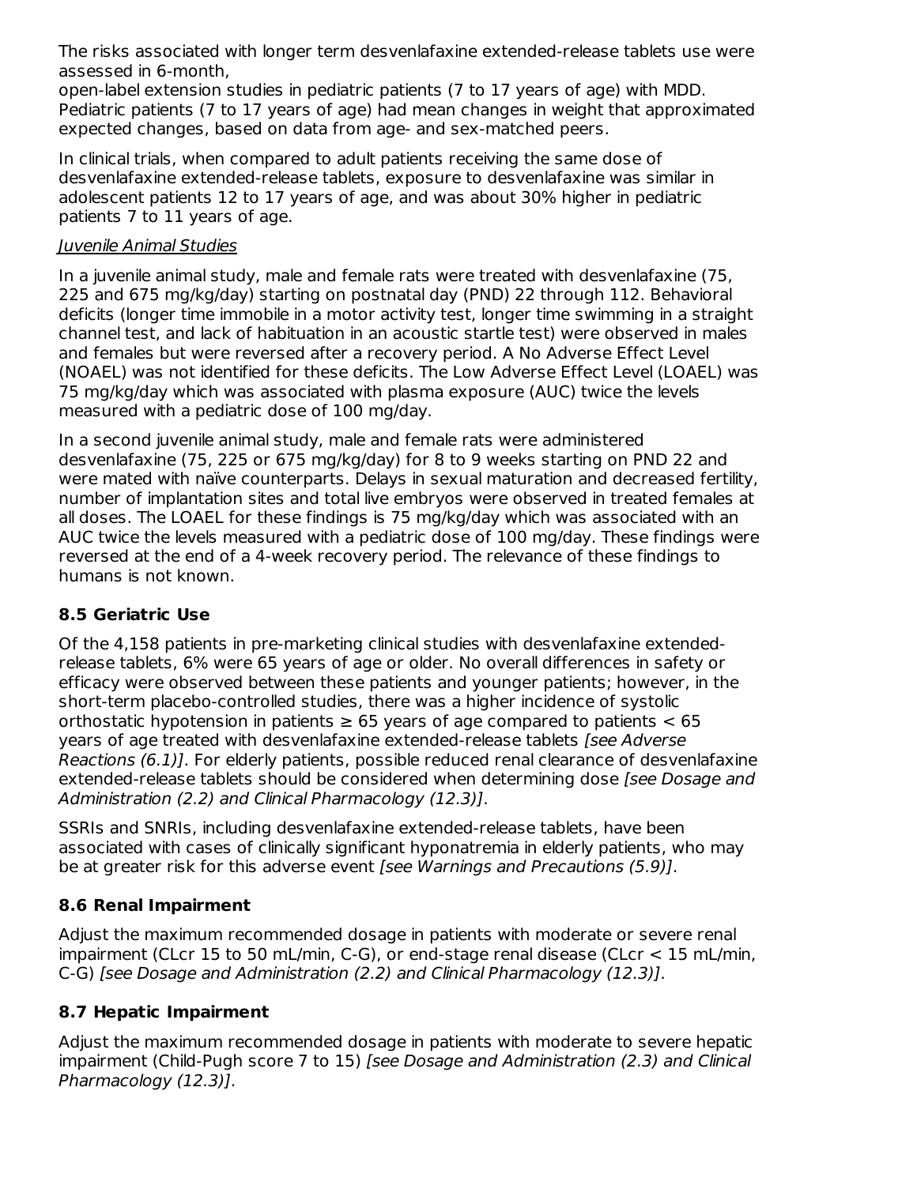The risks associated with longer term desvenlafaxine extended-release tablets use were assessed in 6-month, open-label extension studies in pediatric patients (7 to 17 years of age) with MDD. Pediatric patients (7 to 17 years of age) had mean changes in weight that approximated expected changes, based on data from age- and sex-matched peers.

In clinical trials, when compared to adult patients receiving the same dose of desvenlafaxine extended-release tablets, exposure to desvenlafaxine was similar in adolescent patients 12 to 17 years of age, and was about 30% higher in pediatric patients 7 to 11 years of age.

Juvenile Animal Studies

In a juvenile animal study, male and female rats were treated with desvenlafaxine (75, 225 and 675 mg/kg/day) starting on postnatal day (PND) 22 through 112. Behavioral deficits (longer time immobile in a motor activity test, longer time swimming in a straight channel test, and lack of habituation in an acoustic startle test) were observed in males and females but were reversed after a recovery period. A No Adverse Effect Level (NOAEL) was not identified for these deficits. The Low Adverse Effect Level (LOAEL) was 75 mg/kg/day which was associated with plasma exposure (AUC) twice the levels measured with a pediatric dose of 100 mg/day.

In a second juvenile animal study, male and female rats were administered desvenlafaxine (75, 225 or 675 mg/kg/day) for 8 to 9 weeks starting on PND 22 and were mated with naïve counterparts. Delays in sexual maturation and decreased fertility, number of implantation sites and total live embryos were observed in treated females at all doses. The LOAEL for these findings is 75 mg/kg/day which was associated with an AUC twice the levels measured with a pediatric dose of 100 mg/day. These findings were reversed at the end of a 4-week recovery period. The relevance of these findings to humans is not known.

### 8.5 Geriatric Use

Of the 4,158 patients in pre-marketing clinical studies with desvenlafaxine extended-release tablets, 6% were 65 years of age or older. No overall differences in safety or efficacy were observed between these patients and younger patients; however, in the short-term placebo-controlled studies, there was a higher incidence of systolic orthostatic hypotension in patients ≥ 65 years of age compared to patients < 65 years of age treated with desvenlafaxine extended-release tablets *[see Adverse Reactions (6.1)]*. For elderly patients, possible reduced renal clearance of desvenlafaxine extended-release tablets should be considered when determining dose *[see Dosage and Administration (2.2) and Clinical Pharmacology (12.3)]*.

SSRIs and SNRIs, including desvenlafaxine extended-release tablets, have been associated with cases of clinically significant hyponatremia in elderly patients, who may be at greater risk for this adverse event *[see Warnings and Precautions (5.9)]*.

### 8.6 Renal Impairment

Adjust the maximum recommended dosage in patients with moderate or severe renal impairment (CLcr 15 to 50 mL/min, C-G), or end-stage renal disease (CLcr < 15 mL/min, C-G) *[see Dosage and Administration (2.2) and Clinical Pharmacology (12.3)]*.

### 8.7 Hepatic Impairment

Adjust the maximum recommended dosage in patients with moderate to severe hepatic impairment (Child-Pugh score 7 to 15) *[see Dosage and Administration (2.3) and Clinical Pharmacology (12.3)]*.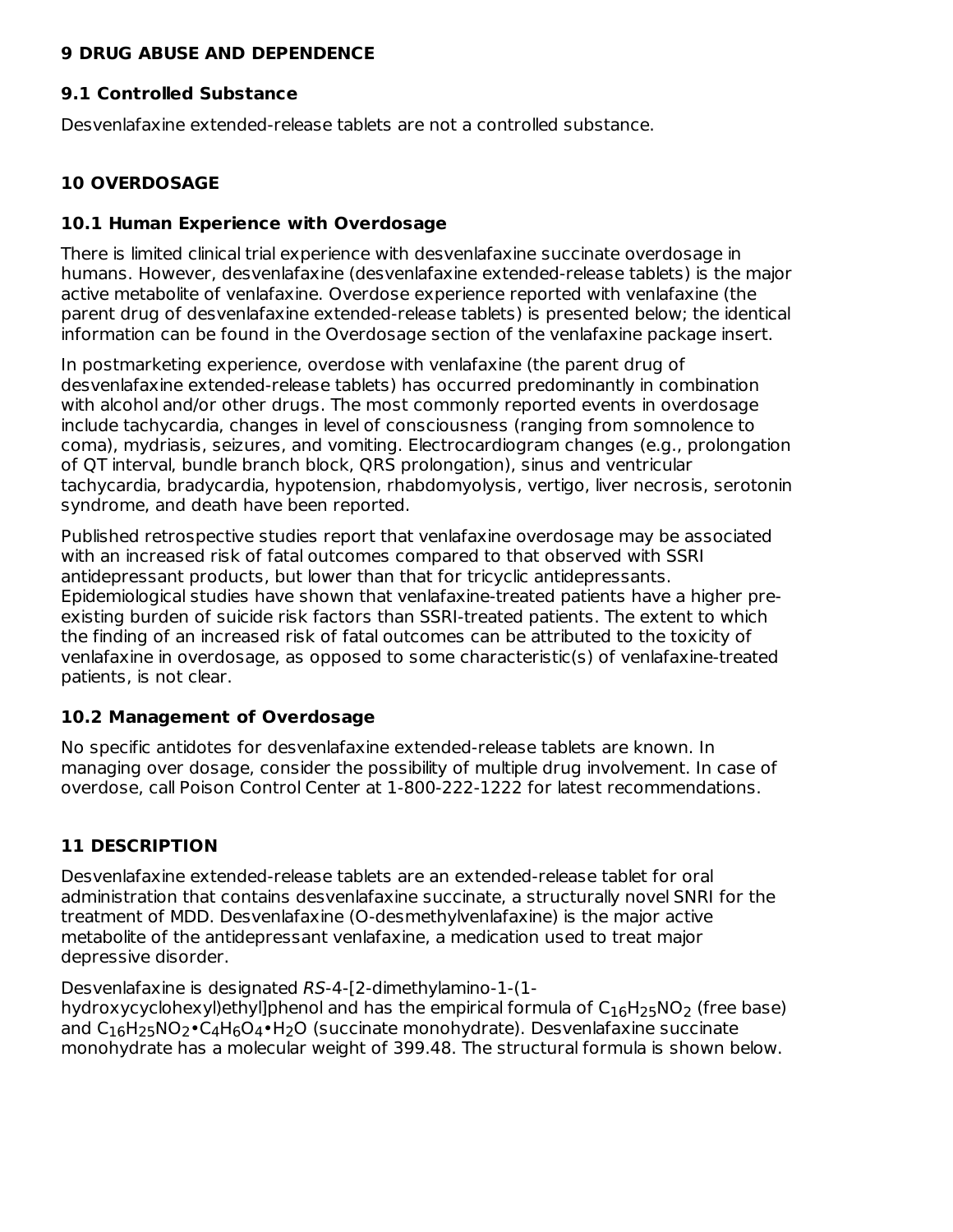## 9 DRUG ABUSE AND DEPENDENCE

### 9.1 Controlled Substance

Desvenlafaxine extended-release tablets are not a controlled substance.

## 10 OVERDOSAGE

### 10.1 Human Experience with Overdosage

There is limited clinical trial experience with desvenlafaxine succinate overdosage in humans. However, desvenlafaxine (desvenlafaxine extended-release tablets) is the major active metabolite of venlafaxine. Overdose experience reported with venlafaxine (the parent drug of desvenlafaxine extended-release tablets) is presented below; the identical information can be found in the Overdosage section of the venlafaxine package insert.

In postmarketing experience, overdose with venlafaxine (the parent drug of desvenlafaxine extended-release tablets) has occurred predominantly in combination with alcohol and/or other drugs. The most commonly reported events in overdosage include tachycardia, changes in level of consciousness (ranging from somnolence to coma), mydriasis, seizures, and vomiting. Electrocardiogram changes (e.g., prolongation of QT interval, bundle branch block, QRS prolongation), sinus and ventricular tachycardia, bradycardia, hypotension, rhabdomyolysis, vertigo, liver necrosis, serotonin syndrome, and death have been reported.

Published retrospective studies report that venlafaxine overdosage may be associated with an increased risk of fatal outcomes compared to that observed with SSRI antidepressant products, but lower than that for tricyclic antidepressants. Epidemiological studies have shown that venlafaxine-treated patients have a higher pre-existing burden of suicide risk factors than SSRI-treated patients. The extent to which the finding of an increased risk of fatal outcomes can be attributed to the toxicity of venlafaxine in overdosage, as opposed to some characteristic(s) of venlafaxine-treated patients, is not clear.

### 10.2 Management of Overdosage

No specific antidotes for desvenlafaxine extended-release tablets are known. In managing over dosage, consider the possibility of multiple drug involvement. In case of overdose, call Poison Control Center at 1-800-222-1222 for latest recommendations.

## 11 DESCRIPTION

Desvenlafaxine extended-release tablets are an extended-release tablet for oral administration that contains desvenlafaxine succinate, a structurally novel SNRI for the treatment of MDD. Desvenlafaxine (O-desmethylvenlafaxine) is the major active metabolite of the antidepressant venlafaxine, a medication used to treat major depressive disorder.

Desvenlafaxine is designated *RS*-4-[2-dimethylamino-1-(1-hydroxycyclohexyl)ethyl]phenol and has the empirical formula of $C_{16}H_{25}NO_2$ (free base) and $C_{16}H_{25}NO_2 \bullet C_4H_6O_4 \bullet H_2O$ (succinate monohydrate). Desvenlafaxine succinate monohydrate has a molecular weight of 399.48. The structural formula is shown below.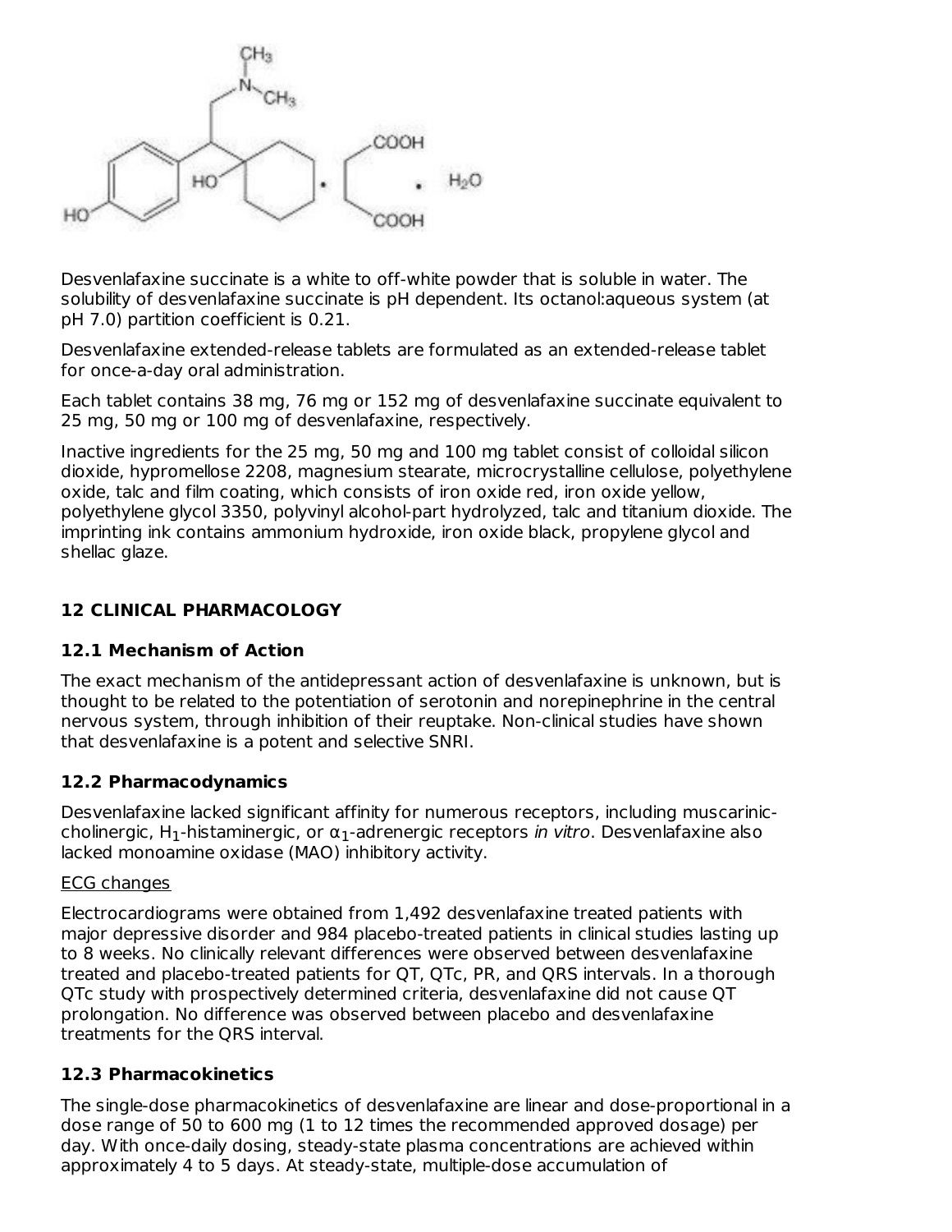Desvenlafaxine succinate is a white to off-white powder that is soluble in water. The solubility of desvenlafaxine succinate is pH dependent. Its octanol:aqueous system (at pH 7.0) partition coefficient is 0.21.

Desvenlafaxine extended-release tablets are formulated as an extended-release tablet for once-a-day oral administration.

Each tablet contains 38 mg, 76 mg or 152 mg of desvenlafaxine succinate equivalent to 25 mg, 50 mg or 100 mg of desvenlafaxine, respectively.

Inactive ingredients for the 25 mg, 50 mg and 100 mg tablet consist of colloidal silicon dioxide, hypromellose 2208, magnesium stearate, microcrystalline cellulose, polyethylene oxide, talc and film coating, which consists of iron oxide red, iron oxide yellow, polyethylene glycol 3350, polyvinyl alcohol-part hydrolyzed, talc and titanium dioxide. The imprinting ink contains ammonium hydroxide, iron oxide black, propylene glycol and shellac glaze.

## 12 CLINICAL PHARMACOLOGY

### 12.1 Mechanism of Action

The exact mechanism of the antidepressant action of desvenlafaxine is unknown, but is thought to be related to the potentiation of serotonin and norepinephrine in the central nervous system, through inhibition of their reuptake. Non-clinical studies have shown that desvenlafaxine is a potent and selective SNRI.

### 12.2 Pharmacodynamics

Desvenlafaxine lacked significant affinity for numerous receptors, including muscarinic-cholinergic, $H_1$-histaminergic, or $\alpha_1$-adrenergic receptors *in vitro*. Desvenlafaxine also lacked monoamine oxidase (MAO) inhibitory activity.

ECG changes

Electrocardiograms were obtained from 1,492 desvenlafaxine treated patients with major depressive disorder and 984 placebo-treated patients in clinical studies lasting up to 8 weeks. No clinically relevant differences were observed between desvenlafaxine treated and placebo-treated patients for QT, QTc, PR, and QRS intervals. In a thorough QTc study with prospectively determined criteria, desvenlafaxine did not cause QT prolongation. No difference was observed between placebo and desvenlafaxine treatments for the QRS interval.

### 12.3 Pharmacokinetics

The single-dose pharmacokinetics of desvenlafaxine are linear and dose-proportional in a dose range of 50 to 600 mg (1 to 12 times the recommended approved dosage) per day. With once-daily dosing, steady-state plasma concentrations are achieved within approximately 4 to 5 days. At steady-state, multiple-dose accumulation of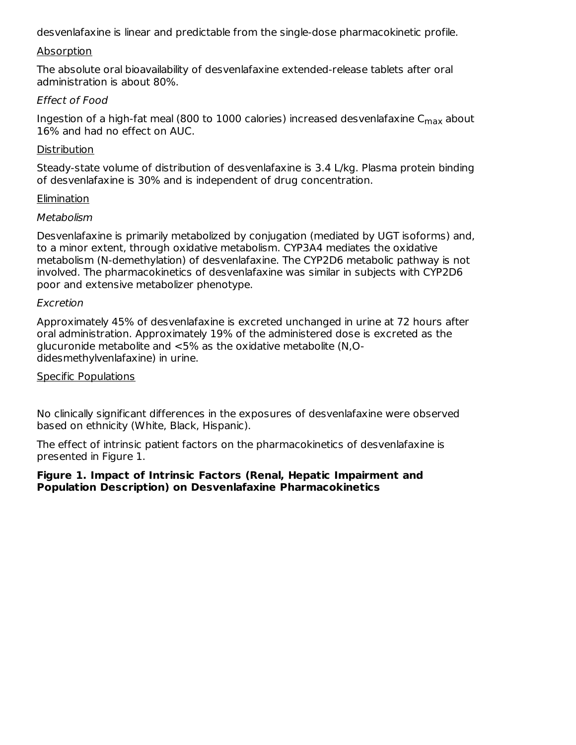desvenlafaxine is linear and predictable from the single-dose pharmacokinetic profile.

Absorption

The absolute oral bioavailability of desvenlafaxine extended-release tablets after oral administration is about 80%.

*Effect of Food*

Ingestion of a high-fat meal (800 to 1000 calories) increased desvenlafaxine $C_{max}$ about 16% and had no effect on AUC.

Distribution

Steady-state volume of distribution of desvenlafaxine is 3.4 L/kg. Plasma protein binding of desvenlafaxine is 30% and is independent of drug concentration.

Elimination

*Metabolism*

Desvenlafaxine is primarily metabolized by conjugation (mediated by UGT isoforms) and, to a minor extent, through oxidative metabolism. CYP3A4 mediates the oxidative metabolism (N-demethylation) of desvenlafaxine. The CYP2D6 metabolic pathway is not involved. The pharmacokinetics of desvenlafaxine was similar in subjects with CYP2D6 poor and extensive metabolizer phenotype.

*Excretion*

Approximately 45% of desvenlafaxine is excreted unchanged in urine at 72 hours after oral administration. Approximately 19% of the administered dose is excreted as the glucuronide metabolite and <5% as the oxidative metabolite (N,O-didesmethylvenlafaxine) in urine.

Specific Populations

No clinically significant differences in the exposures of desvenlafaxine were observed based on ethnicity (White, Black, Hispanic).

The effect of intrinsic patient factors on the pharmacokinetics of desvenlafaxine is presented in Figure 1.

**Figure 1. Impact of Intrinsic Factors (Renal, Hepatic Impairment and Population Description) on Desvenlafaxine Pharmacokinetics**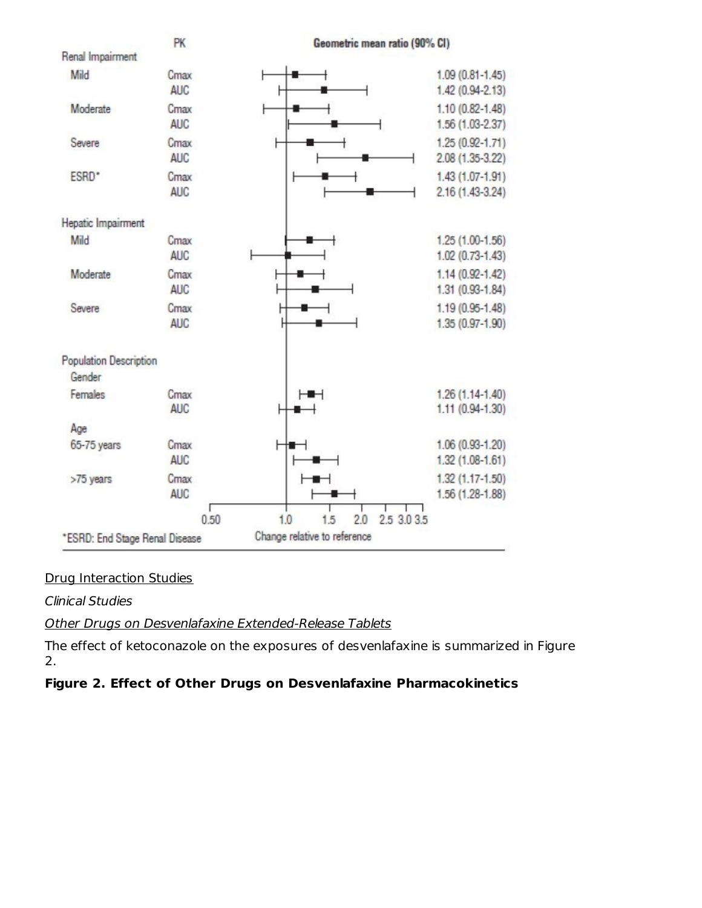| | PK | Geometric mean ratio (90% CI) |
|---|---|---|
| **Renal Impairment** | | |
| Mild | Cmax | 1.09 (0.81-1.45) |
| | AUC | 1.42 (0.94-2.13) |
| Moderate | Cmax | 1.10 (0.82-1.48) |
| | AUC | 1.56 (1.03-2.37) |
| Severe | Cmax | 1.25 (0.92-1.71) |
| | AUC | 2.08 (1.35-3.22) |
| ESRD* | Cmax | 1.43 (1.07-1.91) |
| | AUC | 2.16 (1.43-3.24) |
| **Hepatic Impairment** | | |
| Mild | Cmax | 1.25 (1.00-1.56) |
| | AUC | 1.02 (0.73-1.43) |
| Moderate | Cmax | 1.14 (0.92-1.42) |
| | AUC | 1.31 (0.93-1.84) |
| Severe | Cmax | 1.19 (0.95-1.48) |
| | AUC | 1.35 (0.97-1.90) |
| **Population Description** | | |
| Gender | | |
| Females | Cmax | 1.26 (1.14-1.40) |
| | AUC | 1.11 (0.94-1.30) |
| Age | | |
| 65-75 years | Cmax | 1.06 (0.93-1.20) |
| | AUC | 1.32 (1.08-1.61) |
| >75 years | Cmax | 1.32 (1.17-1.50) |
| | AUC | 1.56 (1.28-1.88) |

Change relative to reference (axis: 0.50, 1.0, 1.5, 2.0, 2.5, 3.0, 3.5)

*ESRD: End Stage Renal Disease

Drug Interaction Studies

*Clinical Studies*

*Other Drugs on Desvenlafaxine Extended-Release Tablets*

The effect of ketoconazole on the exposures of desvenlafaxine is summarized in Figure 2.

**Figure 2. Effect of Other Drugs on Desvenlafaxine Pharmacokinetics**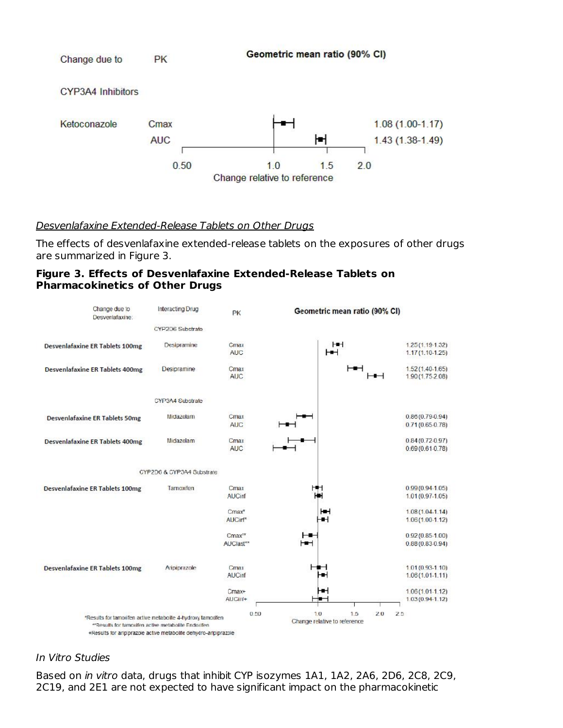| Change due to | PK | Geometric mean ratio (90% CI) |
|---|---|---|
| **CYP3A4 Inhibitors** | | |
| Ketoconazole | Cmax | 1.08 (1.00-1.17) |
| | AUC | 1.43 (1.38-1.49) |

Change relative to reference

*Desvenlafaxine Extended-Release Tablets on Other Drugs*

The effects of desvenlafaxine extended-release tablets on the exposures of other drugs are summarized in Figure 3.

**Figure 3. Effects of Desvenlafaxine Extended-Release Tablets on Pharmacokinetics of Other Drugs**

| Change due to Desvenlafaxine: | Interacting Drug | PK | Geometric mean ratio (90% CI) |
|---|---|---|---|
| | CYP2D6 Substrate | | |
| **Desvenlafaxine ER Tablets 100mg** | Desipramine | Cmax | 1.25 (1.19-1.32) |
| | | AUC | 1.17 (1.10-1.25) |
| **Desvenlafaxine ER Tablets 400mg** | Desipramine | Cmax | 1.52 (1.40-1.65) |
| | | AUC | 1.90 (1.75-2.08) |
| | CYP3A4 Substrate | | |
| **Desvenlafaxine ER Tablets 50mg** | Midazolam | Cmax | 0.86 (0.79-0.94) |
| | | AUC | 0.71 (0.65-0.78) |
| **Desvenlafaxine ER Tablets 400mg** | Midazolam | Cmax | 0.84 (0.72-0.97) |
| | | AUC | 0.69 (0.61-0.78) |
| | CYP2D6 & CYP3A4 Substrate | | |
| **Desvenlafaxine ER Tablets 100mg** | Tamoxifen | Cmax | 0.99 (0.94-1.05) |
| | | AUCinf | 1.01 (0.97-1.05) |
| | | Cmax* | 1.08 (1.04-1.14) |
| | | AUCinf* | 1.06 (1.00-1.12) |
| | | Cmax** | 0.92 (0.85-1.00) |
| | | AUClast** | 0.88 (0.83-0.94) |
| **Desvenlafaxine ER Tablets 100mg** | Aripiprazole | Cmax | 1.01 (0.93-1.10) |
| | | AUCinf | 1.06 (1.01-1.11) |
| | | Cmax+ | 1.06 (1.01-1.12) |
| | | AUCinf+ | 1.03 (0.94-1.12) |

Change relative to reference

*Results for tamoxifen active metabolite 4-hydroxy tamoxifen
**Results for tamoxifen active metabolite Endoxifen
+Results for aripiprazole active metabolite dehydro-aripiprazole

*In Vitro Studies*

Based on *in vitro* data, drugs that inhibit CYP isozymes 1A1, 1A2, 2A6, 2D6, 2C8, 2C9, 2C19, and 2E1 are not expected to have significant impact on the pharmacokinetic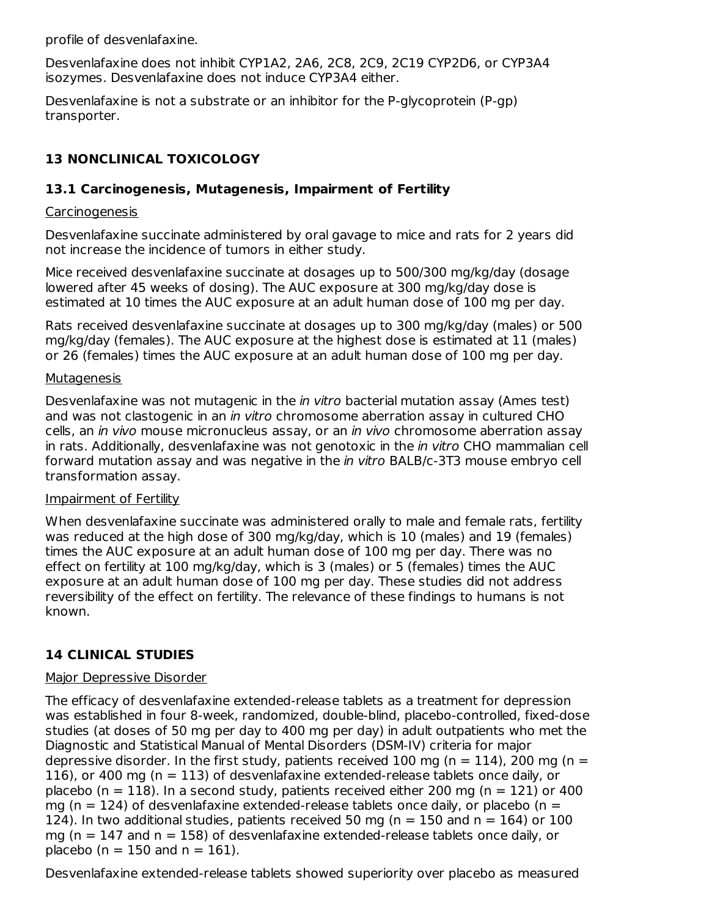profile of desvenlafaxine.

Desvenlafaxine does not inhibit CYP1A2, 2A6, 2C8, 2C9, 2C19 CYP2D6, or CYP3A4 isozymes. Desvenlafaxine does not induce CYP3A4 either.

Desvenlafaxine is not a substrate or an inhibitor for the P-glycoprotein (P-gp) transporter.

## 13 NONCLINICAL TOXICOLOGY

### 13.1 Carcinogenesis, Mutagenesis, Impairment of Fertility

Carcinogenesis

Desvenlafaxine succinate administered by oral gavage to mice and rats for 2 years did not increase the incidence of tumors in either study.

Mice received desvenlafaxine succinate at dosages up to 500/300 mg/kg/day (dosage lowered after 45 weeks of dosing). The AUC exposure at 300 mg/kg/day dose is estimated at 10 times the AUC exposure at an adult human dose of 100 mg per day.

Rats received desvenlafaxine succinate at dosages up to 300 mg/kg/day (males) or 500 mg/kg/day (females). The AUC exposure at the highest dose is estimated at 11 (males) or 26 (females) times the AUC exposure at an adult human dose of 100 mg per day.

Mutagenesis

Desvenlafaxine was not mutagenic in the *in vitro* bacterial mutation assay (Ames test) and was not clastogenic in an *in vitro* chromosome aberration assay in cultured CHO cells, an *in vivo* mouse micronucleus assay, or an *in vivo* chromosome aberration assay in rats. Additionally, desvenlafaxine was not genotoxic in the *in vitro* CHO mammalian cell forward mutation assay and was negative in the *in vitro* BALB/c-3T3 mouse embryo cell transformation assay.

Impairment of Fertility

When desvenlafaxine succinate was administered orally to male and female rats, fertility was reduced at the high dose of 300 mg/kg/day, which is 10 (males) and 19 (females) times the AUC exposure at an adult human dose of 100 mg per day. There was no effect on fertility at 100 mg/kg/day, which is 3 (males) or 5 (females) times the AUC exposure at an adult human dose of 100 mg per day. These studies did not address reversibility of the effect on fertility. The relevance of these findings to humans is not known.

## 14 CLINICAL STUDIES

Major Depressive Disorder

The efficacy of desvenlafaxine extended-release tablets as a treatment for depression was established in four 8-week, randomized, double-blind, placebo-controlled, fixed-dose studies (at doses of 50 mg per day to 400 mg per day) in adult outpatients who met the Diagnostic and Statistical Manual of Mental Disorders (DSM-IV) criteria for major depressive disorder. In the first study, patients received 100 mg (n = 114), 200 mg (n = 116), or 400 mg (n = 113) of desvenlafaxine extended-release tablets once daily, or placebo (n = 118). In a second study, patients received either 200 mg (n = 121) or 400 mg (n = 124) of desvenlafaxine extended-release tablets once daily, or placebo (n = 124). In two additional studies, patients received 50 mg (n = 150 and n = 164) or 100 mg (n = 147 and n = 158) of desvenlafaxine extended-release tablets once daily, or placebo (n = 150 and n = 161).

Desvenlafaxine extended-release tablets showed superiority over placebo as measured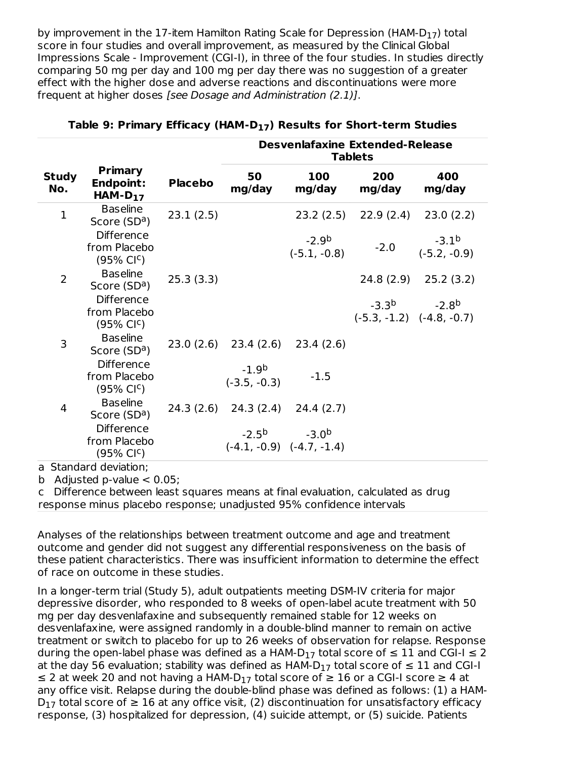by improvement in the 17-item Hamilton Rating Scale for Depression (HAM-$D_{17}$) total score in four studies and overall improvement, as measured by the Clinical Global Impressions Scale - Improvement (CGI-I), in three of the four studies. In studies directly comparing 50 mg per day and 100 mg per day there was no suggestion of a greater effect with the higher dose and adverse reactions and discontinuations were more frequent at higher doses *[see Dosage and Administration (2.1)]*.

**Table 9: Primary Efficacy (HAM-$D_{17}$) Results for Short-term Studies**

| Study No. | Primary Endpoint: HAM-$D_{17}$ | Placebo | Desvenlafaxine Extended-Release Tablets | | | |
|---|---|---|---|---|---|---|
| | | | **50 mg/day** | **100 mg/day** | **200 mg/day** | **400 mg/day** |
| 1 | Baseline Score (SD[a]) | 23.1 (2.5) | | 23.2 (2.5) | 22.9 (2.4) | 23.0 (2.2) |
| | Difference from Placebo (95% CI[c]) | | | -2.9[b] (-5.1, -0.8) | -2.0 | -3.1[b] (-5.2, -0.9) |
| 2 | Baseline Score (SD[a]) | 25.3 (3.3) | | | 24.8 (2.9) | 25.2 (3.2) |
| | Difference from Placebo (95% CI[c]) | | | | -3.3[b] (-5.3, -1.2) | -2.8[b] (-4.8, -0.7) |
| 3 | Baseline Score (SD[a]) | 23.0 (2.6) | 23.4 (2.6) | 23.4 (2.6) | | |
| | Difference from Placebo (95% CI[c]) | | -1.9[b] (-3.5, -0.3) | -1.5 | | |
| 4 | Baseline Score (SD[a]) | 24.3 (2.6) | 24.3 (2.4) | 24.4 (2.7) | | |
| | Difference from Placebo (95% CI[c]) | | -2.5[b] (-4.1, -0.9) | -3.0[b] (-4.7, -1.4) | | |

a Standard deviation;
b Adjusted p-value < 0.05;
c Difference between least squares means at final evaluation, calculated as drug response minus placebo response; unadjusted 95% confidence intervals

Analyses of the relationships between treatment outcome and age and treatment outcome and gender did not suggest any differential responsiveness on the basis of these patient characteristics. There was insufficient information to determine the effect of race on outcome in these studies.

In a longer-term trial (Study 5), adult outpatients meeting DSM-IV criteria for major depressive disorder, who responded to 8 weeks of open-label acute treatment with 50 mg per day desvenlafaxine and subsequently remained stable for 12 weeks on desvenlafaxine, were assigned randomly in a double-blind manner to remain on active treatment or switch to placebo for up to 26 weeks of observation for relapse. Response during the open-label phase was defined as a HAM-$D_{17}$ total score of ≤ 11 and CGI-I ≤ 2 at the day 56 evaluation; stability was defined as HAM-$D_{17}$ total score of ≤ 11 and CGI-I ≤ 2 at week 20 and not having a HAM-$D_{17}$ total score of ≥ 16 or a CGI-I score ≥ 4 at any office visit. Relapse during the double-blind phase was defined as follows: (1) a HAM-$D_{17}$ total score of ≥ 16 at any office visit, (2) discontinuation for unsatisfactory efficacy response, (3) hospitalized for depression, (4) suicide attempt, or (5) suicide. Patients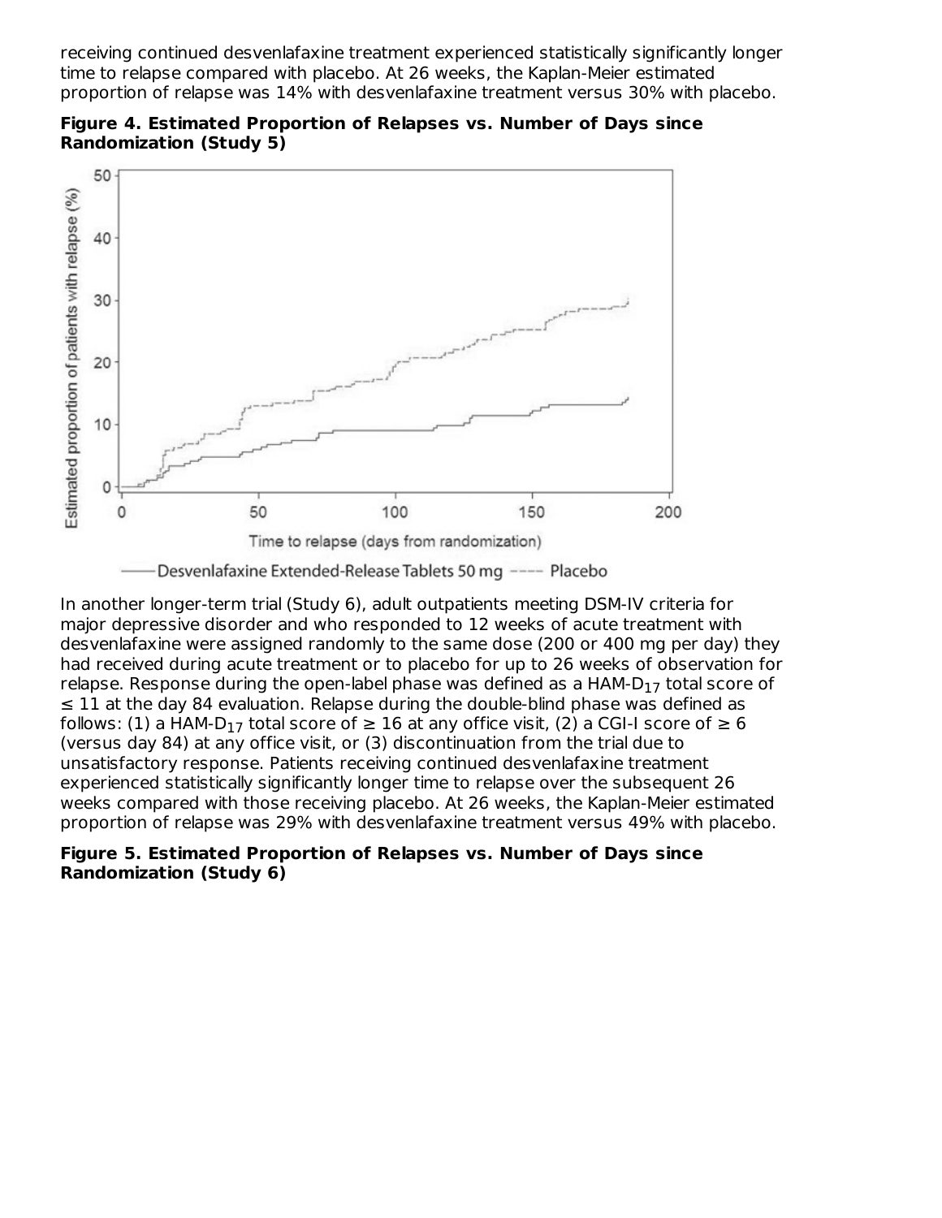receiving continued desvenlafaxine treatment experienced statistically significantly longer time to relapse compared with placebo. At 26 weeks, the Kaplan-Meier estimated proportion of relapse was 14% with desvenlafaxine treatment versus 30% with placebo.

**Figure 4. Estimated Proportion of Relapses vs. Number of Days since Randomization (Study 5)**

In another longer-term trial (Study 6), adult outpatients meeting DSM-IV criteria for major depressive disorder and who responded to 12 weeks of acute treatment with desvenlafaxine were assigned randomly to the same dose (200 or 400 mg per day) they had received during acute treatment or to placebo for up to 26 weeks of observation for relapse. Response during the open-label phase was defined as a HAM-$D_{17}$ total score of ≤ 11 at the day 84 evaluation. Relapse during the double-blind phase was defined as follows: (1) a HAM-$D_{17}$ total score of ≥ 16 at any office visit, (2) a CGI-I score of ≥ 6 (versus day 84) at any office visit, or (3) discontinuation from the trial due to unsatisfactory response. Patients receiving continued desvenlafaxine treatment experienced statistically significantly longer time to relapse over the subsequent 26 weeks compared with those receiving placebo. At 26 weeks, the Kaplan-Meier estimated proportion of relapse was 29% with desvenlafaxine treatment versus 49% with placebo.

**Figure 5. Estimated Proportion of Relapses vs. Number of Days since Randomization (Study 6)**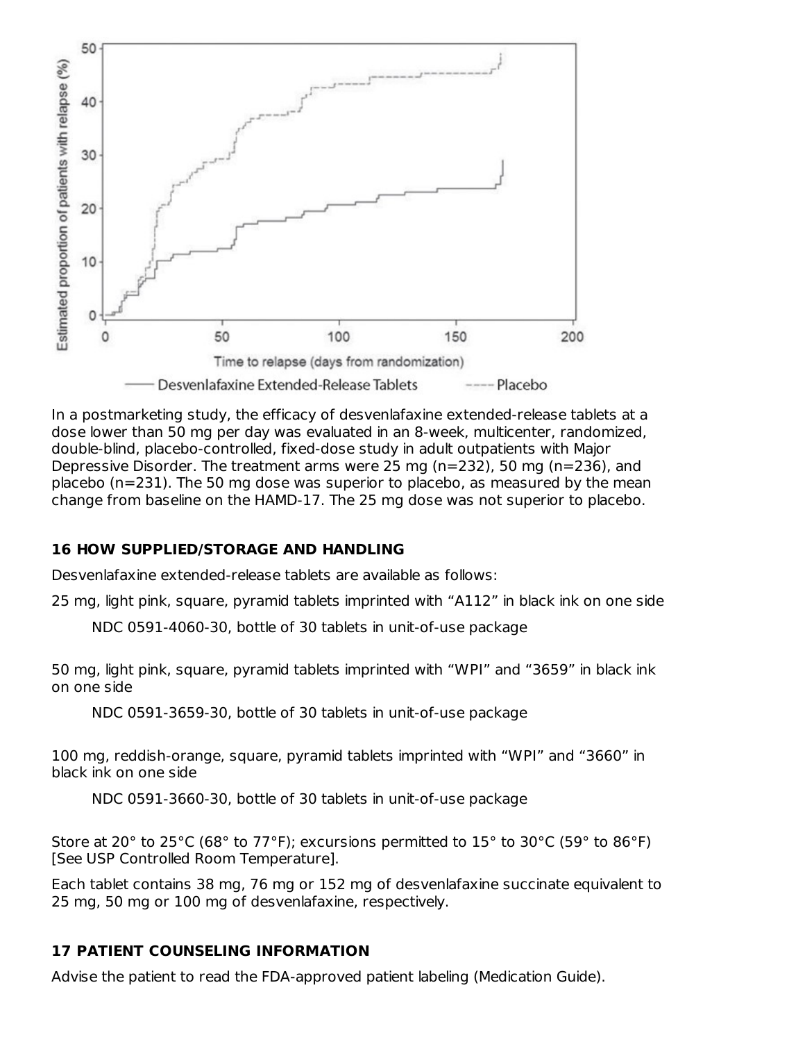In a postmarketing study, the efficacy of desvenlafaxine extended-release tablets at a dose lower than 50 mg per day was evaluated in an 8-week, multicenter, randomized, double-blind, placebo-controlled, fixed-dose study in adult outpatients with Major Depressive Disorder. The treatment arms were 25 mg (n=232), 50 mg (n=236), and placebo (n=231). The 50 mg dose was superior to placebo, as measured by the mean change from baseline on the HAMD-17. The 25 mg dose was not superior to placebo.

## 16 HOW SUPPLIED/STORAGE AND HANDLING

Desvenlafaxine extended-release tablets are available as follows:

25 mg, light pink, square, pyramid tablets imprinted with "A112" in black ink on one side

NDC 0591-4060-30, bottle of 30 tablets in unit-of-use package

50 mg, light pink, square, pyramid tablets imprinted with "WPI" and "3659" in black ink on one side

NDC 0591-3659-30, bottle of 30 tablets in unit-of-use package

100 mg, reddish-orange, square, pyramid tablets imprinted with "WPI" and "3660" in black ink on one side

NDC 0591-3660-30, bottle of 30 tablets in unit-of-use package

Store at 20° to 25°C (68° to 77°F); excursions permitted to 15° to 30°C (59° to 86°F) [See USP Controlled Room Temperature].

Each tablet contains 38 mg, 76 mg or 152 mg of desvenlafaxine succinate equivalent to 25 mg, 50 mg or 100 mg of desvenlafaxine, respectively.

## 17 PATIENT COUNSELING INFORMATION

Advise the patient to read the FDA-approved patient labeling (Medication Guide).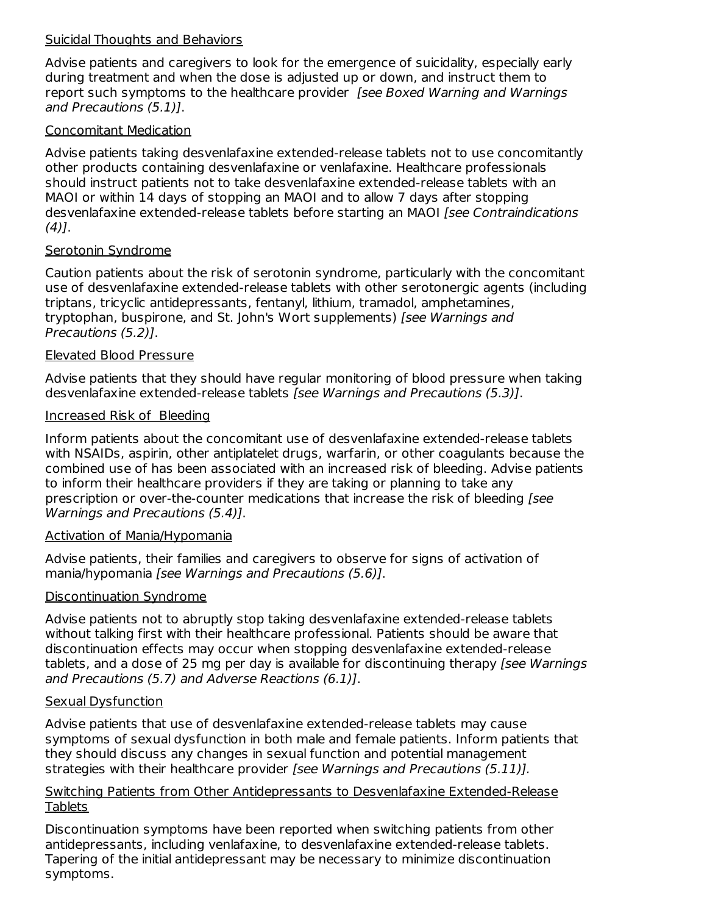Suicidal Thoughts and Behaviors

Advise patients and caregivers to look for the emergence of suicidality, especially early during treatment and when the dose is adjusted up or down, and instruct them to report such symptoms to the healthcare provider *[see Boxed Warning and Warnings and Precautions (5.1)]*.

Concomitant Medication

Advise patients taking desvenlafaxine extended-release tablets not to use concomitantly other products containing desvenlafaxine or venlafaxine. Healthcare professionals should instruct patients not to take desvenlafaxine extended-release tablets with an MAOI or within 14 days of stopping an MAOI and to allow 7 days after stopping desvenlafaxine extended-release tablets before starting an MAOI *[see Contraindications (4)]*.

Serotonin Syndrome

Caution patients about the risk of serotonin syndrome, particularly with the concomitant use of desvenlafaxine extended-release tablets with other serotonergic agents (including triptans, tricyclic antidepressants, fentanyl, lithium, tramadol, amphetamines, tryptophan, buspirone, and St. John's Wort supplements) *[see Warnings and Precautions (5.2)]*.

Elevated Blood Pressure

Advise patients that they should have regular monitoring of blood pressure when taking desvenlafaxine extended-release tablets *[see Warnings and Precautions (5.3)]*.

Increased Risk of Bleeding

Inform patients about the concomitant use of desvenlafaxine extended-release tablets with NSAIDs, aspirin, other antiplatelet drugs, warfarin, or other coagulants because the combined use of has been associated with an increased risk of bleeding. Advise patients to inform their healthcare providers if they are taking or planning to take any prescription or over-the-counter medications that increase the risk of bleeding *[see Warnings and Precautions (5.4)]*.

Activation of Mania/Hypomania

Advise patients, their families and caregivers to observe for signs of activation of mania/hypomania *[see Warnings and Precautions (5.6)]*.

Discontinuation Syndrome

Advise patients not to abruptly stop taking desvenlafaxine extended-release tablets without talking first with their healthcare professional. Patients should be aware that discontinuation effects may occur when stopping desvenlafaxine extended-release tablets, and a dose of 25 mg per day is available for discontinuing therapy *[see Warnings and Precautions (5.7) and Adverse Reactions (6.1)]*.

Sexual Dysfunction

Advise patients that use of desvenlafaxine extended-release tablets may cause symptoms of sexual dysfunction in both male and female patients. Inform patients that they should discuss any changes in sexual function and potential management strategies with their healthcare provider *[see Warnings and Precautions (5.11)]*.

Switching Patients from Other Antidepressants to Desvenlafaxine Extended-Release Tablets

Discontinuation symptoms have been reported when switching patients from other antidepressants, including venlafaxine, to desvenlafaxine extended-release tablets. Tapering of the initial antidepressant may be necessary to minimize discontinuation symptoms.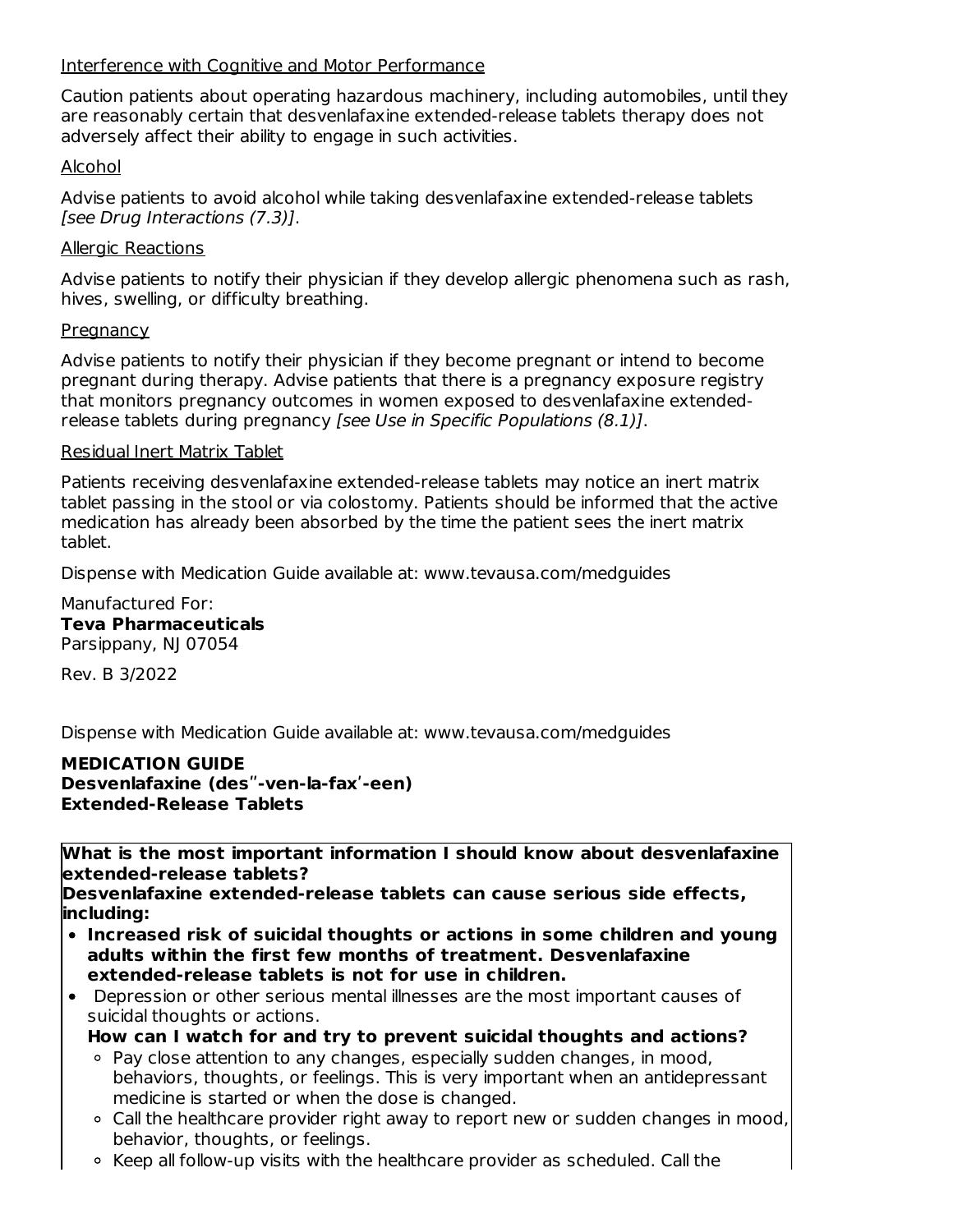Interference with Cognitive and Motor Performance

Caution patients about operating hazardous machinery, including automobiles, until they are reasonably certain that desvenlafaxine extended-release tablets therapy does not adversely affect their ability to engage in such activities.

Alcohol

Advise patients to avoid alcohol while taking desvenlafaxine extended-release tablets *[see Drug Interactions (7.3)]*.

Allergic Reactions

Advise patients to notify their physician if they develop allergic phenomena such as rash, hives, swelling, or difficulty breathing.

Pregnancy

Advise patients to notify their physician if they become pregnant or intend to become pregnant during therapy. Advise patients that there is a pregnancy exposure registry that monitors pregnancy outcomes in women exposed to desvenlafaxine extended-release tablets during pregnancy *[see Use in Specific Populations (8.1)]*.

Residual Inert Matrix Tablet

Patients receiving desvenlafaxine extended-release tablets may notice an inert matrix tablet passing in the stool or via colostomy. Patients should be informed that the active medication has already been absorbed by the time the patient sees the inert matrix tablet.

Dispense with Medication Guide available at: www.tevausa.com/medguides

Manufactured For:
**Teva Pharmaceuticals**
Parsippany, NJ 07054

Rev. B 3/2022

Dispense with Medication Guide available at: www.tevausa.com/medguides

**MEDICATION GUIDE**
**Desvenlafaxine (des″-ven-la-fax′-een)**
**Extended-Release Tablets**

**What is the most important information I should know about desvenlafaxine extended-release tablets?**
**Desvenlafaxine extended-release tablets can cause serious side effects, including:**

- **Increased risk of suicidal thoughts or actions in some children and young adults within the first few months of treatment. Desvenlafaxine extended-release tablets is not for use in children.**
- Depression or other serious mental illnesses are the most important causes of suicidal thoughts or actions.

  **How can I watch for and try to prevent suicidal thoughts and actions?**
  - Pay close attention to any changes, especially sudden changes, in mood, behaviors, thoughts, or feelings. This is very important when an antidepressant medicine is started or when the dose is changed.
  - Call the healthcare provider right away to report new or sudden changes in mood, behavior, thoughts, or feelings.
  - Keep all follow-up visits with the healthcare provider as scheduled. Call the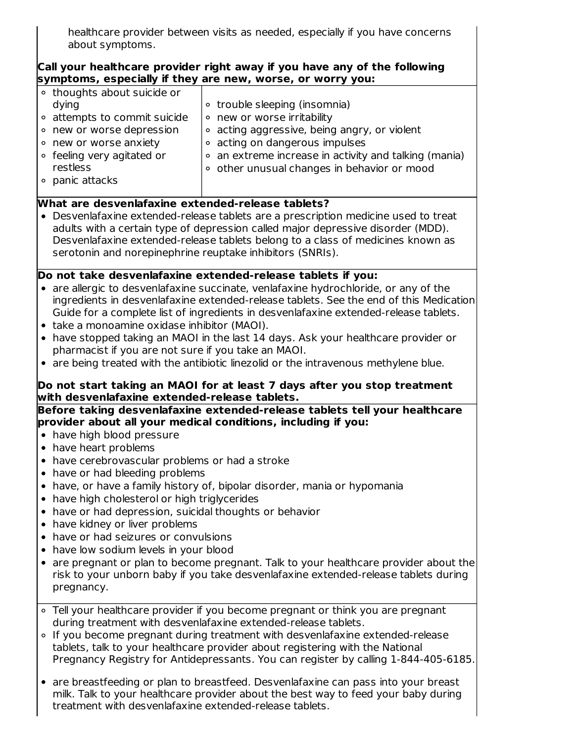healthcare provider between visits as needed, especially if you have concerns about symptoms.

**Call your healthcare provider right away if you have any of the following symptoms, especially if they are new, worse, or worry you:**

| | |
|---|---|
| ◦ thoughts about suicide or dying<br>◦ attempts to commit suicide<br>◦ new or worse depression<br>◦ new or worse anxiety<br>◦ feeling very agitated or restless<br>◦ panic attacks | ◦ trouble sleeping (insomnia)<br>◦ new or worse irritability<br>◦ acting aggressive, being angry, or violent<br>◦ acting on dangerous impulses<br>◦ an extreme increase in activity and talking (mania)<br>◦ other unusual changes in behavior or mood |

**What are desvenlafaxine extended-release tablets?**

- Desvenlafaxine extended-release tablets are a prescription medicine used to treat adults with a certain type of depression called major depressive disorder (MDD). Desvenlafaxine extended-release tablets belong to a class of medicines known as serotonin and norepinephrine reuptake inhibitors (SNRIs).

**Do not take desvenlafaxine extended-release tablets if you:**

- are allergic to desvenlafaxine succinate, venlafaxine hydrochloride, or any of the ingredients in desvenlafaxine extended-release tablets. See the end of this Medication Guide for a complete list of ingredients in desvenlafaxine extended-release tablets.
- take a monoamine oxidase inhibitor (MAOI).
- have stopped taking an MAOI in the last 14 days. Ask your healthcare provider or pharmacist if you are not sure if you take an MAOI.
- are being treated with the antibiotic linezolid or the intravenous methylene blue.

**Do not start taking an MAOI for at least 7 days after you stop treatment with desvenlafaxine extended-release tablets.**

**Before taking desvenlafaxine extended-release tablets tell your healthcare provider about all your medical conditions, including if you:**

- have high blood pressure
- have heart problems
- have cerebrovascular problems or had a stroke
- have or had bleeding problems
- have, or have a family history of, bipolar disorder, mania or hypomania
- have high cholesterol or high triglycerides
- have or had depression, suicidal thoughts or behavior
- have kidney or liver problems
- have or had seizures or convulsions
- have low sodium levels in your blood
- are pregnant or plan to become pregnant. Talk to your healthcare provider about the risk to your unborn baby if you take desvenlafaxine extended-release tablets during pregnancy.
  - Tell your healthcare provider if you become pregnant or think you are pregnant during treatment with desvenlafaxine extended-release tablets.
  - If you become pregnant during treatment with desvenlafaxine extended-release tablets, talk to your healthcare provider about registering with the National Pregnancy Registry for Antidepressants. You can register by calling 1-844-405-6185.
- are breastfeeding or plan to breastfeed. Desvenlafaxine can pass into your breast milk. Talk to your healthcare provider about the best way to feed your baby during treatment with desvenlafaxine extended-release tablets.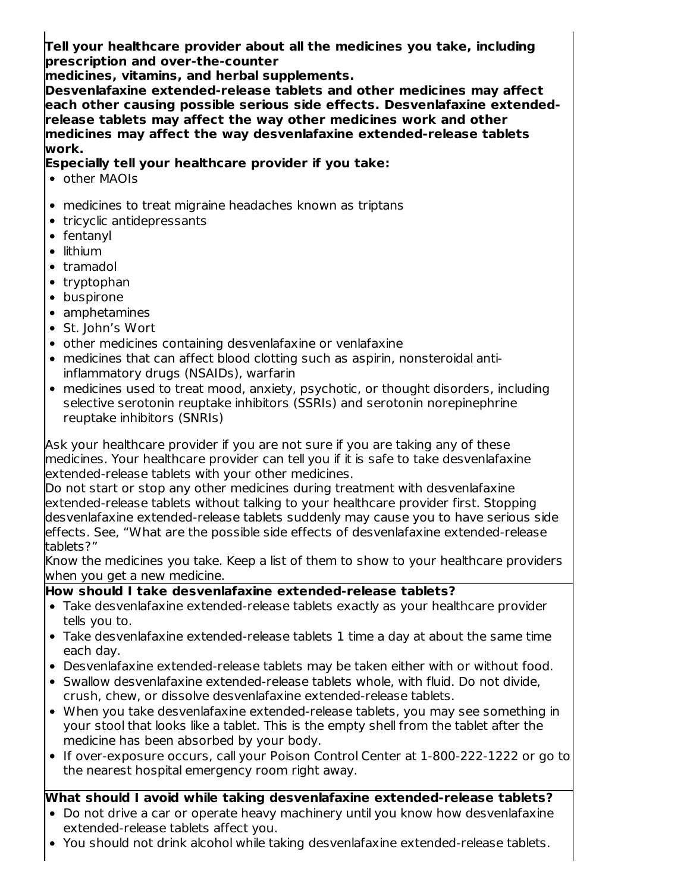**Tell your healthcare provider about all the medicines you take, including prescription and over-the-counter medicines, vitamins, and herbal supplements.**

**Desvenlafaxine extended-release tablets and other medicines may affect each other causing possible serious side effects. Desvenlafaxine extended-release tablets may affect the way other medicines work and other medicines may affect the way desvenlafaxine extended-release tablets work.**

**Especially tell your healthcare provider if you take:**

- other MAOIs
- medicines to treat migraine headaches known as triptans
- tricyclic antidepressants
- fentanyl
- lithium
- tramadol
- tryptophan
- buspirone
- amphetamines
- St. John's Wort
- other medicines containing desvenlafaxine or venlafaxine
- medicines that can affect blood clotting such as aspirin, nonsteroidal anti-inflammatory drugs (NSAIDs), warfarin
- medicines used to treat mood, anxiety, psychotic, or thought disorders, including selective serotonin reuptake inhibitors (SSRIs) and serotonin norepinephrine reuptake inhibitors (SNRIs)

Ask your healthcare provider if you are not sure if you are taking any of these medicines. Your healthcare provider can tell you if it is safe to take desvenlafaxine extended-release tablets with your other medicines.

Do not start or stop any other medicines during treatment with desvenlafaxine extended-release tablets without talking to your healthcare provider first. Stopping desvenlafaxine extended-release tablets suddenly may cause you to have serious side effects. See, "What are the possible side effects of desvenlafaxine extended-release tablets?"

Know the medicines you take. Keep a list of them to show to your healthcare providers when you get a new medicine.

**How should I take desvenlafaxine extended-release tablets?**

- Take desvenlafaxine extended-release tablets exactly as your healthcare provider tells you to.
- Take desvenlafaxine extended-release tablets 1 time a day at about the same time each day.
- Desvenlafaxine extended-release tablets may be taken either with or without food.
- Swallow desvenlafaxine extended-release tablets whole, with fluid. Do not divide, crush, chew, or dissolve desvenlafaxine extended-release tablets.
- When you take desvenlafaxine extended-release tablets, you may see something in your stool that looks like a tablet. This is the empty shell from the tablet after the medicine has been absorbed by your body.
- If over-exposure occurs, call your Poison Control Center at 1-800-222-1222 or go to the nearest hospital emergency room right away.

**What should I avoid while taking desvenlafaxine extended-release tablets?**

- Do not drive a car or operate heavy machinery until you know how desvenlafaxine extended-release tablets affect you.
- You should not drink alcohol while taking desvenlafaxine extended-release tablets.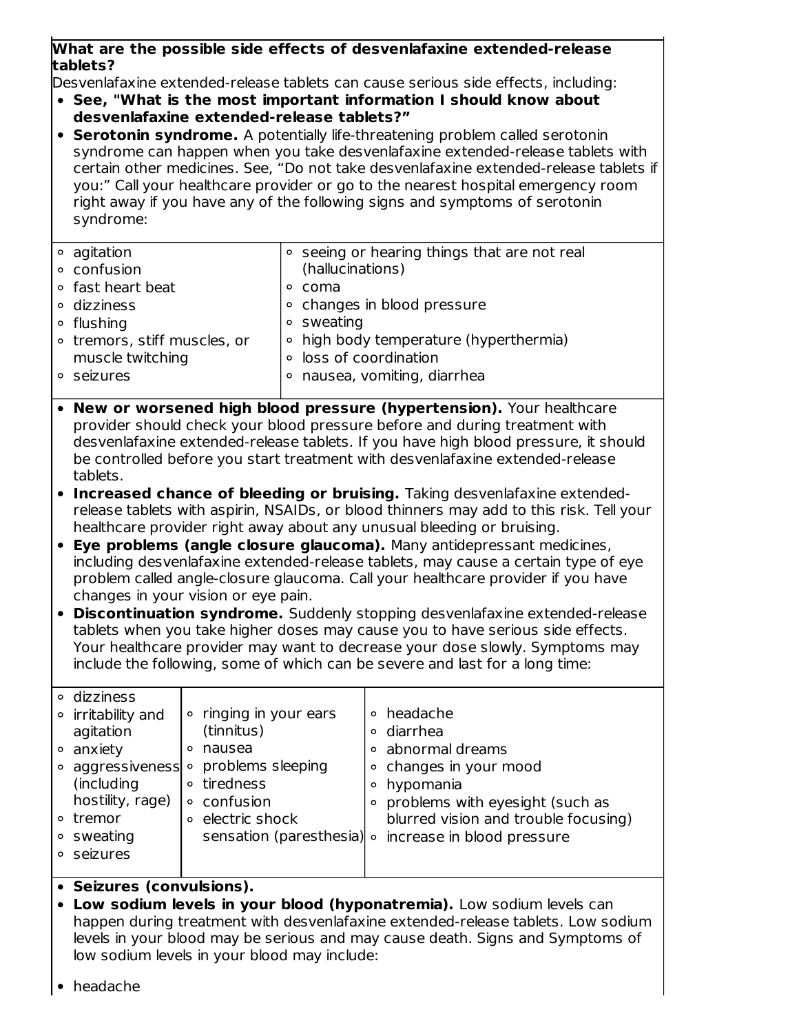**What are the possible side effects of desvenlafaxine extended-release tablets?**

Desvenlafaxine extended-release tablets can cause serious side effects, including:

- **See, "What is the most important information I should know about desvenlafaxine extended-release tablets?"**
- **Serotonin syndrome.** A potentially life-threatening problem called serotonin syndrome can happen when you take desvenlafaxine extended-release tablets with certain other medicines. See, "Do not take desvenlafaxine extended-release tablets if you:" Call your healthcare provider or go to the nearest hospital emergency room right away if you have any of the following signs and symptoms of serotonin syndrome:

| | |
|---|---|
| ◦ agitation<br>◦ confusion<br>◦ fast heart beat<br>◦ dizziness<br>◦ flushing<br>◦ tremors, stiff muscles, or muscle twitching<br>◦ seizures | ◦ seeing or hearing things that are not real (hallucinations)<br>◦ coma<br>◦ changes in blood pressure<br>◦ sweating<br>◦ high body temperature (hyperthermia)<br>◦ loss of coordination<br>◦ nausea, vomiting, diarrhea |

- **New or worsened high blood pressure (hypertension).** Your healthcare provider should check your blood pressure before and during treatment with desvenlafaxine extended-release tablets. If you have high blood pressure, it should be controlled before you start treatment with desvenlafaxine extended-release tablets.
- **Increased chance of bleeding or bruising.** Taking desvenlafaxine extended-release tablets with aspirin, NSAIDs, or blood thinners may add to this risk. Tell your healthcare provider right away about any unusual bleeding or bruising.
- **Eye problems (angle closure glaucoma).** Many antidepressant medicines, including desvenlafaxine extended-release tablets, may cause a certain type of eye problem called angle-closure glaucoma. Call your healthcare provider if you have changes in your vision or eye pain.
- **Discontinuation syndrome.** Suddenly stopping desvenlafaxine extended-release tablets when you take higher doses may cause you to have serious side effects. Your healthcare provider may want to decrease your dose slowly. Symptoms may include the following, some of which can be severe and last for a long time:

| | | |
|---|---|---|
| ◦ dizziness<br>◦ irritability and agitation<br>◦ anxiety<br>◦ aggressiveness (including hostility, rage)<br>◦ tremor<br>◦ sweating<br>◦ seizures | ◦ ringing in your ears (tinnitus)<br>◦ nausea<br>◦ problems sleeping<br>◦ tiredness<br>◦ confusion<br>◦ electric shock sensation (paresthesia) | ◦ headache<br>◦ diarrhea<br>◦ abnormal dreams<br>◦ changes in your mood<br>◦ hypomania<br>◦ problems with eyesight (such as blurred vision and trouble focusing)<br>◦ increase in blood pressure |

- **Seizures (convulsions).**
- **Low sodium levels in your blood (hyponatremia).** Low sodium levels can happen during treatment with desvenlafaxine extended-release tablets. Low sodium levels in your blood may be serious and may cause death. Signs and Symptoms of low sodium levels in your blood may include:

- headache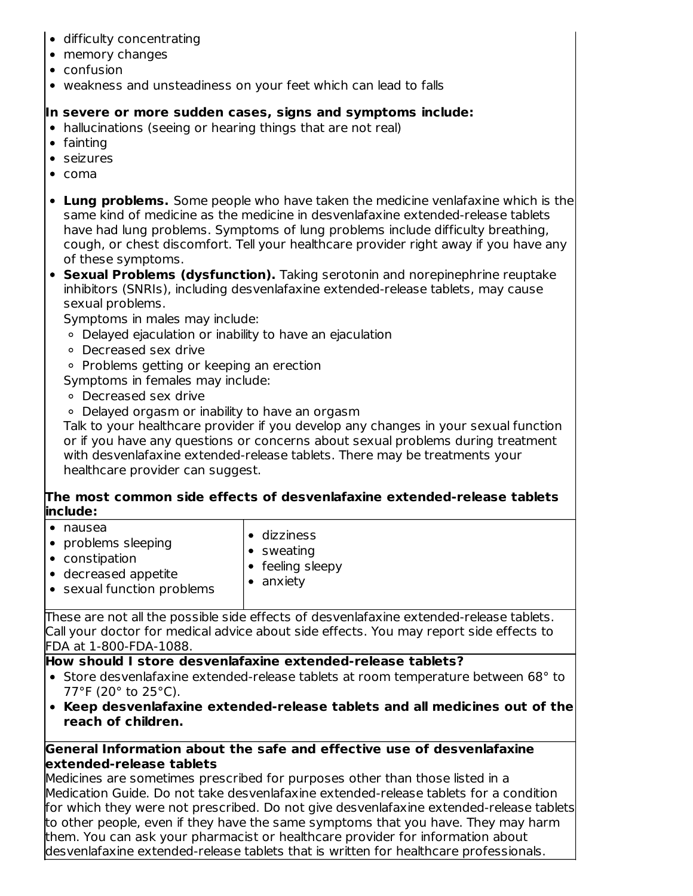- difficulty concentrating
- memory changes
- confusion
- weakness and unsteadiness on your feet which can lead to falls

**In severe or more sudden cases, signs and symptoms include:**

- hallucinations (seeing or hearing things that are not real)
- fainting
- seizures
- coma

- **Lung problems.** Some people who have taken the medicine venlafaxine which is the same kind of medicine as the medicine in desvenlafaxine extended-release tablets have had lung problems. Symptoms of lung problems include difficulty breathing, cough, or chest discomfort. Tell your healthcare provider right away if you have any of these symptoms.
- **Sexual Problems (dysfunction).** Taking serotonin and norepinephrine reuptake inhibitors (SNRIs), including desvenlafaxine extended-release tablets, may cause sexual problems.
  Symptoms in males may include:
  - Delayed ejaculation or inability to have an ejaculation
  - Decreased sex drive
  - Problems getting or keeping an erection

  Symptoms in females may include:
  - Decreased sex drive
  - Delayed orgasm or inability to have an orgasm

  Talk to your healthcare provider if you develop any changes in your sexual function or if you have any questions or concerns about sexual problems during treatment with desvenlafaxine extended-release tablets. There may be treatments your healthcare provider can suggest.

**The most common side effects of desvenlafaxine extended-release tablets include:**

| | |
|---|---|
| • nausea<br>• problems sleeping<br>• constipation<br>• decreased appetite<br>• sexual function problems | • dizziness<br>• sweating<br>• feeling sleepy<br>• anxiety |

These are not all the possible side effects of desvenlafaxine extended-release tablets. Call your doctor for medical advice about side effects. You may report side effects to FDA at 1-800-FDA-1088.

**How should I store desvenlafaxine extended-release tablets?**

- Store desvenlafaxine extended-release tablets at room temperature between 68° to 77°F (20° to 25°C).
- **Keep desvenlafaxine extended-release tablets and all medicines out of the reach of children.**

**General Information about the safe and effective use of desvenlafaxine extended-release tablets**

Medicines are sometimes prescribed for purposes other than those listed in a Medication Guide. Do not take desvenlafaxine extended-release tablets for a condition for which they were not prescribed. Do not give desvenlafaxine extended-release tablets to other people, even if they have the same symptoms that you have. They may harm them. You can ask your pharmacist or healthcare provider for information about desvenlafaxine extended-release tablets that is written for healthcare professionals.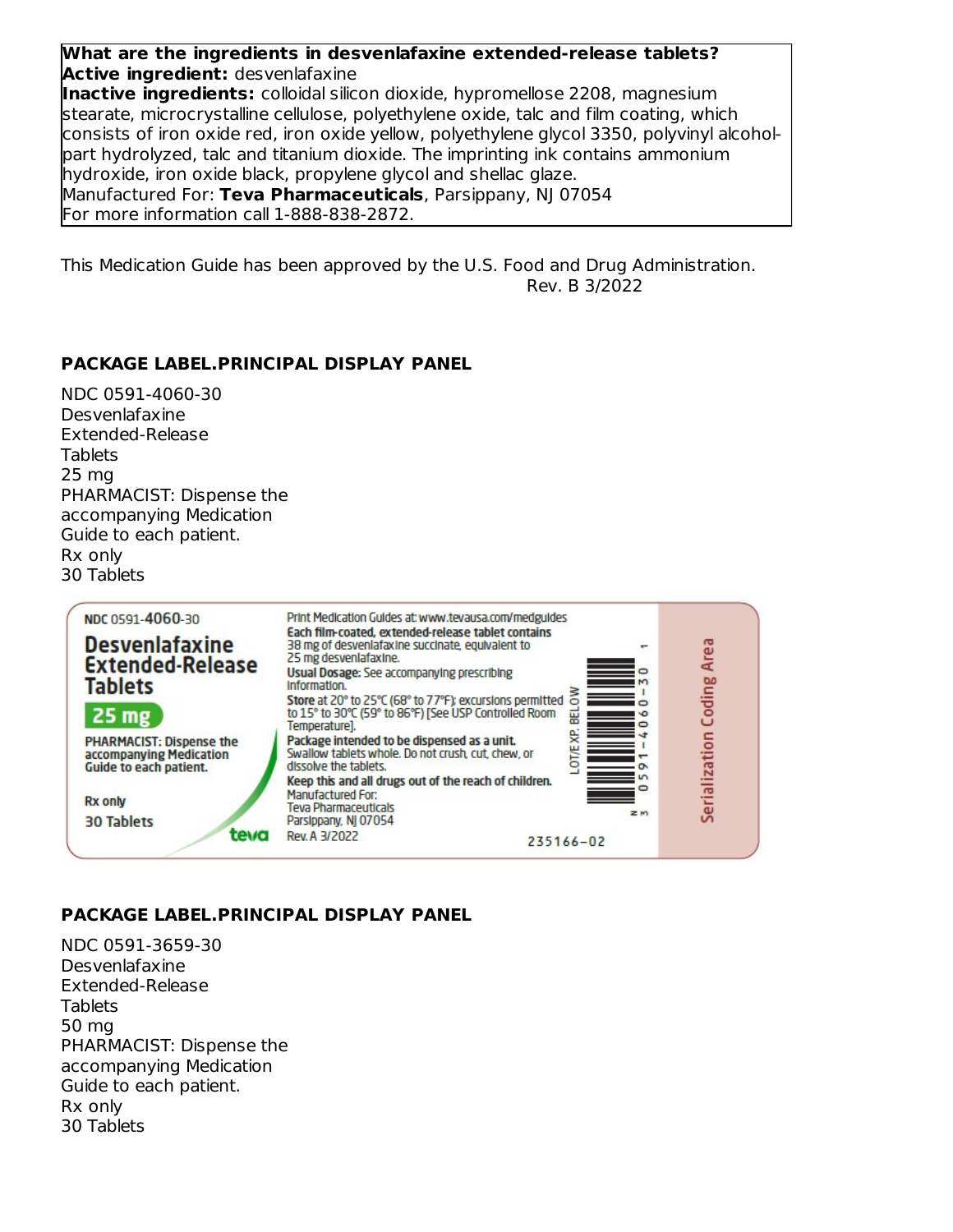**What are the ingredients in desvenlafaxine extended-release tablets?**
**Active ingredient:** desvenlafaxine
**Inactive ingredients:** colloidal silicon dioxide, hypromellose 2208, magnesium stearate, microcrystalline cellulose, polyethylene oxide, talc and film coating, which consists of iron oxide red, iron oxide yellow, polyethylene glycol 3350, polyvinyl alcohol-part hydrolyzed, talc and titanium dioxide. The imprinting ink contains ammonium hydroxide, iron oxide black, propylene glycol and shellac glaze.
Manufactured For: **Teva Pharmaceuticals**, Parsippany, NJ 07054
For more information call 1-888-838-2872.

This Medication Guide has been approved by the U.S. Food and Drug Administration.
Rev. B 3/2022

## PACKAGE LABEL.PRINCIPAL DISPLAY PANEL

NDC 0591-4060-30
Desvenlafaxine
Extended-Release
Tablets
25 mg
PHARMACIST: Dispense the accompanying Medication Guide to each patient.
Rx only
30 Tablets

NDC 0591-4060-30
**Desvenlafaxine Extended-Release Tablets**
**25 mg**
**PHARMACIST: Dispense the accompanying Medication Guide to each patient.**
**Rx only**
**30 Tablets**
teva

Print Medication Guides at: www.tevausa.com/medguides
**Each film-coated, extended-release tablet contains** 38 mg of desvenlafaxine succinate, equivalent to 25 mg desvenlafaxine.
**Usual Dosage:** See accompanying prescribing information.
**Store** at 20° to 25°C (68° to 77°F); excursions permitted to 15° to 30°C (59° to 86°F) [See USP Controlled Room Temperature].
**Package intended to be dispensed as a unit.** Swallow tablets whole. Do not crush, cut, chew, or dissolve the tablets.
**Keep this and all drugs out of the reach of children.**
Manufactured For:
Teva Pharmaceuticals
Parsippany, NJ 07054
Rev. A 3/2022

LOT/EXP. BELOW

N 3 0591-4060-30 1

235166-02

Serialization Coding Area

## PACKAGE LABEL.PRINCIPAL DISPLAY PANEL

NDC 0591-3659-30
Desvenlafaxine
Extended-Release
Tablets
50 mg
PHARMACIST: Dispense the accompanying Medication Guide to each patient.
Rx only
30 Tablets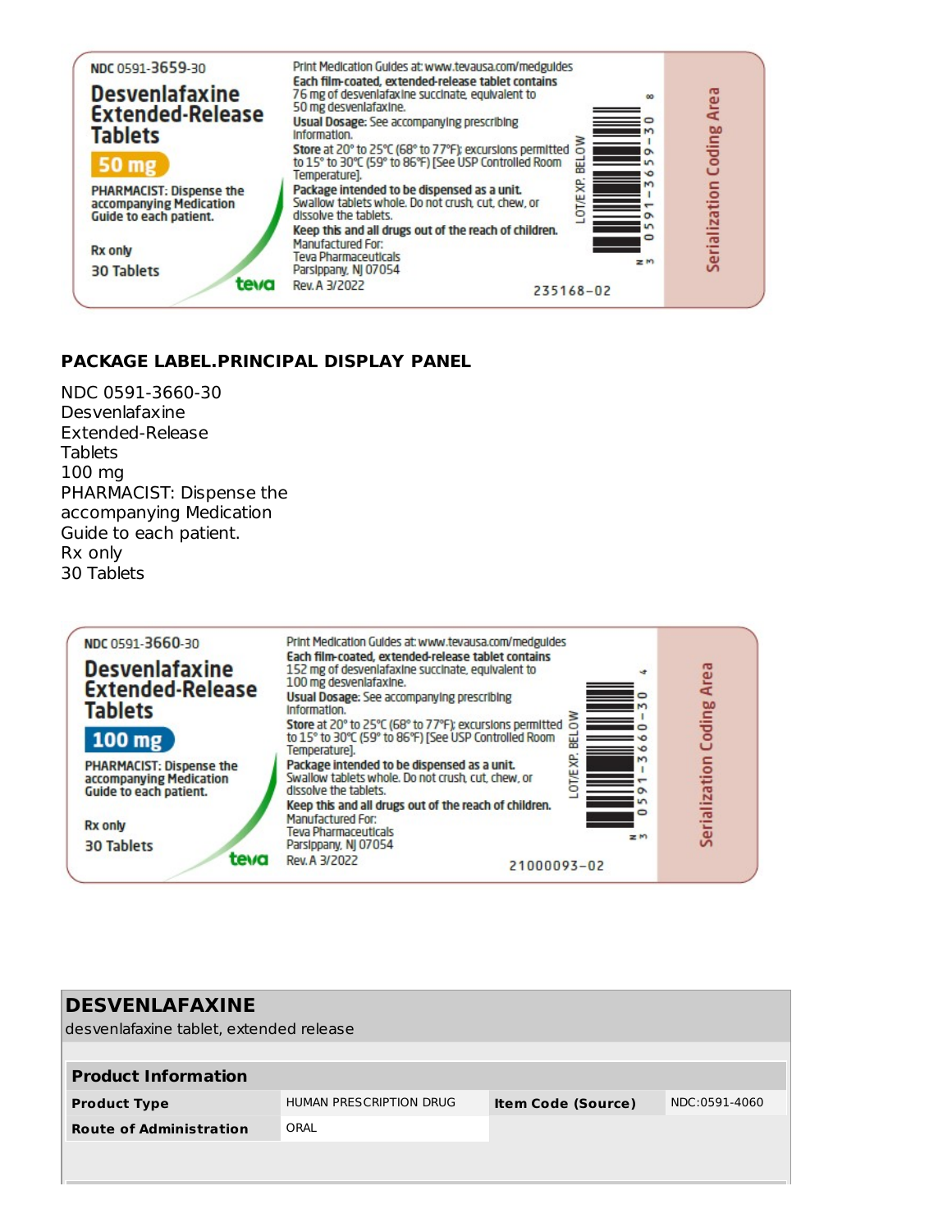NDC 0591-3659-30

**Desvenlafaxine Extended-Release Tablets**

**50 mg**

**PHARMACIST: Dispense the accompanying Medication Guide to each patient.**

Rx only

30 Tablets

teva

Print Medication Guides at: www.tevausa.com/medguides

**Each film-coated, extended-release tablet contains** 76 mg of desvenlafaxine succinate, equivalent to 50 mg desvenlafaxine.

**Usual Dosage:** See accompanying prescribing information.

**Store** at 20° to 25°C (68° to 77°F); excursions permitted to 15° to 30°C (59° to 86°F) [See USP Controlled Room Temperature].

**Package intended to be dispensed as a unit.** Swallow tablets whole. Do not crush, cut, chew, or dissolve the tablets.

**Keep this and all drugs out of the reach of children.**

Manufactured For:
Teva Pharmaceuticals
Parsippany, NJ 07054

Rev. A 3/2022

LOT/EXP. BELOW

N 3 0591-3659-30 8

235168-02

Serialization Coding Area

## PACKAGE LABEL.PRINCIPAL DISPLAY PANEL

NDC 0591-3660-30
Desvenlafaxine
Extended-Release
Tablets
100 mg
PHARMACIST: Dispense the
accompanying Medication
Guide to each patient.
Rx only
30 Tablets

NDC 0591-3660-30

**Desvenlafaxine Extended-Release Tablets**

**100 mg**

**PHARMACIST: Dispense the accompanying Medication Guide to each patient.**

Rx only

30 Tablets

teva

Print Medication Guides at: www.tevausa.com/medguides

**Each film-coated, extended-release tablet contains** 152 mg of desvenlafaxine succinate, equivalent to 100 mg desvenlafaxine.

**Usual Dosage:** See accompanying prescribing information.

**Store** at 20° to 25°C (68° to 77°F); excursions permitted to 15° to 30°C (59° to 86°F) [See USP Controlled Room Temperature].

**Package intended to be dispensed as a unit.** Swallow tablets whole. Do not crush, cut, chew, or dissolve the tablets.

**Keep this and all drugs out of the reach of children.**

Manufactured For:
Teva Pharmaceuticals
Parsippany, NJ 07054

Rev. A 3/2022

LOT/EXP. BELOW

N 3 0591-3660-30 4

21000093-02

Serialization Coding Area

## DESVENLAFAXINE

desvenlafaxine tablet, extended release

| **Product Information** | | | |
|---|---|---|---|
| **Product Type** | HUMAN PRESCRIPTION DRUG | **Item Code (Source)** | NDC:0591-4060 |
| **Route of Administration** | ORAL | | |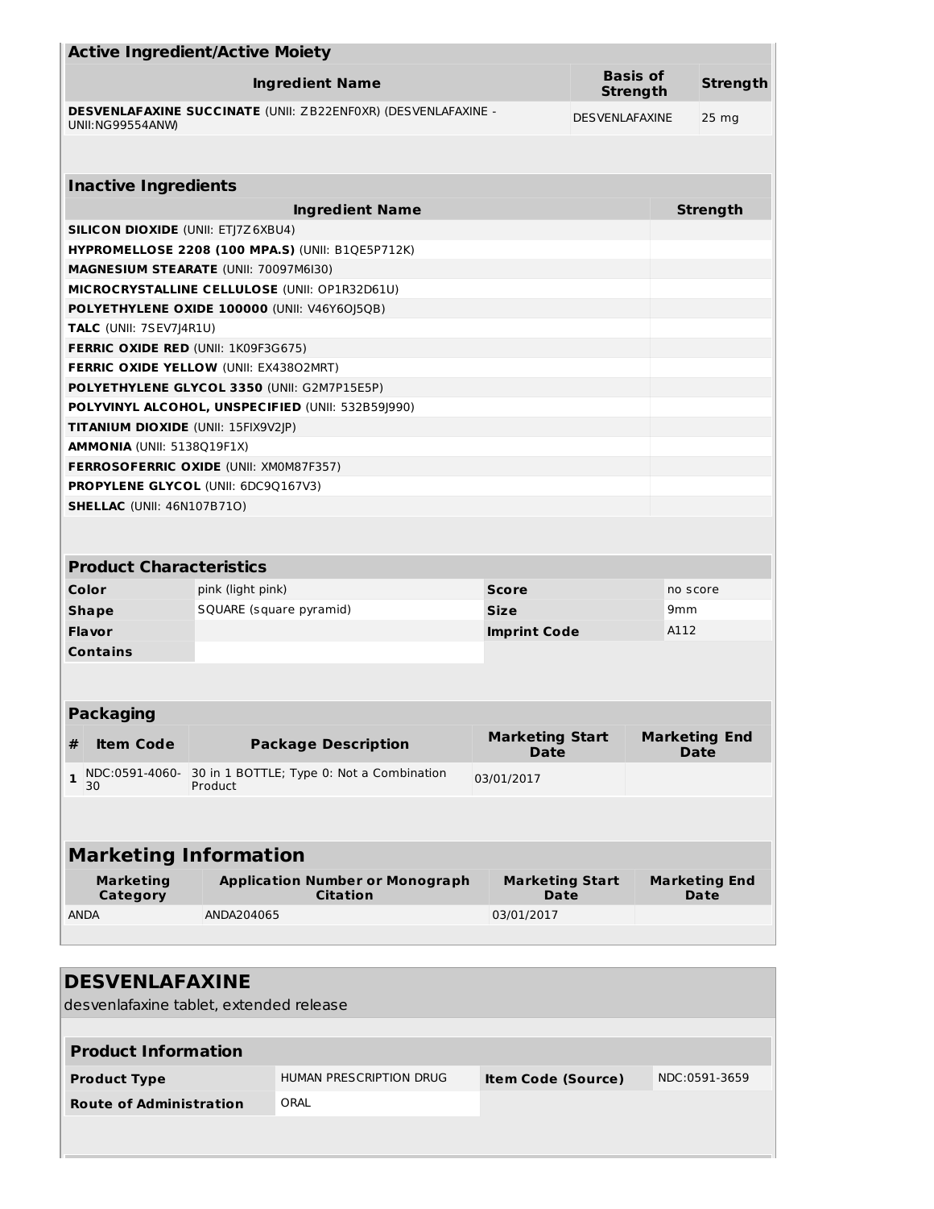| Active Ingredient/Active Moiety | | |
|---|---|---|
| **Ingredient Name** | **Basis of Strength** | **Strength** |
| **DESVENLAFAXINE SUCCINATE** (UNII: ZB22ENF0XR) (DESVENLAFAXINE - UNII:NG99554ANW) | DESVENLAFAXINE | 25 mg |

| Inactive Ingredients | |
|---|---|
| **Ingredient Name** | **Strength** |
| **SILICON DIOXIDE** (UNII: ETJ7Z6XBU4) | |
| **HYPROMELLOSE 2208 (100 MPA.S)** (UNII: B1QE5P712K) | |
| **MAGNESIUM STEARATE** (UNII: 70097M6I30) | |
| **MICROCRYSTALLINE CELLULOSE** (UNII: OP1R32D61U) | |
| **POLYETHYLENE OXIDE 100000** (UNII: V46Y6OJ5QB) | |
| **TALC** (UNII: 7SEV7J4R1U) | |
| **FERRIC OXIDE RED** (UNII: 1K09F3G675) | |
| **FERRIC OXIDE YELLOW** (UNII: EX438O2MRT) | |
| **POLYETHYLENE GLYCOL 3350** (UNII: G2M7P15E5P) | |
| **POLYVINYL ALCOHOL, UNSPECIFIED** (UNII: 532B59J990) | |
| **TITANIUM DIOXIDE** (UNII: 15FIX9V2JP) | |
| **AMMONIA** (UNII: 5138Q19F1X) | |
| **FERROSOFERRIC OXIDE** (UNII: XM0M87F357) | |
| **PROPYLENE GLYCOL** (UNII: 6DC9Q167V3) | |
| **SHELLAC** (UNII: 46N107B71O) | |

| Product Characteristics | | | |
|---|---|---|---|
| **Color** | pink (light pink) | **Score** | no score |
| **Shape** | SQUARE (square pyramid) | **Size** | 9mm |
| **Flavor** | | **Imprint Code** | A112 |
| **Contains** | | | |

| Packaging | | | | |
|---|---|---|---|---|
| **#** | **Item Code** | **Package Description** | **Marketing Start Date** | **Marketing End Date** |
| 1 | NDC:0591-4060-30 | 30 in 1 BOTTLE; Type 0: Not a Combination Product | 03/01/2017 | |

| Marketing Information | | | |
|---|---|---|---|
| **Marketing Category** | **Application Number or Monograph Citation** | **Marketing Start Date** | **Marketing End Date** |
| ANDA | ANDA204065 | 03/01/2017 | |

## DESVENLAFAXINE

desvenlafaxine tablet, extended release

| Product Information | | | |
|---|---|---|---|
| **Product Type** | HUMAN PRESCRIPTION DRUG | **Item Code (Source)** | NDC:0591-3659 |
| **Route of Administration** | ORAL | | |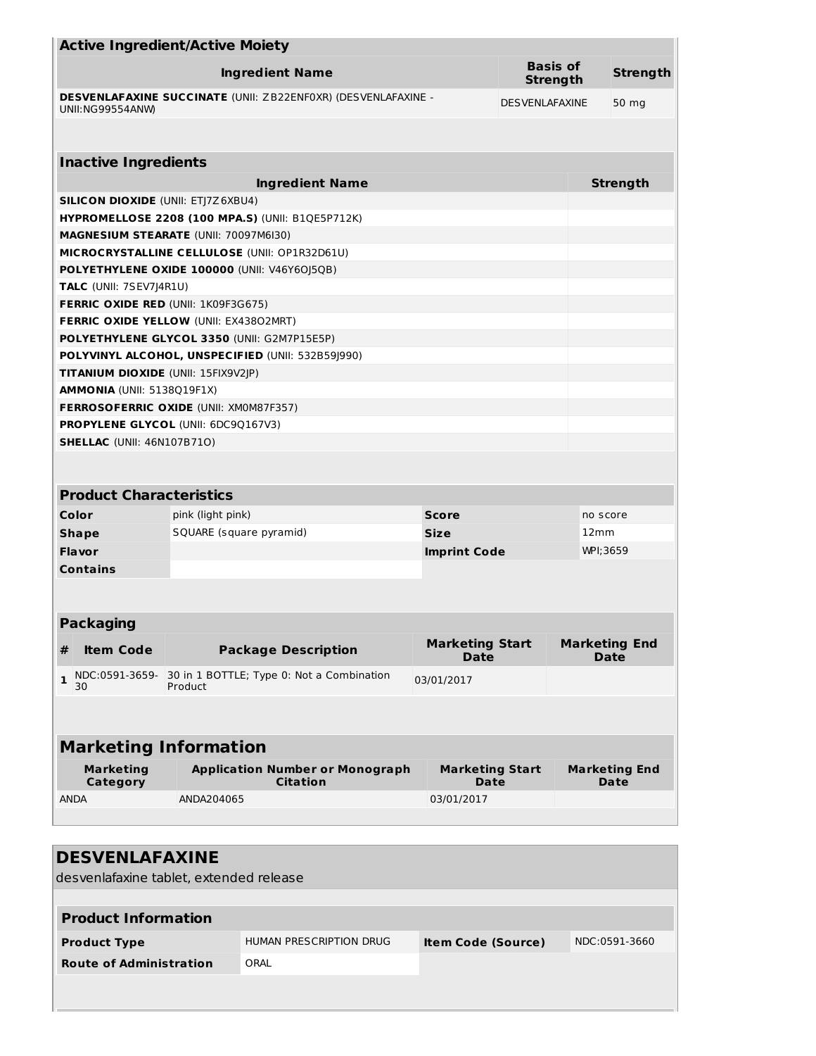### Active Ingredient/Active Moiety

| Ingredient Name | Basis of Strength | Strength |
|---|---|---|
| **DESVENLAFAXINE SUCCINATE** (UNII: ZB22ENF0XR) (DESVENLAFAXINE - UNII:NG99554ANW) | DESVENLAFAXINE | 50 mg |

### Inactive Ingredients

| Ingredient Name | Strength |
|---|---|
| **SILICON DIOXIDE** (UNII: ETJ7Z6XBU4) | |
| **HYPROMELLOSE 2208 (100 MPA.S)** (UNII: B1QE5P712K) | |
| **MAGNESIUM STEARATE** (UNII: 70097M6I30) | |
| **MICROCRYSTALLINE CELLULOSE** (UNII: OP1R32D61U) | |
| **POLYETHYLENE OXIDE 100000** (UNII: V46Y6OJ5QB) | |
| **TALC** (UNII: 7SEV7J4R1U) | |
| **FERRIC OXIDE RED** (UNII: 1K09F3G675) | |
| **FERRIC OXIDE YELLOW** (UNII: EX438O2MRT) | |
| **POLYETHYLENE GLYCOL 3350** (UNII: G2M7P15E5P) | |
| **POLYVINYL ALCOHOL, UNSPECIFIED** (UNII: 532B59J990) | |
| **TITANIUM DIOXIDE** (UNII: 15FIX9V2JP) | |
| **AMMONIA** (UNII: 5138Q19F1X) | |
| **FERROSOFERRIC OXIDE** (UNII: XM0M87F357) | |
| **PROPYLENE GLYCOL** (UNII: 6DC9Q167V3) | |
| **SHELLAC** (UNII: 46N107B71O) | |

### Product Characteristics

| | | | |
|---|---|---|---|
| **Color** | pink (light pink) | **Score** | no score |
| **Shape** | SQUARE (square pyramid) | **Size** | 12mm |
| **Flavor** | | **Imprint Code** | WPI;3659 |
| **Contains** | | | |

### Packaging

| # | Item Code | Package Description | Marketing Start Date | Marketing End Date |
|---|---|---|---|---|
| 1 | NDC:0591-3659-30 | 30 in 1 BOTTLE; Type 0: Not a Combination Product | 03/01/2017 | |

## Marketing Information

| Marketing Category | Application Number or Monograph Citation | Marketing Start Date | Marketing End Date |
|---|---|---|---|
| ANDA | ANDA204065 | 03/01/2017 | |

## DESVENLAFAXINE

desvenlafaxine tablet, extended release

### Product Information

| | | | |
|---|---|---|---|
| **Product Type** | HUMAN PRESCRIPTION DRUG | **Item Code (Source)** | NDC:0591-3660 |
| **Route of Administration** | ORAL | | |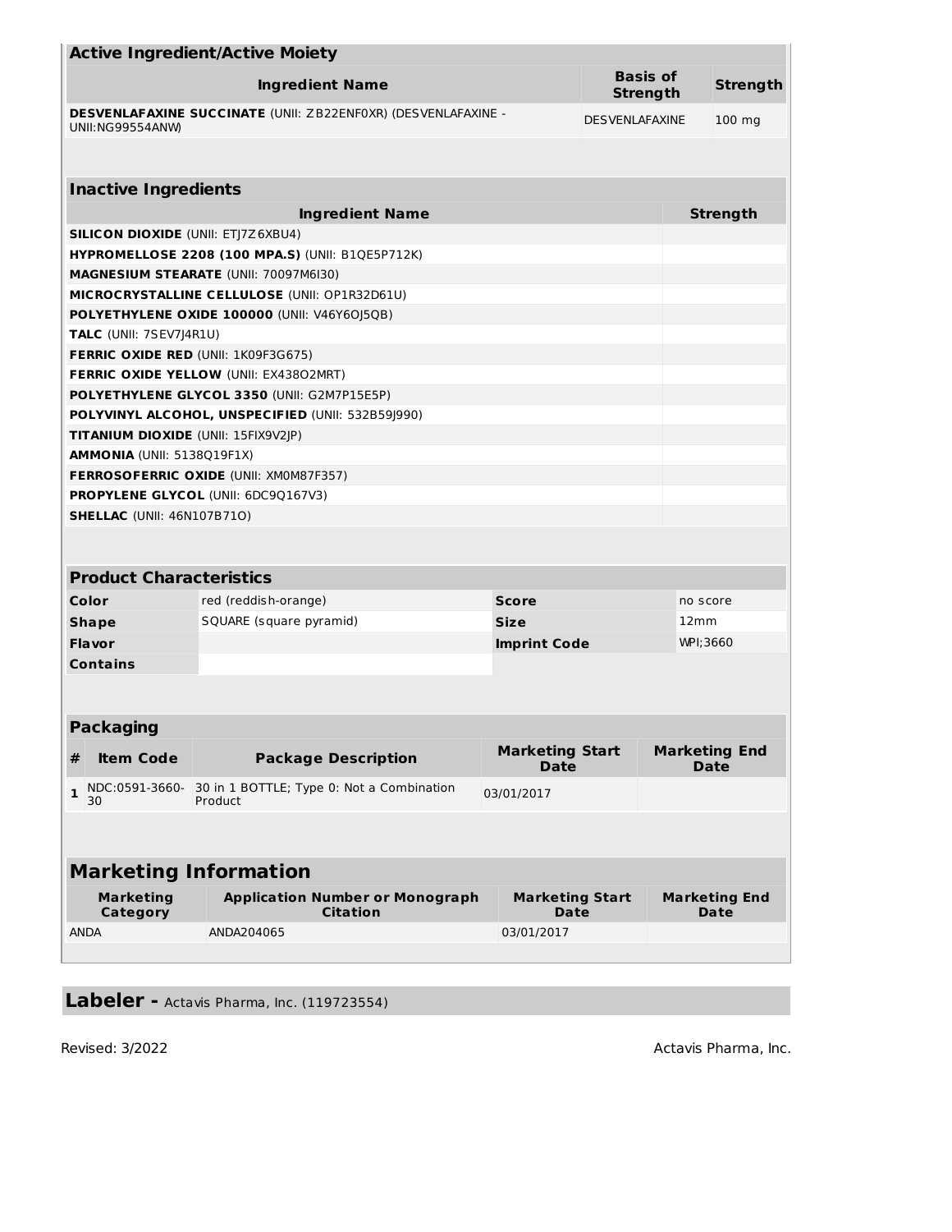| Active Ingredient/Active Moiety | | |
|---|---|---|
| **Ingredient Name** | **Basis of Strength** | **Strength** |
| **DESVENLAFAXINE SUCCINATE** (UNII: ZB22ENF0XR) (DESVENLAFAXINE - UNII:NG99554ANW) | DESVENLAFAXINE | 100 mg |

| Inactive Ingredients | |
|---|---|
| **Ingredient Name** | **Strength** |
| **SILICON DIOXIDE** (UNII: ETJ7Z6XBU4) | |
| **HYPROMELLOSE 2208 (100 MPA.S)** (UNII: B1QE5P712K) | |
| **MAGNESIUM STEARATE** (UNII: 70097M6I30) | |
| **MICROCRYSTALLINE CELLULOSE** (UNII: OP1R32D61U) | |
| **POLYETHYLENE OXIDE 100000** (UNII: V46Y6OJ5QB) | |
| **TALC** (UNII: 7SEV7J4R1U) | |
| **FERRIC OXIDE RED** (UNII: 1K09F3G675) | |
| **FERRIC OXIDE YELLOW** (UNII: EX438O2MRT) | |
| **POLYETHYLENE GLYCOL 3350** (UNII: G2M7P15E5P) | |
| **POLYVINYL ALCOHOL, UNSPECIFIED** (UNII: 532B59J990) | |
| **TITANIUM DIOXIDE** (UNII: 15FIX9V2JP) | |
| **AMMONIA** (UNII: 5138Q19F1X) | |
| **FERROSOFERRIC OXIDE** (UNII: XM0M87F357) | |
| **PROPYLENE GLYCOL** (UNII: 6DC9Q167V3) | |
| **SHELLAC** (UNII: 46N107B71O) | |

| Product Characteristics | | | |
|---|---|---|---|
| **Color** | red (reddish-orange) | **Score** | no score |
| **Shape** | SQUARE (square pyramid) | **Size** | 12mm |
| **Flavor** | | **Imprint Code** | WPI;3660 |
| **Contains** | | | |

| Packaging | | | | |
|---|---|---|---|---|
| **#** | **Item Code** | **Package Description** | **Marketing Start Date** | **Marketing End Date** |
| 1 | NDC:0591-3660-30 | 30 in 1 BOTTLE; Type 0: Not a Combination Product | 03/01/2017 | |

| Marketing Information | | | |
|---|---|---|---|
| **Marketing Category** | **Application Number or Monograph Citation** | **Marketing Start Date** | **Marketing End Date** |
| ANDA | ANDA204065 | 03/01/2017 | |

## Labeler - Actavis Pharma, Inc. (119723554)

Revised: 3/2022

Actavis Pharma, Inc.